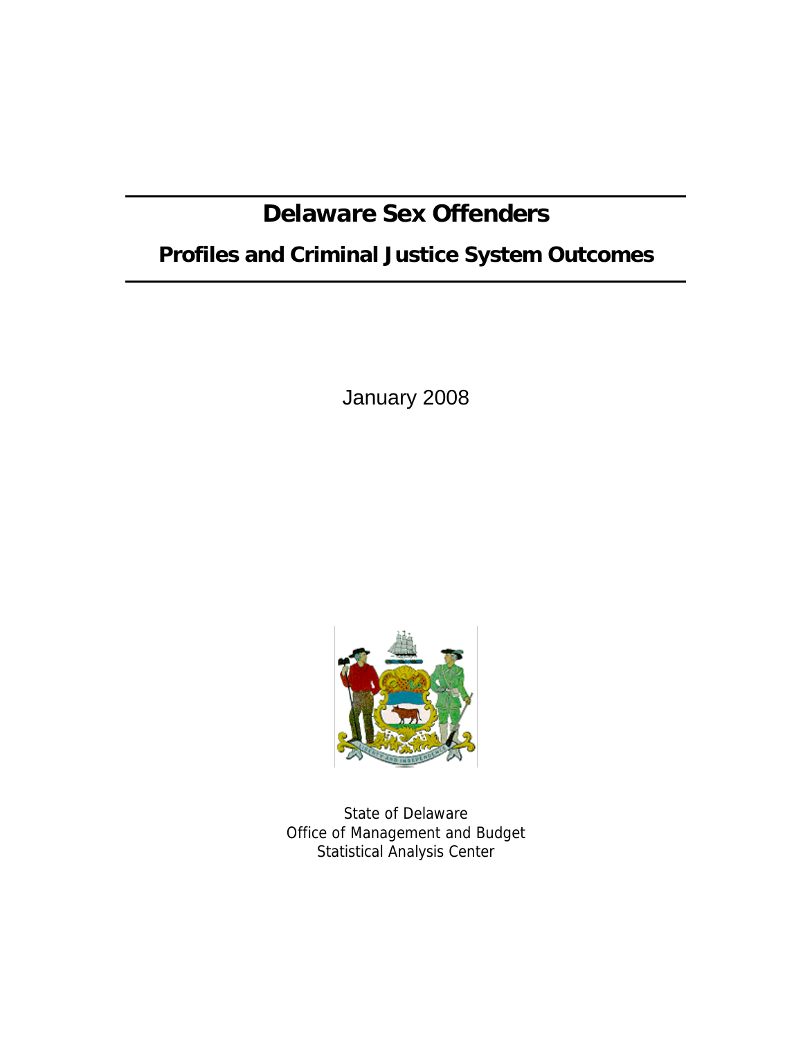# Delaware Sex Offenders

## Profiles and Criminal Justice System Outcomes

January 2008

State of Delaware
Office of Management and Budget
Statistical Analysis Center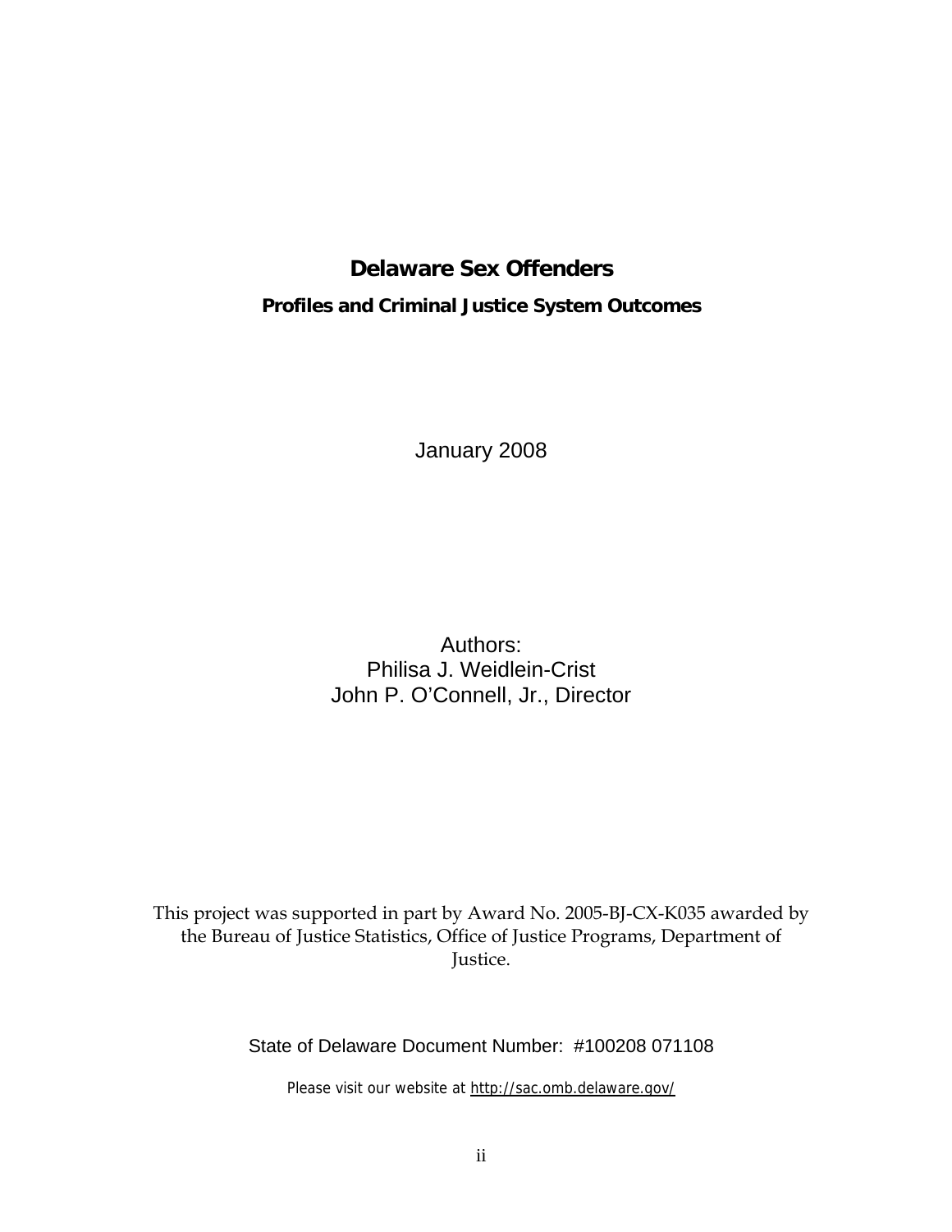# Delaware Sex Offenders

## Profiles and Criminal Justice System Outcomes

January 2008

Authors:
Philisa J. Weidlein-Crist
John P. O'Connell, Jr., Director

This project was supported in part by Award No. 2005-BJ-CX-K035 awarded by the Bureau of Justice Statistics, Office of Justice Programs, Department of Justice.

State of Delaware Document Number: #100208 071108

Please visit our website at http://sac.omb.delaware.gov/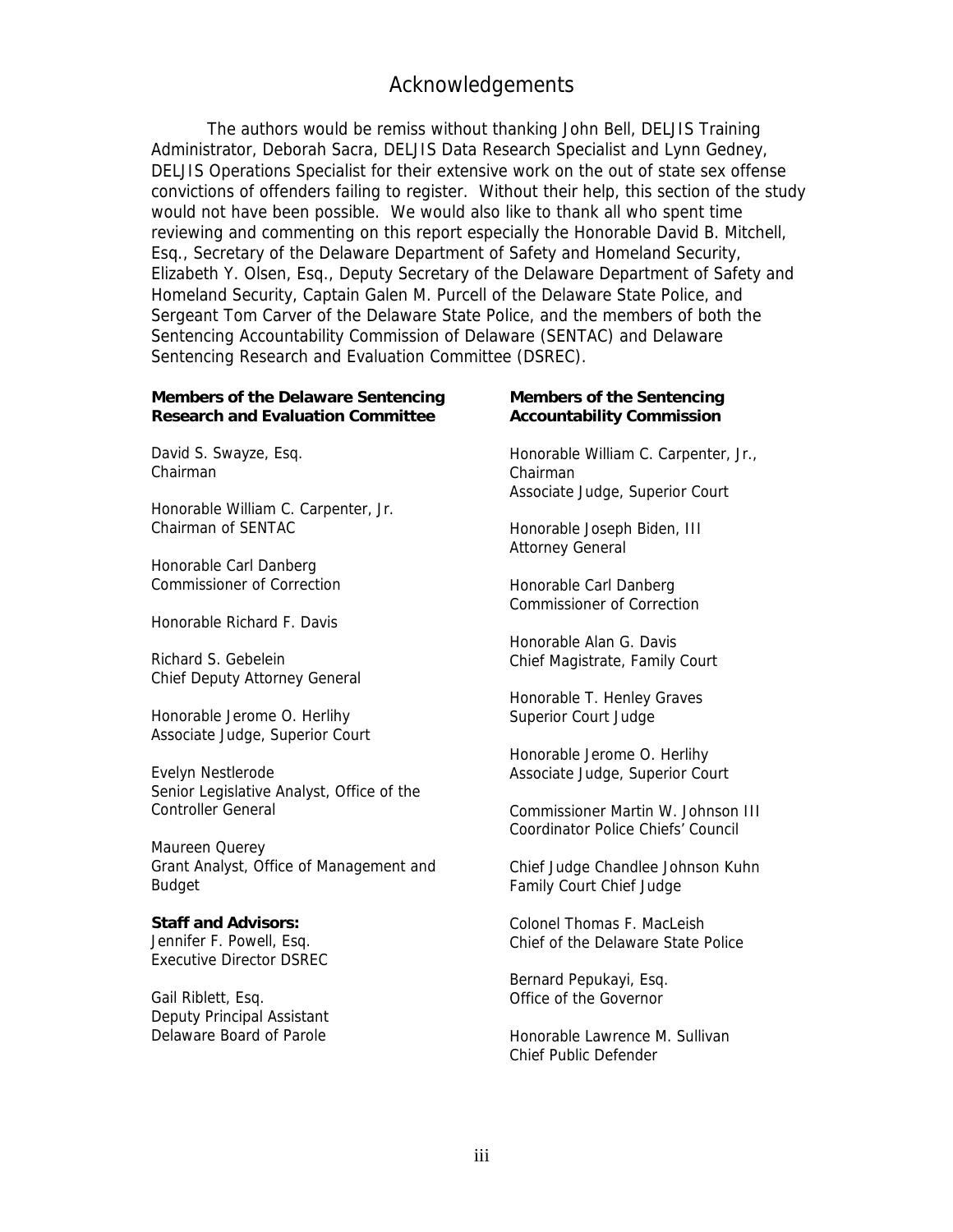# Acknowledgements

The authors would be remiss without thanking John Bell, DELJIS Training Administrator, Deborah Sacra, DELJIS Data Research Specialist and Lynn Gedney, DELJIS Operations Specialist for their extensive work on the out of state sex offense convictions of offenders failing to register. Without their help, this section of the study would not have been possible. We would also like to thank all who spent time reviewing and commenting on this report especially the Honorable David B. Mitchell, Esq., Secretary of the Delaware Department of Safety and Homeland Security, Elizabeth Y. Olsen, Esq., Deputy Secretary of the Delaware Department of Safety and Homeland Security, Captain Galen M. Purcell of the Delaware State Police, and Sergeant Tom Carver of the Delaware State Police, and the members of both the Sentencing Accountability Commission of Delaware (SENTAC) and Delaware Sentencing Research and Evaluation Committee (DSREC).

**Members of the Delaware Sentencing Research and Evaluation Committee**

David S. Swayze, Esq.
Chairman

Honorable William C. Carpenter, Jr.
Chairman of SENTAC

Honorable Carl Danberg
Commissioner of Correction

Honorable Richard F. Davis

Richard S. Gebelein
Chief Deputy Attorney General

Honorable Jerome O. Herlihy
Associate Judge, Superior Court

Evelyn Nestlerode
Senior Legislative Analyst, Office of the Controller General

Maureen Querey
Grant Analyst, Office of Management and Budget

**Staff and Advisors:**

Jennifer F. Powell, Esq.
Executive Director DSREC

Gail Riblett, Esq.
Deputy Principal Assistant
Delaware Board of Parole

**Members of the Sentencing Accountability Commission**

Honorable William C. Carpenter, Jr., Chairman
Associate Judge, Superior Court

Honorable Joseph Biden, III
Attorney General

Honorable Carl Danberg
Commissioner of Correction

Honorable Alan G. Davis
Chief Magistrate, Family Court

Honorable T. Henley Graves
Superior Court Judge

Honorable Jerome O. Herlihy
Associate Judge, Superior Court

Commissioner Martin W. Johnson III
Coordinator Police Chiefs' Council

Chief Judge Chandlee Johnson Kuhn
Family Court Chief Judge

Colonel Thomas F. MacLeish
Chief of the Delaware State Police

Bernard Pepukayi, Esq.
Office of the Governor

Honorable Lawrence M. Sullivan
Chief Public Defender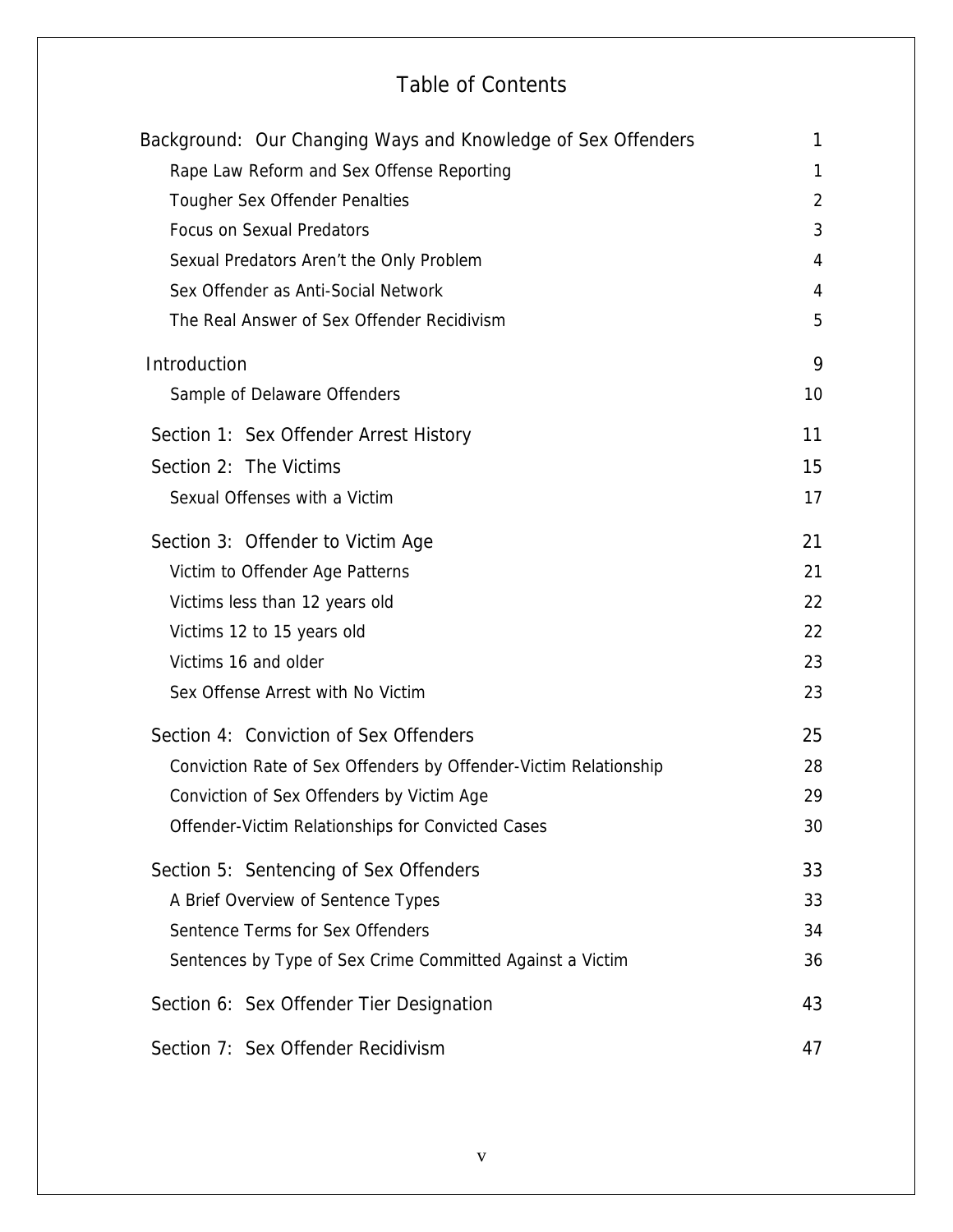# Table of Contents

| | |
|---|---|
| Background: Our Changing Ways and Knowledge of Sex Offenders | 1 |
| Rape Law Reform and Sex Offense Reporting | 1 |
| Tougher Sex Offender Penalties | 2 |
| Focus on Sexual Predators | 3 |
| Sexual Predators Aren't the Only Problem | 4 |
| Sex Offender as Anti-Social Network | 4 |
| The Real Answer of Sex Offender Recidivism | 5 |
| Introduction | 9 |
| Sample of Delaware Offenders | 10 |
| Section 1: Sex Offender Arrest History | 11 |
| Section 2: The Victims | 15 |
| Sexual Offenses with a Victim | 17 |
| Section 3: Offender to Victim Age | 21 |
| Victim to Offender Age Patterns | 21 |
| Victims less than 12 years old | 22 |
| Victims 12 to 15 years old | 22 |
| Victims 16 and older | 23 |
| Sex Offense Arrest with No Victim | 23 |
| Section 4: Conviction of Sex Offenders | 25 |
| Conviction Rate of Sex Offenders by Offender-Victim Relationship | 28 |
| Conviction of Sex Offenders by Victim Age | 29 |
| Offender-Victim Relationships for Convicted Cases | 30 |
| Section 5: Sentencing of Sex Offenders | 33 |
| A Brief Overview of Sentence Types | 33 |
| Sentence Terms for Sex Offenders | 34 |
| Sentences by Type of Sex Crime Committed Against a Victim | 36 |
| Section 6: Sex Offender Tier Designation | 43 |
| Section 7: Sex Offender Recidivism | 47 |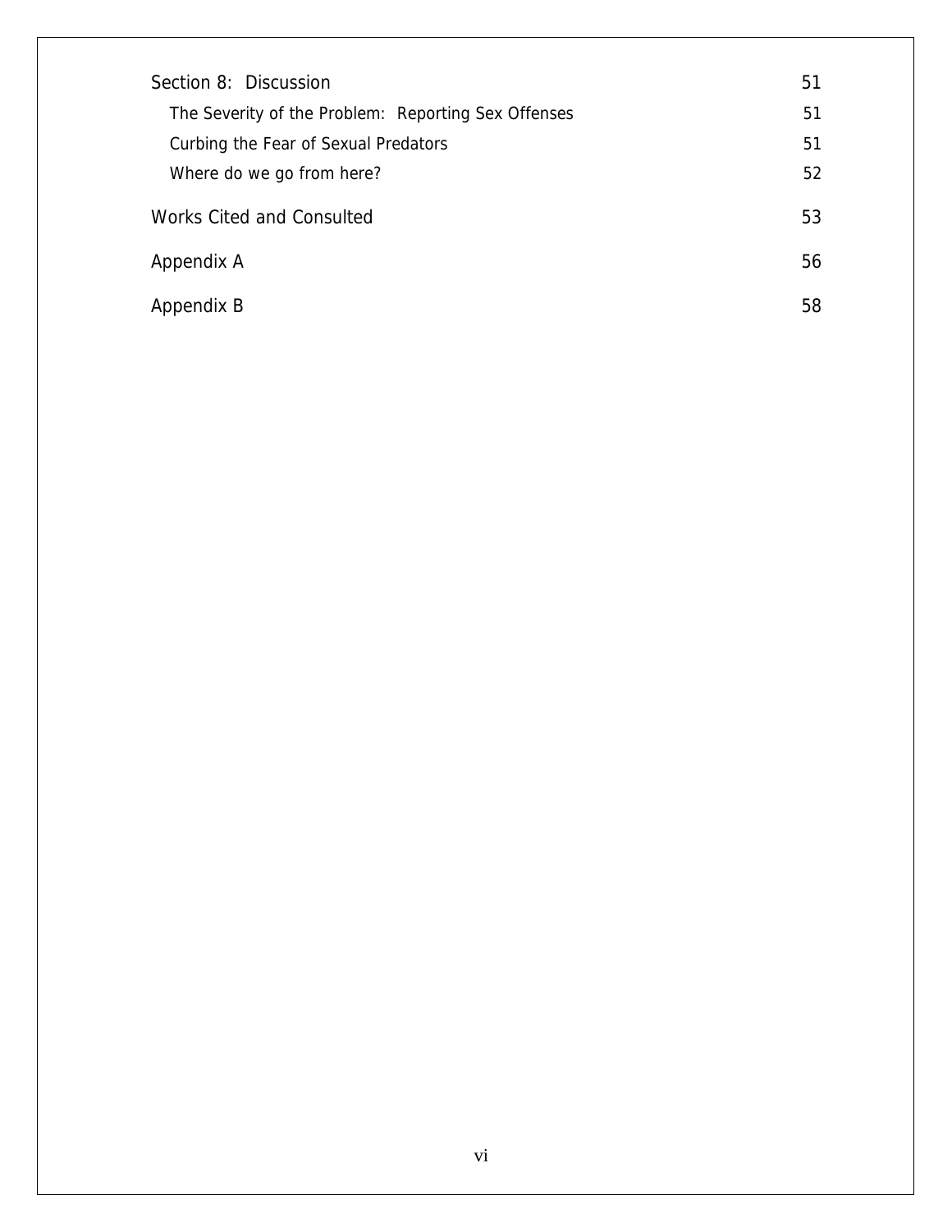| | |
|---|---|
| Section 8: Discussion | 51 |
| The Severity of the Problem: Reporting Sex Offenses | 51 |
| Curbing the Fear of Sexual Predators | 51 |
| Where do we go from here? | 52 |
| Works Cited and Consulted | 53 |
| Appendix A | 56 |
| Appendix B | 58 |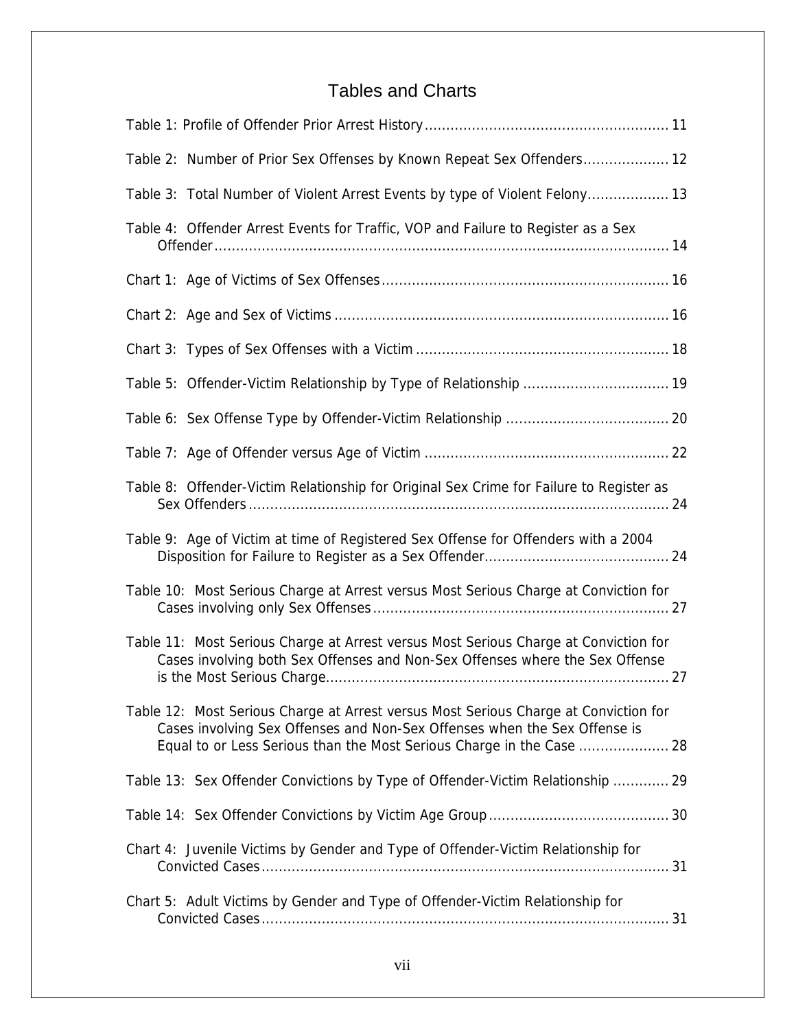# Tables and Charts

Table 1: Profile of Offender Prior Arrest History .......... 11

Table 2: Number of Prior Sex Offenses by Known Repeat Sex Offenders .......... 12

Table 3: Total Number of Violent Arrest Events by type of Violent Felony .......... 13

Table 4: Offender Arrest Events for Traffic, VOP and Failure to Register as a Sex Offender .......... 14

Chart 1: Age of Victims of Sex Offenses .......... 16

Chart 2: Age and Sex of Victims .......... 16

Chart 3: Types of Sex Offenses with a Victim .......... 18

Table 5: Offender-Victim Relationship by Type of Relationship .......... 19

Table 6: Sex Offense Type by Offender-Victim Relationship .......... 20

Table 7: Age of Offender versus Age of Victim .......... 22

Table 8: Offender-Victim Relationship for Original Sex Crime for Failure to Register as Sex Offenders .......... 24

Table 9: Age of Victim at time of Registered Sex Offense for Offenders with a 2004 Disposition for Failure to Register as a Sex Offender .......... 24

Table 10: Most Serious Charge at Arrest versus Most Serious Charge at Conviction for Cases involving only Sex Offenses .......... 27

Table 11: Most Serious Charge at Arrest versus Most Serious Charge at Conviction for Cases involving both Sex Offenses and Non-Sex Offenses where the Sex Offense is the Most Serious Charge .......... 27

Table 12: Most Serious Charge at Arrest versus Most Serious Charge at Conviction for Cases involving Sex Offenses and Non-Sex Offenses when the Sex Offense is Equal to or Less Serious than the Most Serious Charge in the Case .......... 28

Table 13: Sex Offender Convictions by Type of Offender-Victim Relationship .......... 29

Table 14: Sex Offender Convictions by Victim Age Group .......... 30

Chart 4: Juvenile Victims by Gender and Type of Offender-Victim Relationship for Convicted Cases .......... 31

Chart 5: Adult Victims by Gender and Type of Offender-Victim Relationship for Convicted Cases .......... 31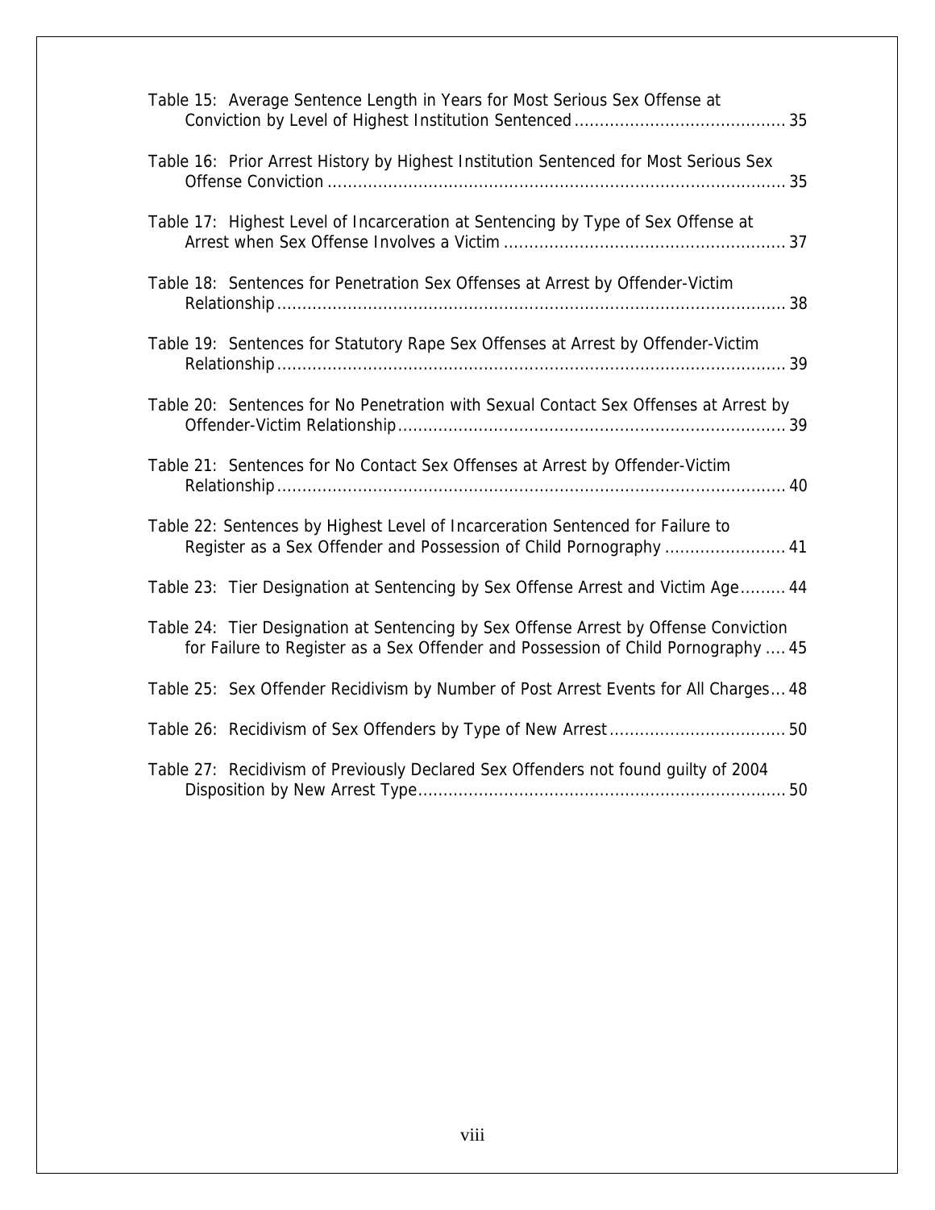Table 15: Average Sentence Length in Years for Most Serious Sex Offense at Conviction by Level of Highest Institution Sentenced ........................................ 35

Table 16: Prior Arrest History by Highest Institution Sentenced for Most Serious Sex Offense Conviction ........................................................................................ 35

Table 17: Highest Level of Incarceration at Sentencing by Type of Sex Offense at Arrest when Sex Offense Involves a Victim ..................................................... 37

Table 18: Sentences for Penetration Sex Offenses at Arrest by Offender-Victim Relationship .................................................................................................. 38

Table 19: Sentences for Statutory Rape Sex Offenses at Arrest by Offender-Victim Relationship .................................................................................................. 39

Table 20: Sentences for No Penetration with Sexual Contact Sex Offenses at Arrest by Offender-Victim Relationship ......................................................................... 39

Table 21: Sentences for No Contact Sex Offenses at Arrest by Offender-Victim Relationship .................................................................................................. 40

Table 22: Sentences by Highest Level of Incarceration Sentenced for Failure to Register as a Sex Offender and Possession of Child Pornography ....................... 41

Table 23: Tier Designation at Sentencing by Sex Offense Arrest and Victim Age......... 44

Table 24: Tier Designation at Sentencing by Sex Offense Arrest by Offense Conviction for Failure to Register as a Sex Offender and Possession of Child Pornography .... 45

Table 25: Sex Offender Recidivism by Number of Post Arrest Events for All Charges... 48

Table 26: Recidivism of Sex Offenders by Type of New Arrest .................................. 50

Table 27: Recidivism of Previously Declared Sex Offenders not found guilty of 2004 Disposition by New Arrest Type....................................................................... 50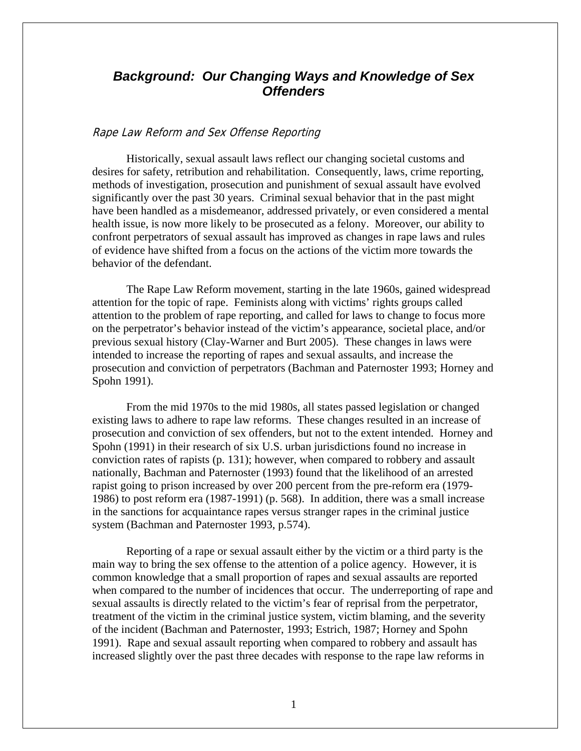# ***Background: Our Changing Ways and Knowledge of Sex Offenders***

## *Rape Law Reform and Sex Offense Reporting*

Historically, sexual assault laws reflect our changing societal customs and desires for safety, retribution and rehabilitation. Consequently, laws, crime reporting, methods of investigation, prosecution and punishment of sexual assault have evolved significantly over the past 30 years. Criminal sexual behavior that in the past might have been handled as a misdemeanor, addressed privately, or even considered a mental health issue, is now more likely to be prosecuted as a felony. Moreover, our ability to confront perpetrators of sexual assault has improved as changes in rape laws and rules of evidence have shifted from a focus on the actions of the victim more towards the behavior of the defendant.

The Rape Law Reform movement, starting in the late 1960s, gained widespread attention for the topic of rape. Feminists along with victims' rights groups called attention to the problem of rape reporting, and called for laws to change to focus more on the perpetrator's behavior instead of the victim's appearance, societal place, and/or previous sexual history (Clay-Warner and Burt 2005). These changes in laws were intended to increase the reporting of rapes and sexual assaults, and increase the prosecution and conviction of perpetrators (Bachman and Paternoster 1993; Horney and Spohn 1991).

From the mid 1970s to the mid 1980s, all states passed legislation or changed existing laws to adhere to rape law reforms. These changes resulted in an increase of prosecution and conviction of sex offenders, but not to the extent intended. Horney and Spohn (1991) in their research of six U.S. urban jurisdictions found no increase in conviction rates of rapists (p. 131); however, when compared to robbery and assault nationally, Bachman and Paternoster (1993) found that the likelihood of an arrested rapist going to prison increased by over 200 percent from the pre-reform era (1979-1986) to post reform era (1987-1991) (p. 568). In addition, there was a small increase in the sanctions for acquaintance rapes versus stranger rapes in the criminal justice system (Bachman and Paternoster 1993, p.574).

Reporting of a rape or sexual assault either by the victim or a third party is the main way to bring the sex offense to the attention of a police agency. However, it is common knowledge that a small proportion of rapes and sexual assaults are reported when compared to the number of incidences that occur. The underreporting of rape and sexual assaults is directly related to the victim's fear of reprisal from the perpetrator, treatment of the victim in the criminal justice system, victim blaming, and the severity of the incident (Bachman and Paternoster, 1993; Estrich, 1987; Horney and Spohn 1991). Rape and sexual assault reporting when compared to robbery and assault has increased slightly over the past three decades with response to the rape law reforms in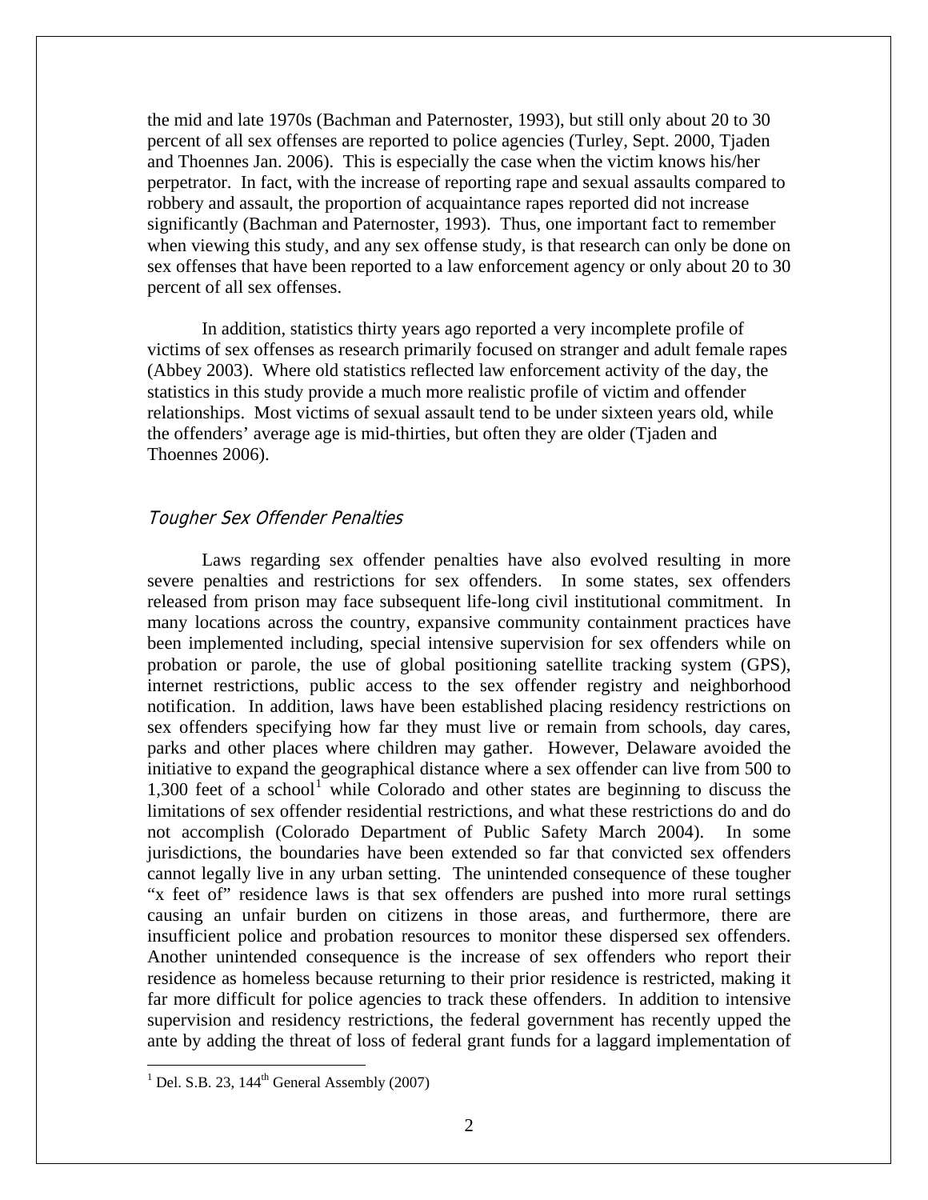the mid and late 1970s (Bachman and Paternoster, 1993), but still only about 20 to 30 percent of all sex offenses are reported to police agencies (Turley, Sept. 2000, Tjaden and Thoennes Jan. 2006). This is especially the case when the victim knows his/her perpetrator. In fact, with the increase of reporting rape and sexual assaults compared to robbery and assault, the proportion of acquaintance rapes reported did not increase significantly (Bachman and Paternoster, 1993). Thus, one important fact to remember when viewing this study, and any sex offense study, is that research can only be done on sex offenses that have been reported to a law enforcement agency or only about 20 to 30 percent of all sex offenses.

In addition, statistics thirty years ago reported a very incomplete profile of victims of sex offenses as research primarily focused on stranger and adult female rapes (Abbey 2003). Where old statistics reflected law enforcement activity of the day, the statistics in this study provide a much more realistic profile of victim and offender relationships. Most victims of sexual assault tend to be under sixteen years old, while the offenders' average age is mid-thirties, but often they are older (Tjaden and Thoennes 2006).

### *Tougher Sex Offender Penalties*

Laws regarding sex offender penalties have also evolved resulting in more severe penalties and restrictions for sex offenders. In some states, sex offenders released from prison may face subsequent life-long civil institutional commitment. In many locations across the country, expansive community containment practices have been implemented including, special intensive supervision for sex offenders while on probation or parole, the use of global positioning satellite tracking system (GPS), internet restrictions, public access to the sex offender registry and neighborhood notification. In addition, laws have been established placing residency restrictions on sex offenders specifying how far they must live or remain from schools, day cares, parks and other places where children may gather. However, Delaware avoided the initiative to expand the geographical distance where a sex offender can live from 500 to 1,300 feet of a school[1] while Colorado and other states are beginning to discuss the limitations of sex offender residential restrictions, and what these restrictions do and do not accomplish (Colorado Department of Public Safety March 2004). In some jurisdictions, the boundaries have been extended so far that convicted sex offenders cannot legally live in any urban setting. The unintended consequence of these tougher "x feet of" residence laws is that sex offenders are pushed into more rural settings causing an unfair burden on citizens in those areas, and furthermore, there are insufficient police and probation resources to monitor these dispersed sex offenders. Another unintended consequence is the increase of sex offenders who report their residence as homeless because returning to their prior residence is restricted, making it far more difficult for police agencies to track these offenders. In addition to intensive supervision and residency restrictions, the federal government has recently upped the ante by adding the threat of loss of federal grant funds for a laggard implementation of

[1] Del. S.B. 23, 144th General Assembly (2007)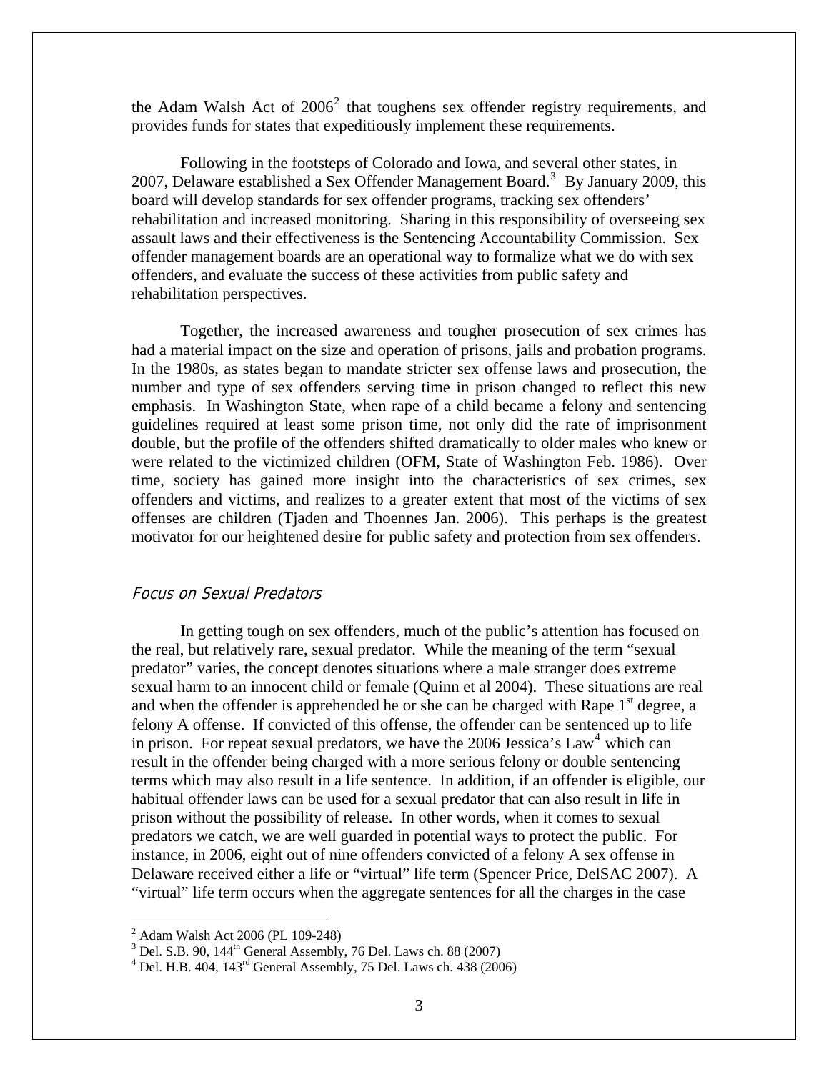the Adam Walsh Act of 2006[2] that toughens sex offender registry requirements, and provides funds for states that expeditiously implement these requirements.

Following in the footsteps of Colorado and Iowa, and several other states, in 2007, Delaware established a Sex Offender Management Board.[3] By January 2009, this board will develop standards for sex offender programs, tracking sex offenders' rehabilitation and increased monitoring. Sharing in this responsibility of overseeing sex assault laws and their effectiveness is the Sentencing Accountability Commission. Sex offender management boards are an operational way to formalize what we do with sex offenders, and evaluate the success of these activities from public safety and rehabilitation perspectives.

Together, the increased awareness and tougher prosecution of sex crimes has had a material impact on the size and operation of prisons, jails and probation programs. In the 1980s, as states began to mandate stricter sex offense laws and prosecution, the number and type of sex offenders serving time in prison changed to reflect this new emphasis. In Washington State, when rape of a child became a felony and sentencing guidelines required at least some prison time, not only did the rate of imprisonment double, but the profile of the offenders shifted dramatically to older males who knew or were related to the victimized children (OFM, State of Washington Feb. 1986). Over time, society has gained more insight into the characteristics of sex crimes, sex offenders and victims, and realizes to a greater extent that most of the victims of sex offenses are children (Tjaden and Thoennes Jan. 2006). This perhaps is the greatest motivator for our heightened desire for public safety and protection from sex offenders.

### *Focus on Sexual Predators*

In getting tough on sex offenders, much of the public's attention has focused on the real, but relatively rare, sexual predator. While the meaning of the term "sexual predator" varies, the concept denotes situations where a male stranger does extreme sexual harm to an innocent child or female (Quinn et al 2004). These situations are real and when the offender is apprehended he or she can be charged with Rape 1st degree, a felony A offense. If convicted of this offense, the offender can be sentenced up to life in prison. For repeat sexual predators, we have the 2006 Jessica's Law[4] which can result in the offender being charged with a more serious felony or double sentencing terms which may also result in a life sentence. In addition, if an offender is eligible, our habitual offender laws can be used for a sexual predator that can also result in life in prison without the possibility of release. In other words, when it comes to sexual predators we catch, we are well guarded in potential ways to protect the public. For instance, in 2006, eight out of nine offenders convicted of a felony A sex offense in Delaware received either a life or "virtual" life term (Spencer Price, DelSAC 2007). A "virtual" life term occurs when the aggregate sentences for all the charges in the case

---

[2] Adam Walsh Act 2006 (PL 109-248)

[3] Del. S.B. 90, 144th General Assembly, 76 Del. Laws ch. 88 (2007)

[4] Del. H.B. 404, 143rd General Assembly, 75 Del. Laws ch. 438 (2006)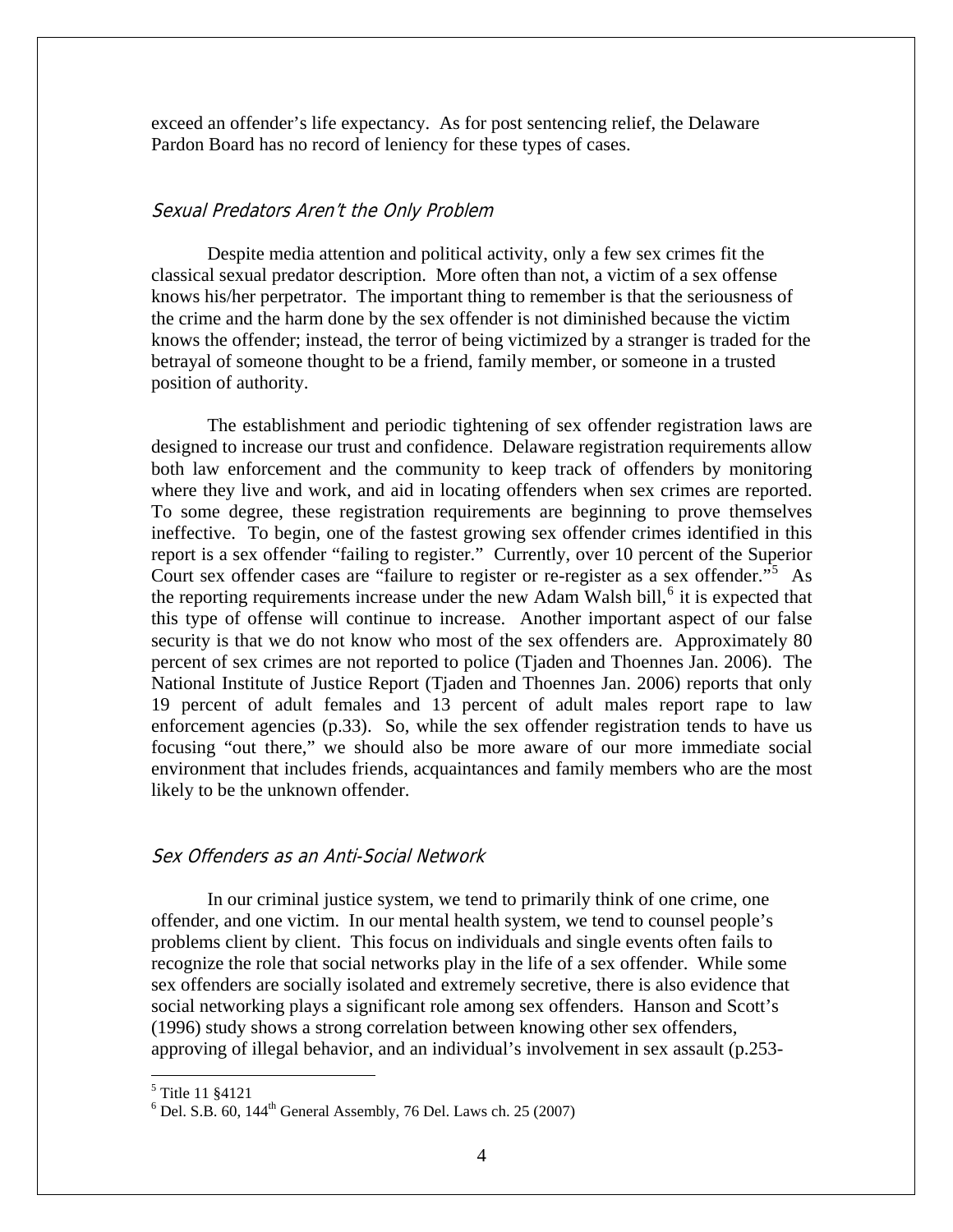exceed an offender's life expectancy. As for post sentencing relief, the Delaware Pardon Board has no record of leniency for these types of cases.

### *Sexual Predators Aren't the Only Problem*

Despite media attention and political activity, only a few sex crimes fit the classical sexual predator description. More often than not, a victim of a sex offense knows his/her perpetrator. The important thing to remember is that the seriousness of the crime and the harm done by the sex offender is not diminished because the victim knows the offender; instead, the terror of being victimized by a stranger is traded for the betrayal of someone thought to be a friend, family member, or someone in a trusted position of authority.

The establishment and periodic tightening of sex offender registration laws are designed to increase our trust and confidence. Delaware registration requirements allow both law enforcement and the community to keep track of offenders by monitoring where they live and work, and aid in locating offenders when sex crimes are reported. To some degree, these registration requirements are beginning to prove themselves ineffective. To begin, one of the fastest growing sex offender crimes identified in this report is a sex offender "failing to register." Currently, over 10 percent of the Superior Court sex offender cases are "failure to register or re-register as a sex offender."[5] As the reporting requirements increase under the new Adam Walsh bill,[6] it is expected that this type of offense will continue to increase. Another important aspect of our false security is that we do not know who most of the sex offenders are. Approximately 80 percent of sex crimes are not reported to police (Tjaden and Thoennes Jan. 2006). The National Institute of Justice Report (Tjaden and Thoennes Jan. 2006) reports that only 19 percent of adult females and 13 percent of adult males report rape to law enforcement agencies (p.33). So, while the sex offender registration tends to have us focusing "out there," we should also be more aware of our more immediate social environment that includes friends, acquaintances and family members who are the most likely to be the unknown offender.

### *Sex Offenders as an Anti-Social Network*

In our criminal justice system, we tend to primarily think of one crime, one offender, and one victim. In our mental health system, we tend to counsel people's problems client by client. This focus on individuals and single events often fails to recognize the role that social networks play in the life of a sex offender. While some sex offenders are socially isolated and extremely secretive, there is also evidence that social networking plays a significant role among sex offenders. Hanson and Scott's (1996) study shows a strong correlation between knowing other sex offenders, approving of illegal behavior, and an individual's involvement in sex assault (p.253-

---

[5] Title 11 §4121

[6] Del. S.B. 60, 144th General Assembly, 76 Del. Laws ch. 25 (2007)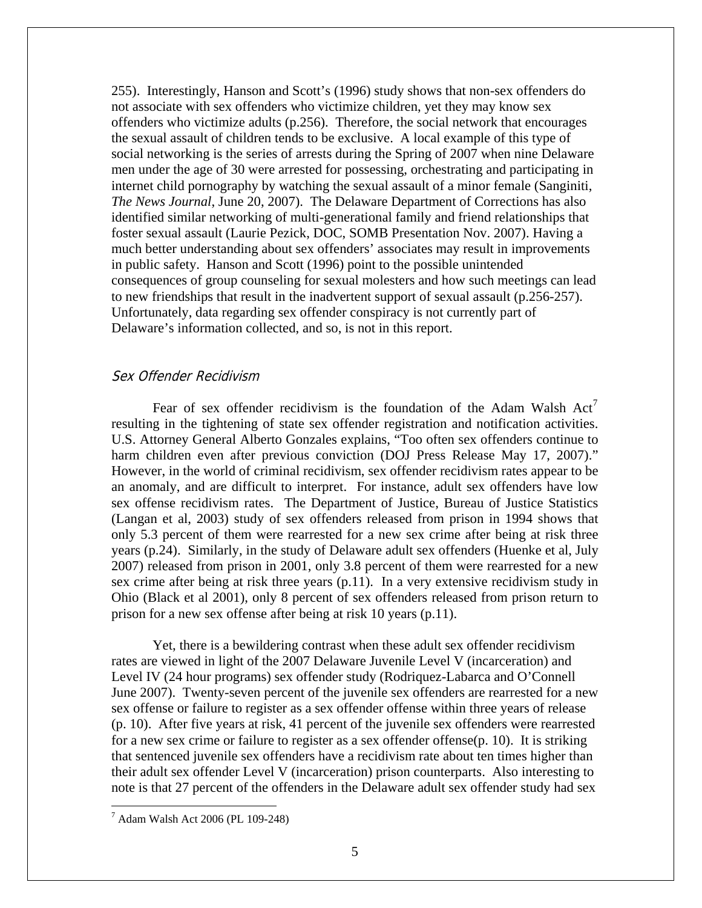255). Interestingly, Hanson and Scott's (1996) study shows that non-sex offenders do not associate with sex offenders who victimize children, yet they may know sex offenders who victimize adults (p.256). Therefore, the social network that encourages the sexual assault of children tends to be exclusive. A local example of this type of social networking is the series of arrests during the Spring of 2007 when nine Delaware men under the age of 30 were arrested for possessing, orchestrating and participating in internet child pornography by watching the sexual assault of a minor female (Sanginiti, *The News Journal*, June 20, 2007). The Delaware Department of Corrections has also identified similar networking of multi-generational family and friend relationships that foster sexual assault (Laurie Pezick, DOC, SOMB Presentation Nov. 2007). Having a much better understanding about sex offenders' associates may result in improvements in public safety. Hanson and Scott (1996) point to the possible unintended consequences of group counseling for sexual molesters and how such meetings can lead to new friendships that result in the inadvertent support of sexual assault (p.256-257). Unfortunately, data regarding sex offender conspiracy is not currently part of Delaware's information collected, and so, is not in this report.

### *Sex Offender Recidivism*

Fear of sex offender recidivism is the foundation of the Adam Walsh Act[7] resulting in the tightening of state sex offender registration and notification activities. U.S. Attorney General Alberto Gonzales explains, "Too often sex offenders continue to harm children even after previous conviction (DOJ Press Release May 17, 2007)." However, in the world of criminal recidivism, sex offender recidivism rates appear to be an anomaly, and are difficult to interpret. For instance, adult sex offenders have low sex offense recidivism rates. The Department of Justice, Bureau of Justice Statistics (Langan et al, 2003) study of sex offenders released from prison in 1994 shows that only 5.3 percent of them were rearrested for a new sex crime after being at risk three years (p.24). Similarly, in the study of Delaware adult sex offenders (Huenke et al, July 2007) released from prison in 2001, only 3.8 percent of them were rearrested for a new sex crime after being at risk three years (p.11). In a very extensive recidivism study in Ohio (Black et al 2001), only 8 percent of sex offenders released from prison return to prison for a new sex offense after being at risk 10 years (p.11).

Yet, there is a bewildering contrast when these adult sex offender recidivism rates are viewed in light of the 2007 Delaware Juvenile Level V (incarceration) and Level IV (24 hour programs) sex offender study (Rodriquez-Labarca and O'Connell June 2007). Twenty-seven percent of the juvenile sex offenders are rearrested for a new sex offense or failure to register as a sex offender offense within three years of release (p. 10). After five years at risk, 41 percent of the juvenile sex offenders were rearrested for a new sex crime or failure to register as a sex offender offense(p. 10). It is striking that sentenced juvenile sex offenders have a recidivism rate about ten times higher than their adult sex offender Level V (incarceration) prison counterparts. Also interesting to note is that 27 percent of the offenders in the Delaware adult sex offender study had sex

[7] Adam Walsh Act 2006 (PL 109-248)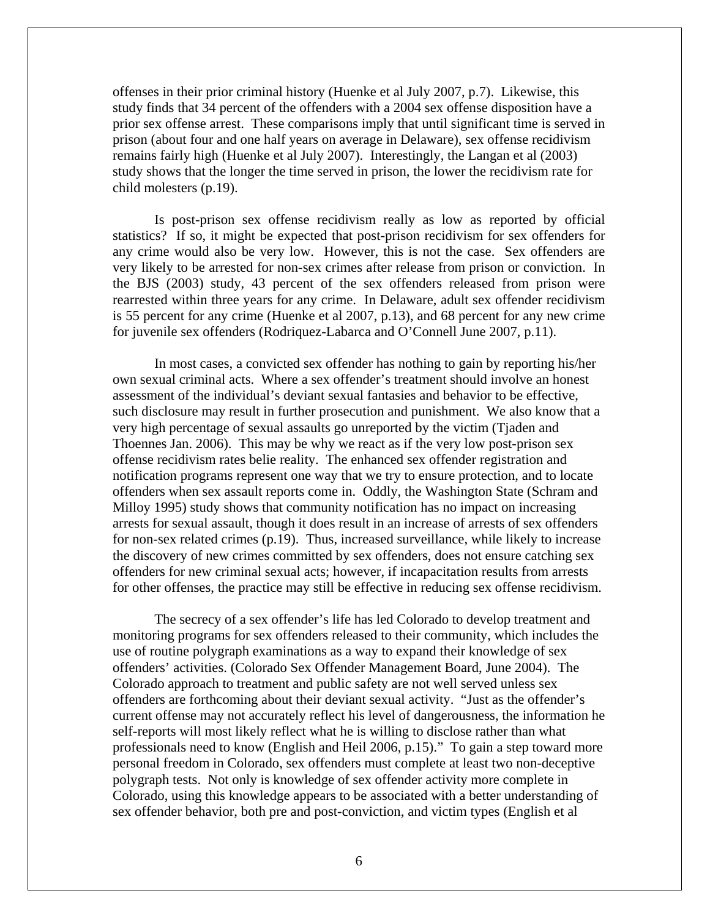offenses in their prior criminal history (Huenke et al July 2007, p.7). Likewise, this study finds that 34 percent of the offenders with a 2004 sex offense disposition have a prior sex offense arrest. These comparisons imply that until significant time is served in prison (about four and one half years on average in Delaware), sex offense recidivism remains fairly high (Huenke et al July 2007). Interestingly, the Langan et al (2003) study shows that the longer the time served in prison, the lower the recidivism rate for child molesters (p.19).

Is post-prison sex offense recidivism really as low as reported by official statistics? If so, it might be expected that post-prison recidivism for sex offenders for any crime would also be very low. However, this is not the case. Sex offenders are very likely to be arrested for non-sex crimes after release from prison or conviction. In the BJS (2003) study, 43 percent of the sex offenders released from prison were rearrested within three years for any crime. In Delaware, adult sex offender recidivism is 55 percent for any crime (Huenke et al 2007, p.13), and 68 percent for any new crime for juvenile sex offenders (Rodriquez-Labarca and O'Connell June 2007, p.11).

In most cases, a convicted sex offender has nothing to gain by reporting his/her own sexual criminal acts. Where a sex offender's treatment should involve an honest assessment of the individual's deviant sexual fantasies and behavior to be effective, such disclosure may result in further prosecution and punishment. We also know that a very high percentage of sexual assaults go unreported by the victim (Tjaden and Thoennes Jan. 2006). This may be why we react as if the very low post-prison sex offense recidivism rates belie reality. The enhanced sex offender registration and notification programs represent one way that we try to ensure protection, and to locate offenders when sex assault reports come in. Oddly, the Washington State (Schram and Milloy 1995) study shows that community notification has no impact on increasing arrests for sexual assault, though it does result in an increase of arrests of sex offenders for non-sex related crimes (p.19). Thus, increased surveillance, while likely to increase the discovery of new crimes committed by sex offenders, does not ensure catching sex offenders for new criminal sexual acts; however, if incapacitation results from arrests for other offenses, the practice may still be effective in reducing sex offense recidivism.

The secrecy of a sex offender's life has led Colorado to develop treatment and monitoring programs for sex offenders released to their community, which includes the use of routine polygraph examinations as a way to expand their knowledge of sex offenders' activities. (Colorado Sex Offender Management Board, June 2004). The Colorado approach to treatment and public safety are not well served unless sex offenders are forthcoming about their deviant sexual activity. "Just as the offender's current offense may not accurately reflect his level of dangerousness, the information he self-reports will most likely reflect what he is willing to disclose rather than what professionals need to know (English and Heil 2006, p.15)." To gain a step toward more personal freedom in Colorado, sex offenders must complete at least two non-deceptive polygraph tests. Not only is knowledge of sex offender activity more complete in Colorado, using this knowledge appears to be associated with a better understanding of sex offender behavior, both pre and post-conviction, and victim types (English et al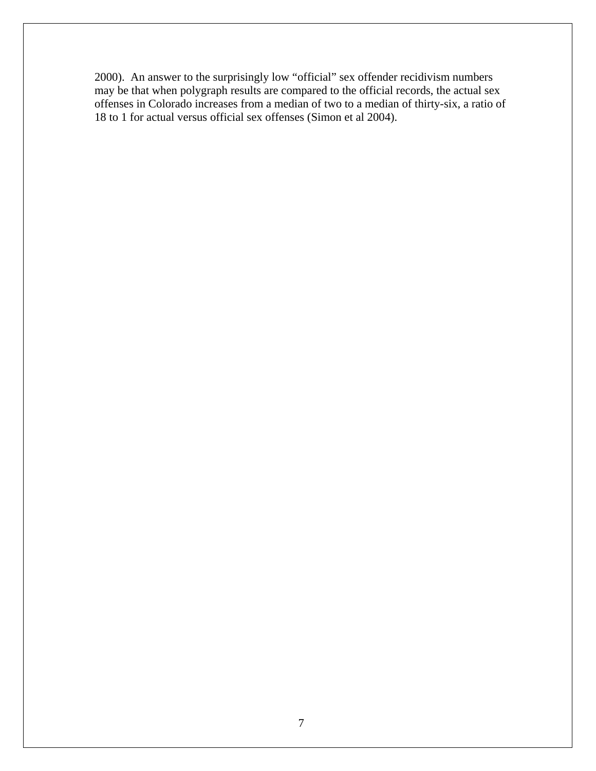2000). An answer to the surprisingly low “official” sex offender recidivism numbers may be that when polygraph results are compared to the official records, the actual sex offenses in Colorado increases from a median of two to a median of thirty-six, a ratio of 18 to 1 for actual versus official sex offenses (Simon et al 2004).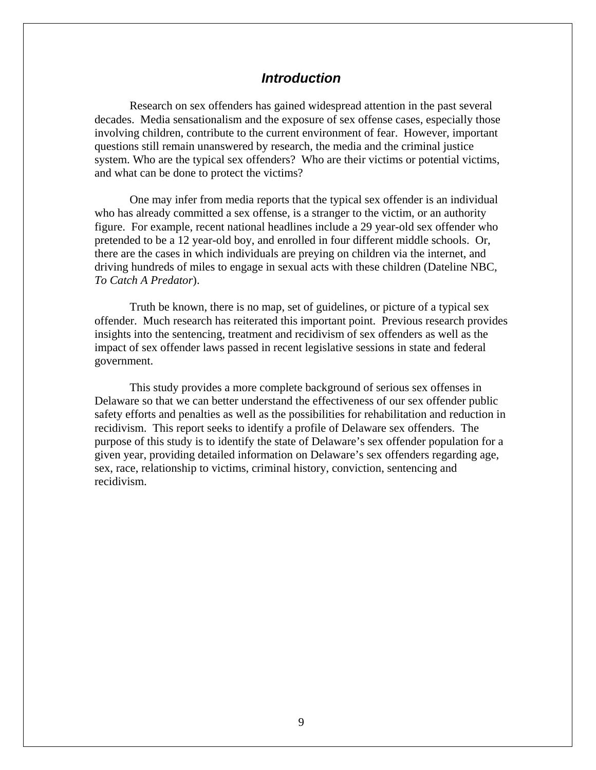## *Introduction*

Research on sex offenders has gained widespread attention in the past several decades. Media sensationalism and the exposure of sex offense cases, especially those involving children, contribute to the current environment of fear. However, important questions still remain unanswered by research, the media and the criminal justice system. Who are the typical sex offenders? Who are their victims or potential victims, and what can be done to protect the victims?

One may infer from media reports that the typical sex offender is an individual who has already committed a sex offense, is a stranger to the victim, or an authority figure. For example, recent national headlines include a 29 year-old sex offender who pretended to be a 12 year-old boy, and enrolled in four different middle schools. Or, there are the cases in which individuals are preying on children via the internet, and driving hundreds of miles to engage in sexual acts with these children (Dateline NBC, *To Catch A Predator*).

Truth be known, there is no map, set of guidelines, or picture of a typical sex offender. Much research has reiterated this important point. Previous research provides insights into the sentencing, treatment and recidivism of sex offenders as well as the impact of sex offender laws passed in recent legislative sessions in state and federal government.

This study provides a more complete background of serious sex offenses in Delaware so that we can better understand the effectiveness of our sex offender public safety efforts and penalties as well as the possibilities for rehabilitation and reduction in recidivism. This report seeks to identify a profile of Delaware sex offenders. The purpose of this study is to identify the state of Delaware's sex offender population for a given year, providing detailed information on Delaware's sex offenders regarding age, sex, race, relationship to victims, criminal history, conviction, sentencing and recidivism.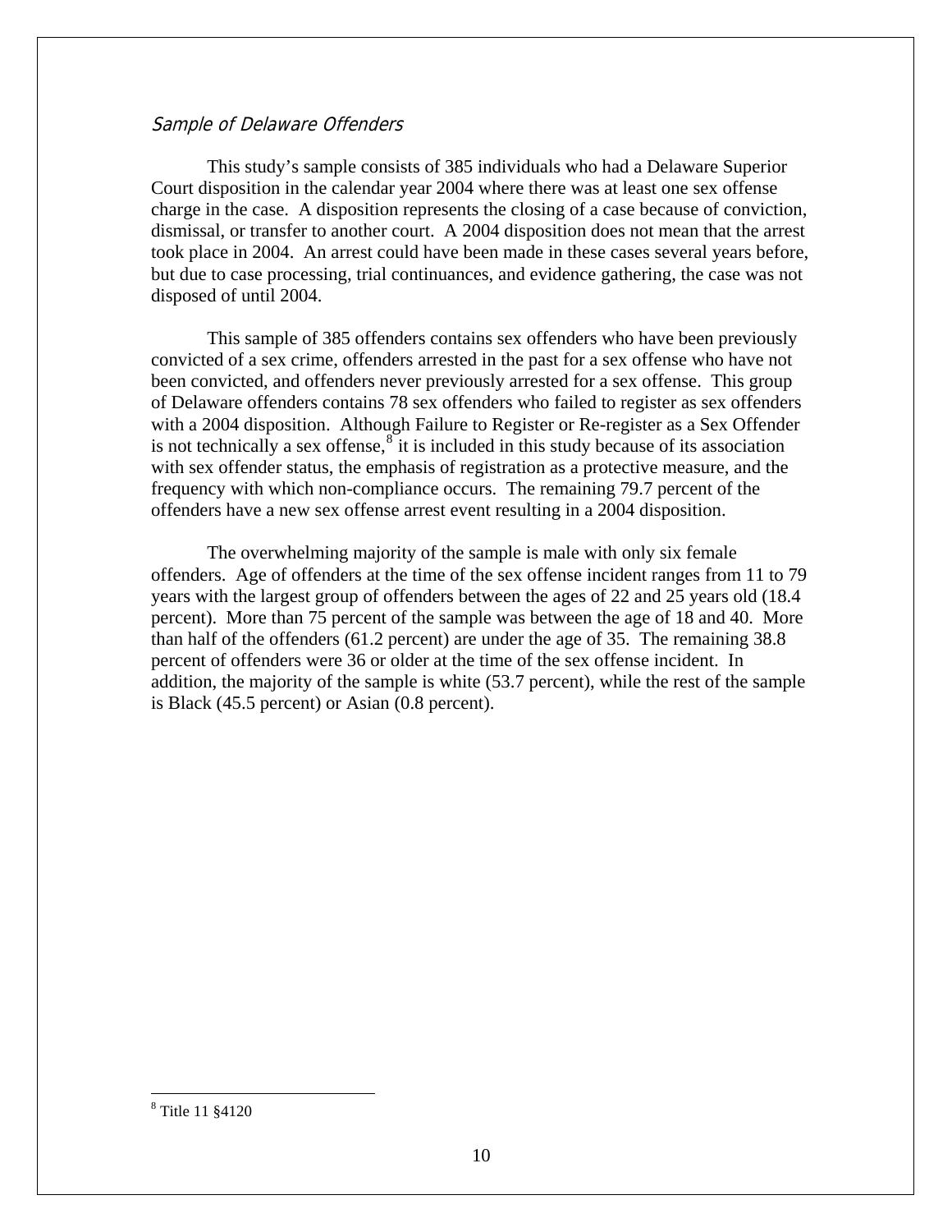### *Sample of Delaware Offenders*

This study's sample consists of 385 individuals who had a Delaware Superior Court disposition in the calendar year 2004 where there was at least one sex offense charge in the case. A disposition represents the closing of a case because of conviction, dismissal, or transfer to another court. A 2004 disposition does not mean that the arrest took place in 2004. An arrest could have been made in these cases several years before, but due to case processing, trial continuances, and evidence gathering, the case was not disposed of until 2004.

This sample of 385 offenders contains sex offenders who have been previously convicted of a sex crime, offenders arrested in the past for a sex offense who have not been convicted, and offenders never previously arrested for a sex offense. This group of Delaware offenders contains 78 sex offenders who failed to register as sex offenders with a 2004 disposition. Although Failure to Register or Re-register as a Sex Offender is not technically a sex offense,[8] it is included in this study because of its association with sex offender status, the emphasis of registration as a protective measure, and the frequency with which non-compliance occurs. The remaining 79.7 percent of the offenders have a new sex offense arrest event resulting in a 2004 disposition.

The overwhelming majority of the sample is male with only six female offenders. Age of offenders at the time of the sex offense incident ranges from 11 to 79 years with the largest group of offenders between the ages of 22 and 25 years old (18.4 percent). More than 75 percent of the sample was between the age of 18 and 40. More than half of the offenders (61.2 percent) are under the age of 35. The remaining 38.8 percent of offenders were 36 or older at the time of the sex offense incident. In addition, the majority of the sample is white (53.7 percent), while the rest of the sample is Black (45.5 percent) or Asian (0.8 percent).

---

[8] Title 11 §4120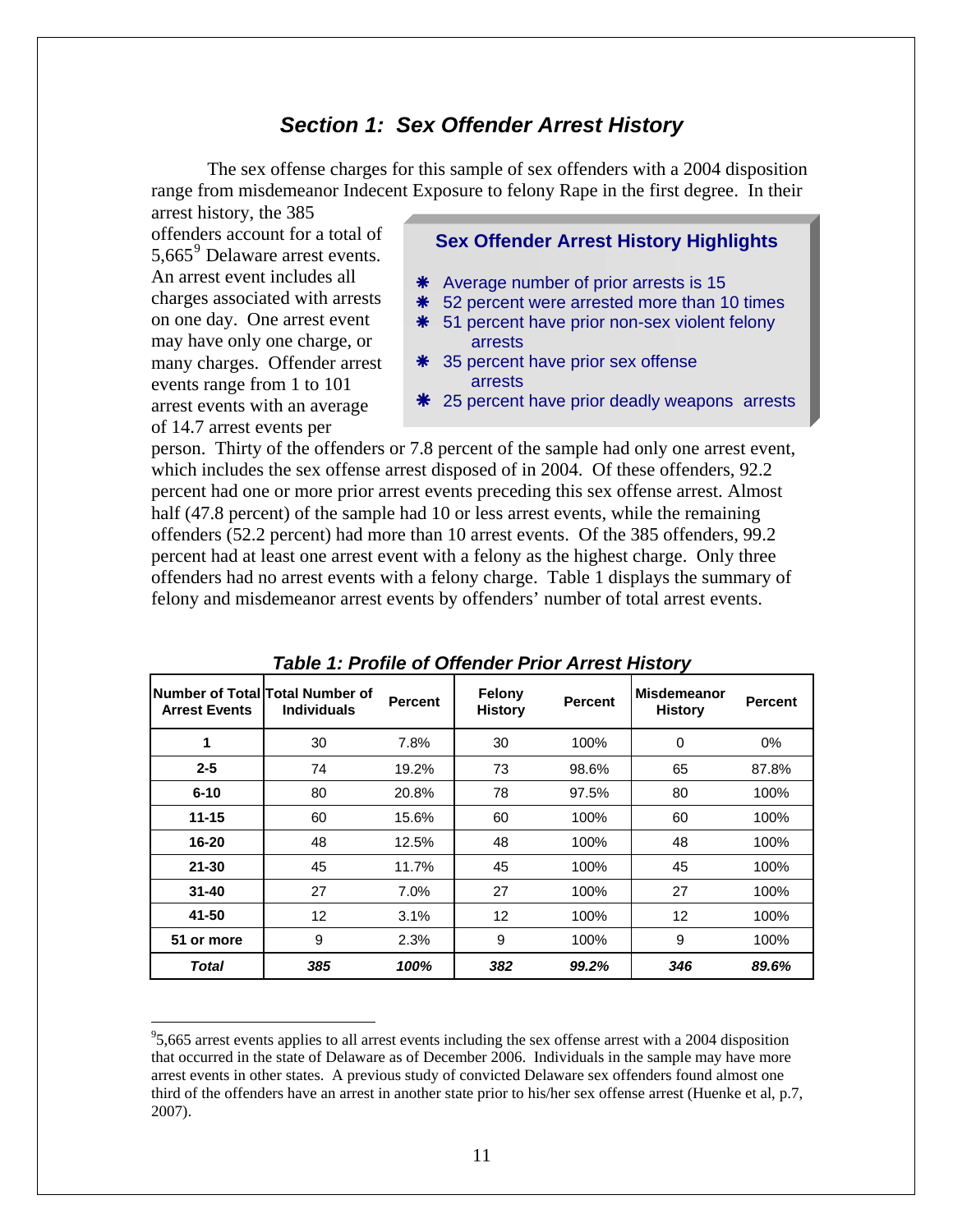## *Section 1: Sex Offender Arrest History*

The sex offense charges for this sample of sex offenders with a 2004 disposition range from misdemeanor Indecent Exposure to felony Rape in the first degree. In their arrest history, the 385 offenders account for a total of 5,665[9] Delaware arrest events. An arrest event includes all charges associated with arrests on one day. One arrest event may have only one charge, or many charges. Offender arrest events range from 1 to 101 arrest events with an average of 14.7 arrest events per person. Thirty of the offenders or 7.8 percent of the sample had only one arrest event, which includes the sex offense arrest disposed of in 2004. Of these offenders, 92.2 percent had one or more prior arrest events preceding this sex offense arrest. Almost half (47.8 percent) of the sample had 10 or less arrest events, while the remaining offenders (52.2 percent) had more than 10 arrest events. Of the 385 offenders, 99.2 percent had at least one arrest event with a felony as the highest charge. Only three offenders had no arrest events with a felony charge. Table 1 displays the summary of felony and misdemeanor arrest events by offenders' number of total arrest events.

> **Sex Offender Arrest History Highlights**
>
> - Average number of prior arrests is 15
> - 52 percent were arrested more than 10 times
> - 51 percent have prior non-sex violent felony arrests
> - 35 percent have prior sex offense arrests
> - 25 percent have prior deadly weapons arrests

***Table 1: Profile of Offender Prior Arrest History***

| Number of Total Arrest Events | Total Number of Individuals | Percent | Felony History | Percent | Misdemeanor History | Percent |
|---|---|---|---|---|---|---|
| **1** | 30 | 7.8% | 30 | 100% | 0 | 0% |
| **2-5** | 74 | 19.2% | 73 | 98.6% | 65 | 87.8% |
| **6-10** | 80 | 20.8% | 78 | 97.5% | 80 | 100% |
| **11-15** | 60 | 15.6% | 60 | 100% | 60 | 100% |
| **16-20** | 48 | 12.5% | 48 | 100% | 48 | 100% |
| **21-30** | 45 | 11.7% | 45 | 100% | 45 | 100% |
| **31-40** | 27 | 7.0% | 27 | 100% | 27 | 100% |
| **41-50** | 12 | 3.1% | 12 | 100% | 12 | 100% |
| **51 or more** | 9 | 2.3% | 9 | 100% | 9 | 100% |
| ***Total*** | ***385*** | ***100%*** | ***382*** | ***99.2%*** | ***346*** | ***89.6%*** |

[9] 5,665 arrest events applies to all arrest events including the sex offense arrest with a 2004 disposition that occurred in the state of Delaware as of December 2006. Individuals in the sample may have more arrest events in other states. A previous study of convicted Delaware sex offenders found almost one third of the offenders have an arrest in another state prior to his/her sex offense arrest (Huenke et al, p.7, 2007).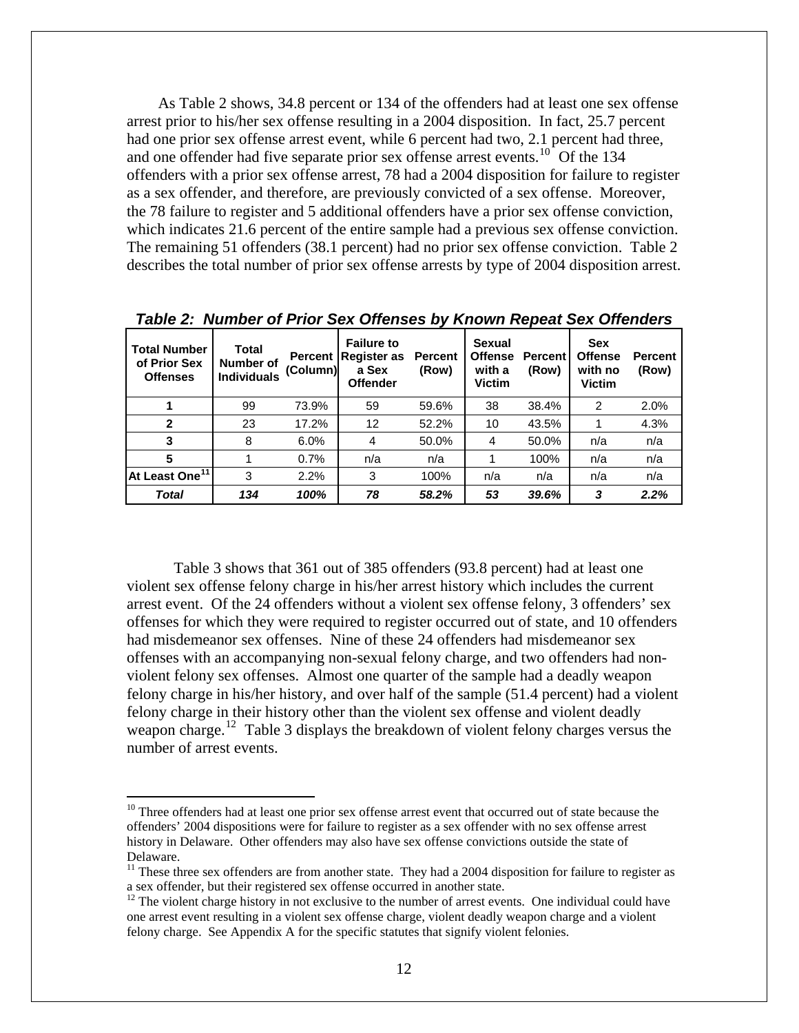As Table 2 shows, 34.8 percent or 134 of the offenders had at least one sex offense arrest prior to his/her sex offense resulting in a 2004 disposition. In fact, 25.7 percent had one prior sex offense arrest event, while 6 percent had two, 2.1 percent had three, and one offender had five separate prior sex offense arrest events.[10] Of the 134 offenders with a prior sex offense arrest, 78 had a 2004 disposition for failure to register as a sex offender, and therefore, are previously convicted of a sex offense. Moreover, the 78 failure to register and 5 additional offenders have a prior sex offense conviction, which indicates 21.6 percent of the entire sample had a previous sex offense conviction. The remaining 51 offenders (38.1 percent) had no prior sex offense conviction. Table 2 describes the total number of prior sex offense arrests by type of 2004 disposition arrest.

***Table 2: Number of Prior Sex Offenses by Known Repeat Sex Offenders***

| Total Number of Prior Sex Offenses | Total Number of Individuals | Percent (Column) | Failure to Register as a Sex Offender | Percent (Row) | Sexual Offense with a Victim | Percent (Row) | Sex Offense with no Victim | Percent (Row) |
|---|---|---|---|---|---|---|---|---|
| **1** | 99 | 73.9% | 59 | 59.6% | 38 | 38.4% | 2 | 2.0% |
| **2** | 23 | 17.2% | 12 | 52.2% | 10 | 43.5% | 1 | 4.3% |
| **3** | 8 | 6.0% | 4 | 50.0% | 4 | 50.0% | n/a | n/a |
| **5** | 1 | 0.7% | n/a | n/a | 1 | 100% | n/a | n/a |
| **At Least One[11]** | 3 | 2.2% | 3 | 100% | n/a | n/a | n/a | n/a |
| ***Total*** | ***134*** | ***100%*** | ***78*** | ***58.2%*** | ***53*** | ***39.6%*** | ***3*** | ***2.2%*** |

Table 3 shows that 361 out of 385 offenders (93.8 percent) had at least one violent sex offense felony charge in his/her arrest history which includes the current arrest event. Of the 24 offenders without a violent sex offense felony, 3 offenders' sex offenses for which they were required to register occurred out of state, and 10 offenders had misdemeanor sex offenses. Nine of these 24 offenders had misdemeanor sex offenses with an accompanying non-sexual felony charge, and two offenders had non-violent felony sex offenses. Almost one quarter of the sample had a deadly weapon felony charge in his/her history, and over half of the sample (51.4 percent) had a violent felony charge in their history other than the violent sex offense and violent deadly weapon charge.[12] Table 3 displays the breakdown of violent felony charges versus the number of arrest events.

[10] Three offenders had at least one prior sex offense arrest event that occurred out of state because the offenders' 2004 dispositions were for failure to register as a sex offender with no sex offense arrest history in Delaware. Other offenders may also have sex offense convictions outside the state of Delaware.

[11] These three sex offenders are from another state. They had a 2004 disposition for failure to register as a sex offender, but their registered sex offense occurred in another state.

[12] The violent charge history in not exclusive to the number of arrest events. One individual could have one arrest event resulting in a violent sex offense charge, violent deadly weapon charge and a violent felony charge. See Appendix A for the specific statutes that signify violent felonies.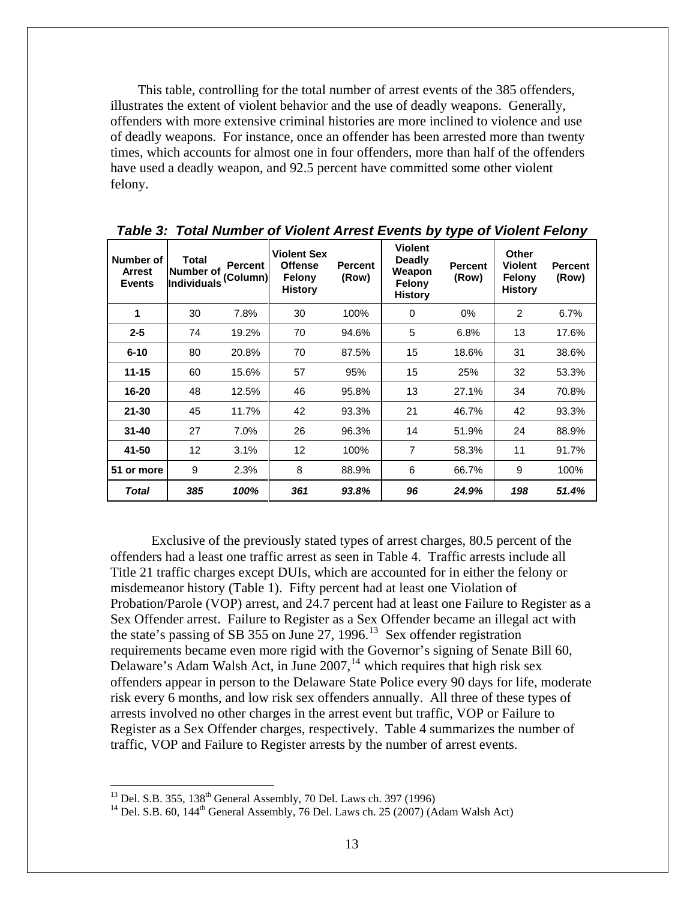This table, controlling for the total number of arrest events of the 385 offenders, illustrates the extent of violent behavior and the use of deadly weapons. Generally, offenders with more extensive criminal histories are more inclined to violence and use of deadly weapons. For instance, once an offender has been arrested more than twenty times, which accounts for almost one in four offenders, more than half of the offenders have used a deadly weapon, and 92.5 percent have committed some other violent felony.

***Table 3: Total Number of Violent Arrest Events by type of Violent Felony***

| Number of Arrest Events | Total Number of Individuals | Percent (Column) | Violent Sex Offense Felony History | Percent (Row) | Violent Deadly Weapon Felony History | Percent (Row) | Other Violent Felony History | Percent (Row) |
|---|---|---|---|---|---|---|---|---|
| **1** | 30 | 7.8% | 30 | 100% | 0 | 0% | 2 | 6.7% |
| **2-5** | 74 | 19.2% | 70 | 94.6% | 5 | 6.8% | 13 | 17.6% |
| **6-10** | 80 | 20.8% | 70 | 87.5% | 15 | 18.6% | 31 | 38.6% |
| **11-15** | 60 | 15.6% | 57 | 95% | 15 | 25% | 32 | 53.3% |
| **16-20** | 48 | 12.5% | 46 | 95.8% | 13 | 27.1% | 34 | 70.8% |
| **21-30** | 45 | 11.7% | 42 | 93.3% | 21 | 46.7% | 42 | 93.3% |
| **31-40** | 27 | 7.0% | 26 | 96.3% | 14 | 51.9% | 24 | 88.9% |
| **41-50** | 12 | 3.1% | 12 | 100% | 7 | 58.3% | 11 | 91.7% |
| **51 or more** | 9 | 2.3% | 8 | 88.9% | 6 | 66.7% | 9 | 100% |
| ***Total*** | ***385*** | ***100%*** | ***361*** | ***93.8%*** | ***96*** | ***24.9%*** | ***198*** | ***51.4%*** |

Exclusive of the previously stated types of arrest charges, 80.5 percent of the offenders had a least one traffic arrest as seen in Table 4. Traffic arrests include all Title 21 traffic charges except DUIs, which are accounted for in either the felony or misdemeanor history (Table 1). Fifty percent had at least one Violation of Probation/Parole (VOP) arrest, and 24.7 percent had at least one Failure to Register as a Sex Offender arrest. Failure to Register as a Sex Offender became an illegal act with the state's passing of SB 355 on June 27, 1996.[13] Sex offender registration requirements became even more rigid with the Governor's signing of Senate Bill 60, Delaware's Adam Walsh Act, in June 2007,[14] which requires that high risk sex offenders appear in person to the Delaware State Police every 90 days for life, moderate risk every 6 months, and low risk sex offenders annually. All three of these types of arrests involved no other charges in the arrest event but traffic, VOP or Failure to Register as a Sex Offender charges, respectively. Table 4 summarizes the number of traffic, VOP and Failure to Register arrests by the number of arrest events.

---

[13] Del. S.B. 355, 138th General Assembly, 70 Del. Laws ch. 397 (1996)

[14] Del. S.B. 60, 144th General Assembly, 76 Del. Laws ch. 25 (2007) (Adam Walsh Act)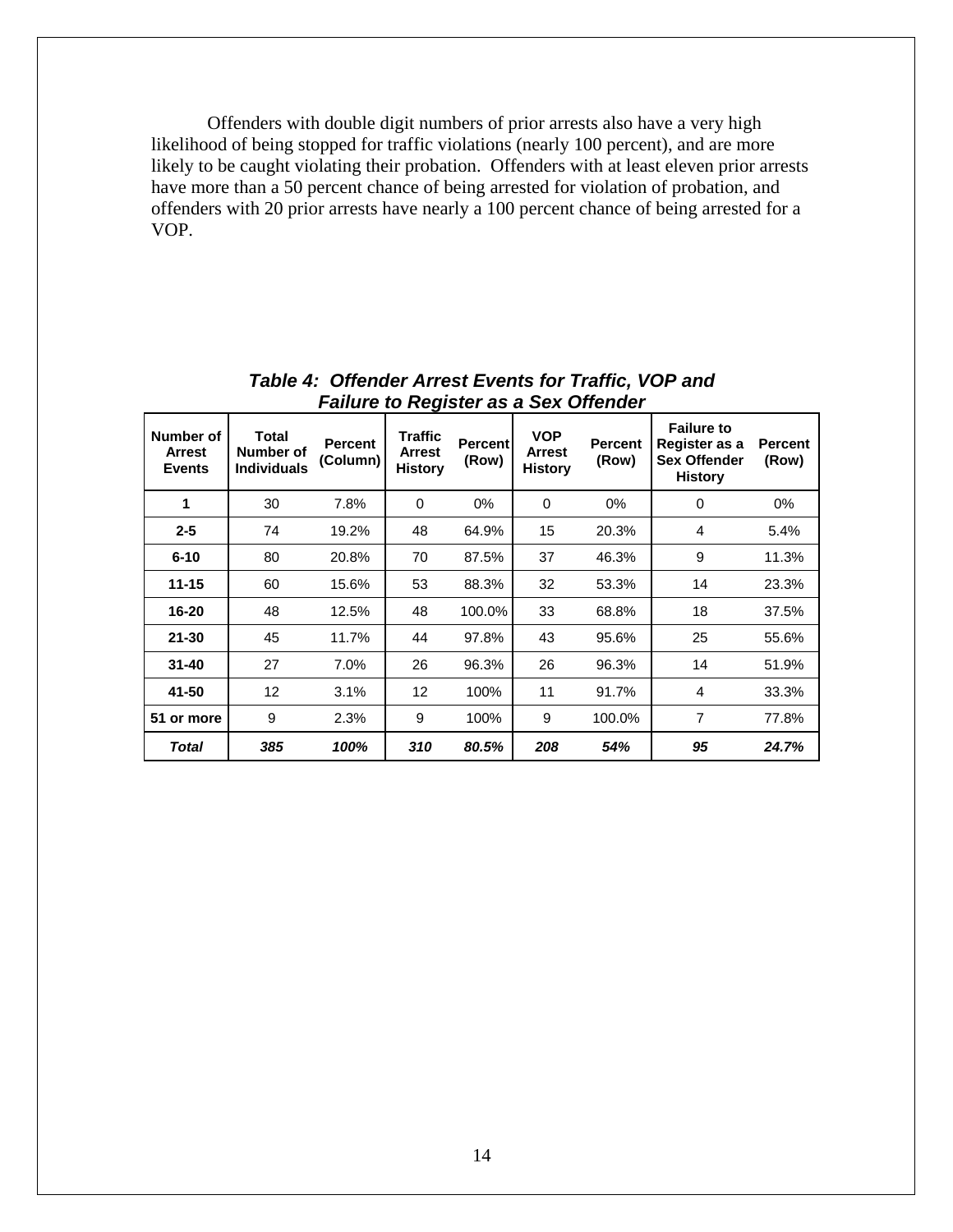Offenders with double digit numbers of prior arrests also have a very high likelihood of being stopped for traffic violations (nearly 100 percent), and are more likely to be caught violating their probation. Offenders with at least eleven prior arrests have more than a 50 percent chance of being arrested for violation of probation, and offenders with 20 prior arrests have nearly a 100 percent chance of being arrested for a VOP.

***Table 4: Offender Arrest Events for Traffic, VOP and Failure to Register as a Sex Offender***

| Number of Arrest Events | Total Number of Individuals | Percent (Column) | Traffic Arrest History | Percent (Row) | VOP Arrest History | Percent (Row) | Failure to Register as a Sex Offender History | Percent (Row) |
|---|---|---|---|---|---|---|---|---|
| **1** | 30 | 7.8% | 0 | 0% | 0 | 0% | 0 | 0% |
| **2-5** | 74 | 19.2% | 48 | 64.9% | 15 | 20.3% | 4 | 5.4% |
| **6-10** | 80 | 20.8% | 70 | 87.5% | 37 | 46.3% | 9 | 11.3% |
| **11-15** | 60 | 15.6% | 53 | 88.3% | 32 | 53.3% | 14 | 23.3% |
| **16-20** | 48 | 12.5% | 48 | 100.0% | 33 | 68.8% | 18 | 37.5% |
| **21-30** | 45 | 11.7% | 44 | 97.8% | 43 | 95.6% | 25 | 55.6% |
| **31-40** | 27 | 7.0% | 26 | 96.3% | 26 | 96.3% | 14 | 51.9% |
| **41-50** | 12 | 3.1% | 12 | 100% | 11 | 91.7% | 4 | 33.3% |
| **51 or more** | 9 | 2.3% | 9 | 100% | 9 | 100.0% | 7 | 77.8% |
| ***Total*** | ***385*** | ***100%*** | ***310*** | ***80.5%*** | ***208*** | ***54%*** | ***95*** | ***24.7%*** |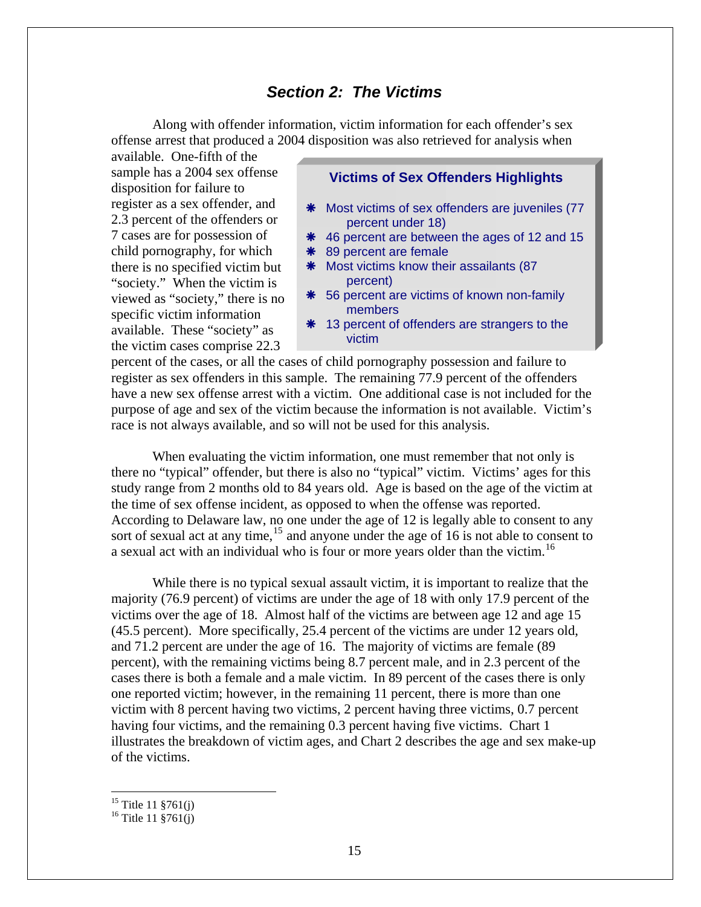## *Section 2: The Victims*

Along with offender information, victim information for each offender's sex offense arrest that produced a 2004 disposition was also retrieved for analysis when available. One-fifth of the sample has a 2004 sex offense disposition for failure to register as a sex offender, and 2.3 percent of the offenders or 7 cases are for possession of child pornography, for which there is no specified victim but "society." When the victim is viewed as "society," there is no specific victim information available. These "society" as the victim cases comprise 22.3 percent of the cases, or all the cases of child pornography possession and failure to register as sex offenders in this sample. The remaining 77.9 percent of the offenders have a new sex offense arrest with a victim. One additional case is not included for the purpose of age and sex of the victim because the information is not available. Victim's race is not always available, and so will not be used for this analysis.

> **Victims of Sex Offenders Highlights**
>
> - Most victims of sex offenders are juveniles (77 percent under 18)
> - 46 percent are between the ages of 12 and 15
> - 89 percent are female
> - Most victims know their assailants (87 percent)
> - 56 percent are victims of known non-family members
> - 13 percent of offenders are strangers to the victim

When evaluating the victim information, one must remember that not only is there no "typical" offender, but there is also no "typical" victim. Victims' ages for this study range from 2 months old to 84 years old. Age is based on the age of the victim at the time of sex offense incident, as opposed to when the offense was reported. According to Delaware law, no one under the age of 12 is legally able to consent to any sort of sexual act at any time,[15] and anyone under the age of 16 is not able to consent to a sexual act with an individual who is four or more years older than the victim.[16]

While there is no typical sexual assault victim, it is important to realize that the majority (76.9 percent) of victims are under the age of 18 with only 17.9 percent of the victims over the age of 18. Almost half of the victims are between age 12 and age 15 (45.5 percent). More specifically, 25.4 percent of the victims are under 12 years old, and 71.2 percent are under the age of 16. The majority of victims are female (89 percent), with the remaining victims being 8.7 percent male, and in 2.3 percent of the cases there is both a female and a male victim. In 89 percent of the cases there is only one reported victim; however, in the remaining 11 percent, there is more than one victim with 8 percent having two victims, 2 percent having three victims, 0.7 percent having four victims, and the remaining 0.3 percent having five victims. Chart 1 illustrates the breakdown of victim ages, and Chart 2 describes the age and sex make-up of the victims.

---

[15] Title 11 §761(j)

[16] Title 11 §761(j)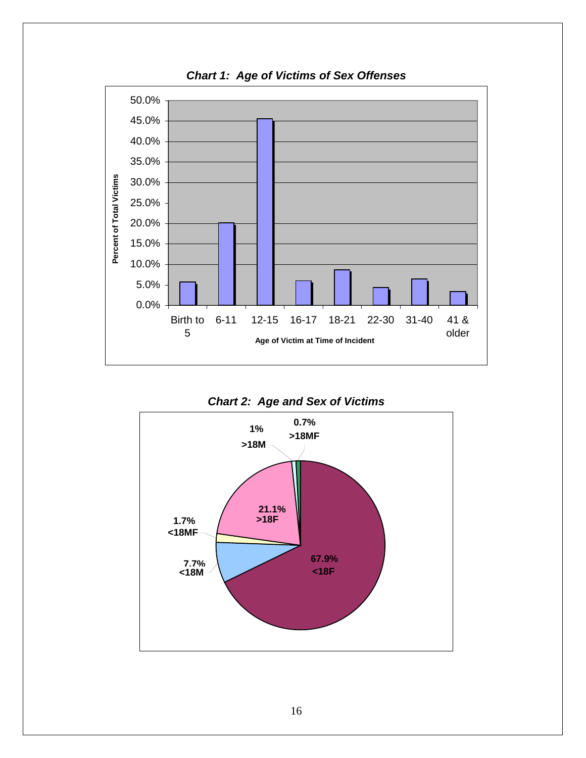***Chart 1: Age of Victims of Sex Offenses***

| Age of Victim at Time of Incident | Percent of Total Victims |
|---|---|
| Birth to 5 | |
| 6-11 | |
| 12-15 | |
| 16-17 | |
| 18-21 | |
| 22-30 | |
| 31-40 | |
| 41 & older | |

***Chart 2: Age and Sex of Victims***

| Category | Percent |
|---|---|
| <18F | 67.9% |
| >18F | 21.1% |
| <18M | 7.7% |
| <18MF | 1.7% |
| >18M | 1% |
| >18MF | 0.7% |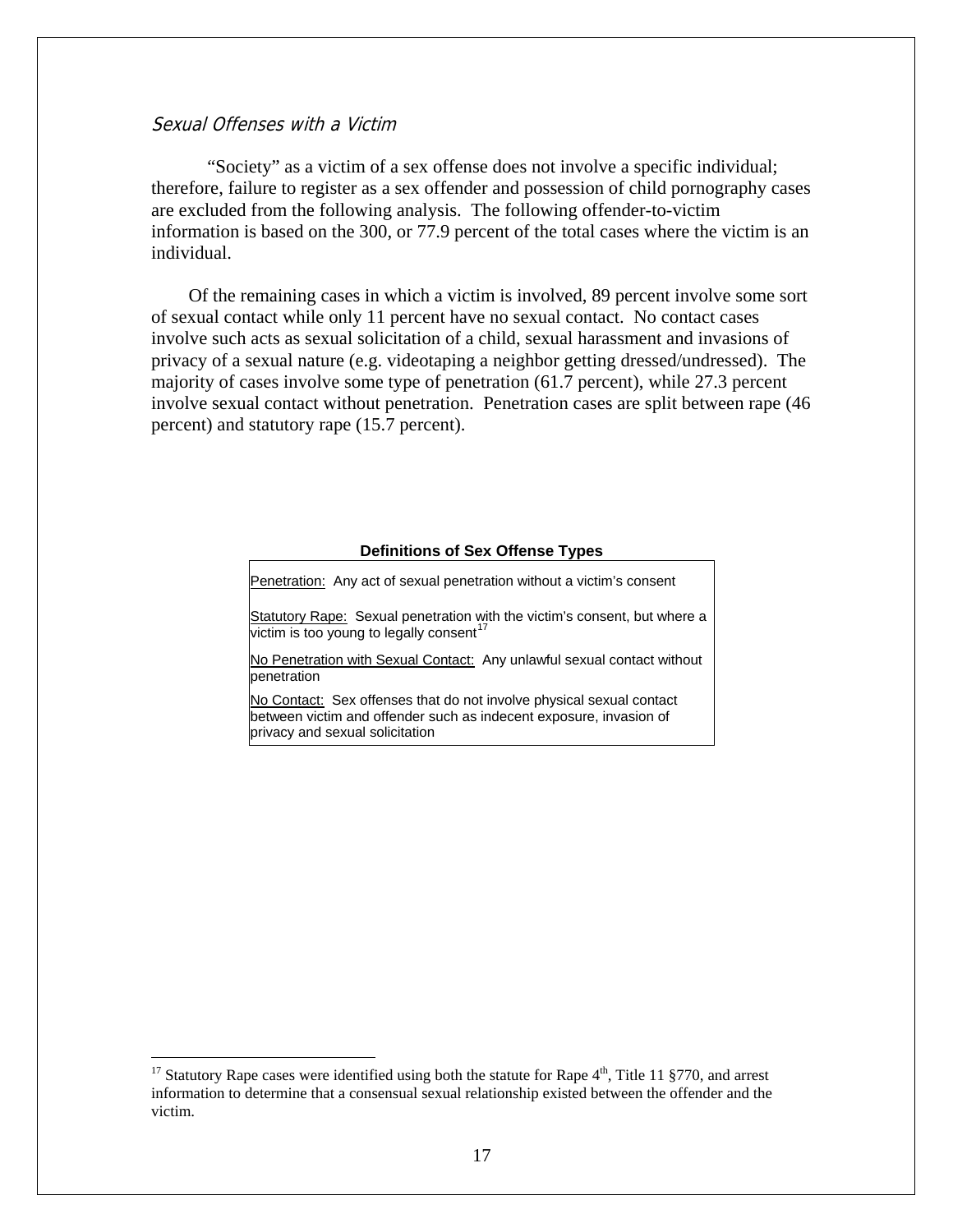*Sexual Offenses with a Victim*

"Society" as a victim of a sex offense does not involve a specific individual; therefore, failure to register as a sex offender and possession of child pornography cases are excluded from the following analysis. The following offender-to-victim information is based on the 300, or 77.9 percent of the total cases where the victim is an individual.

Of the remaining cases in which a victim is involved, 89 percent involve some sort of sexual contact while only 11 percent have no sexual contact. No contact cases involve such acts as sexual solicitation of a child, sexual harassment and invasions of privacy of a sexual nature (e.g. videotaping a neighbor getting dressed/undressed). The majority of cases involve some type of penetration (61.7 percent), while 27.3 percent involve sexual contact without penetration. Penetration cases are split between rape (46 percent) and statutory rape (15.7 percent).

**Definitions of Sex Offense Types**

Penetration: Any act of sexual penetration without a victim's consent

Statutory Rape: Sexual penetration with the victim's consent, but where a victim is too young to legally consent[17]

No Penetration with Sexual Contact: Any unlawful sexual contact without penetration

No Contact: Sex offenses that do not involve physical sexual contact between victim and offender such as indecent exposure, invasion of privacy and sexual solicitation

---

[17] Statutory Rape cases were identified using both the statute for Rape 4th, Title 11 §770, and arrest information to determine that a consensual sexual relationship existed between the offender and the victim.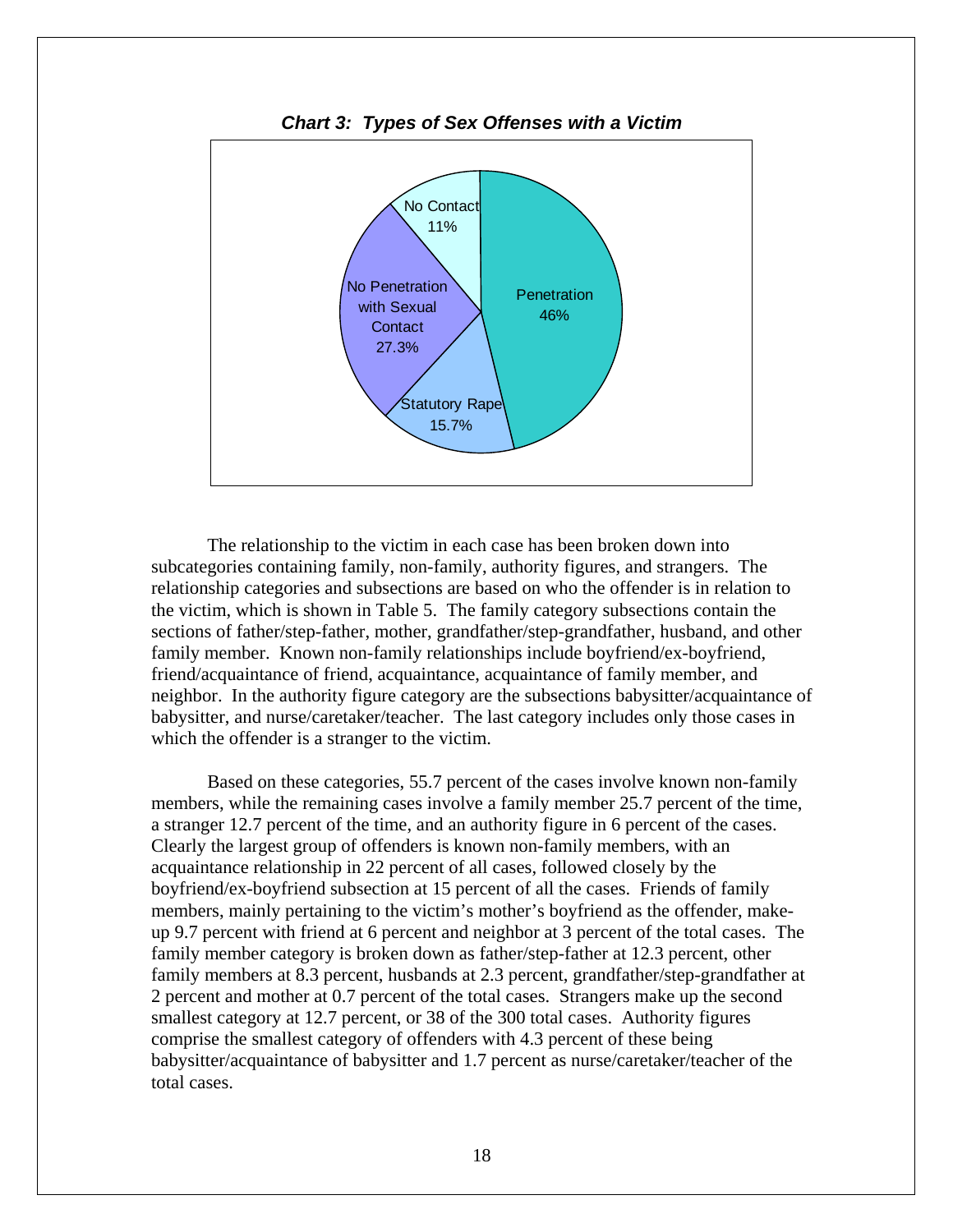***Chart 3: Types of Sex Offenses with a Victim***

| Type | Percent |
|---|---|
| Penetration | 46% |
| Statutory Rape | 15.7% |
| No Penetration with Sexual Contact | 27.3% |
| No Contact | 11% |

The relationship to the victim in each case has been broken down into subcategories containing family, non-family, authority figures, and strangers. The relationship categories and subsections are based on who the offender is in relation to the victim, which is shown in Table 5. The family category subsections contain the sections of father/step-father, mother, grandfather/step-grandfather, husband, and other family member. Known non-family relationships include boyfriend/ex-boyfriend, friend/acquaintance of friend, acquaintance, acquaintance of family member, and neighbor. In the authority figure category are the subsections babysitter/acquaintance of babysitter, and nurse/caretaker/teacher. The last category includes only those cases in which the offender is a stranger to the victim.

Based on these categories, 55.7 percent of the cases involve known non-family members, while the remaining cases involve a family member 25.7 percent of the time, a stranger 12.7 percent of the time, and an authority figure in 6 percent of the cases. Clearly the largest group of offenders is known non-family members, with an acquaintance relationship in 22 percent of all cases, followed closely by the boyfriend/ex-boyfriend subsection at 15 percent of all the cases. Friends of family members, mainly pertaining to the victim's mother's boyfriend as the offender, make-up 9.7 percent with friend at 6 percent and neighbor at 3 percent of the total cases. The family member category is broken down as father/step-father at 12.3 percent, other family members at 8.3 percent, husbands at 2.3 percent, grandfather/step-grandfather at 2 percent and mother at 0.7 percent of the total cases. Strangers make up the second smallest category at 12.7 percent, or 38 of the 300 total cases. Authority figures comprise the smallest category of offenders with 4.3 percent of these being babysitter/acquaintance of babysitter and 1.7 percent as nurse/caretaker/teacher of the total cases.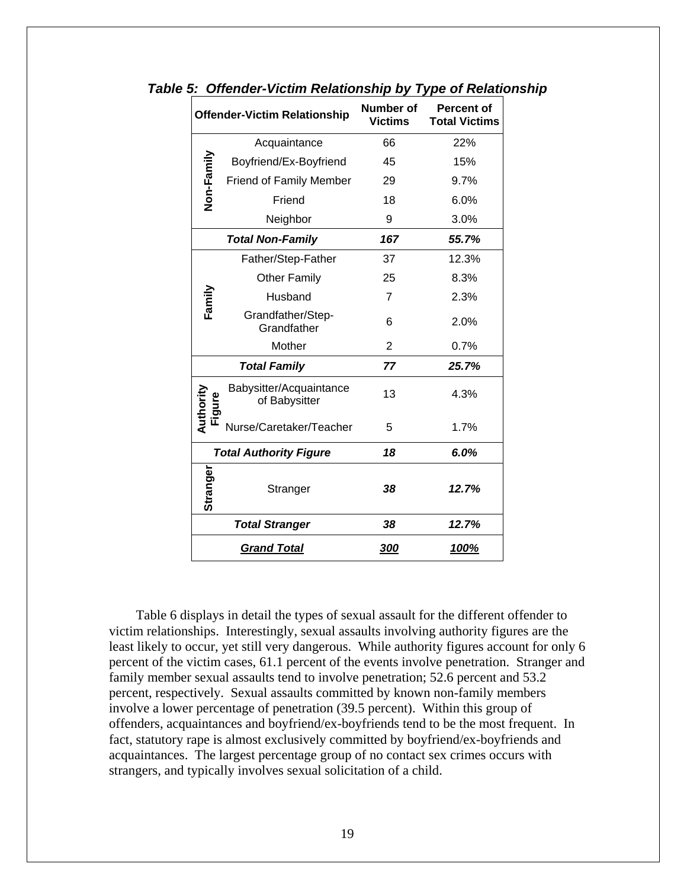***Table 5: Offender-Victim Relationship by Type of Relationship***

| | Offender-Victim Relationship | Number of Victims | Percent of Total Victims |
|---|---|---|---|
| Non-Family | Acquaintance | 66 | 22% |
| | Boyfriend/Ex-Boyfriend | 45 | 15% |
| | Friend of Family Member | 29 | 9.7% |
| | Friend | 18 | 6.0% |
| | Neighbor | 9 | 3.0% |
| | ***Total Non-Family*** | ***167*** | ***55.7%*** |
| Family | Father/Step-Father | 37 | 12.3% |
| | Other Family | 25 | 8.3% |
| | Husband | 7 | 2.3% |
| | Grandfather/Step-Grandfather | 6 | 2.0% |
| | Mother | 2 | 0.7% |
| | ***Total Family*** | ***77*** | ***25.7%*** |
| Authority Figure | Babysitter/Acquaintance of Babysitter | 13 | 4.3% |
| | Nurse/Caretaker/Teacher | 5 | 1.7% |
| | ***Total Authority Figure*** | ***18*** | ***6.0%*** |
| Stranger | Stranger | ***38*** | ***12.7%*** |
| | ***Total Stranger*** | ***38*** | ***12.7%*** |
| | ***Grand Total*** | ***300*** | ***100%*** |

Table 6 displays in detail the types of sexual assault for the different offender to victim relationships. Interestingly, sexual assaults involving authority figures are the least likely to occur, yet still very dangerous. While authority figures account for only 6 percent of the victim cases, 61.1 percent of the events involve penetration. Stranger and family member sexual assaults tend to involve penetration; 52.6 percent and 53.2 percent, respectively. Sexual assaults committed by known non-family members involve a lower percentage of penetration (39.5 percent). Within this group of offenders, acquaintances and boyfriend/ex-boyfriends tend to be the most frequent. In fact, statutory rape is almost exclusively committed by boyfriend/ex-boyfriends and acquaintances. The largest percentage group of no contact sex crimes occurs with strangers, and typically involves sexual solicitation of a child.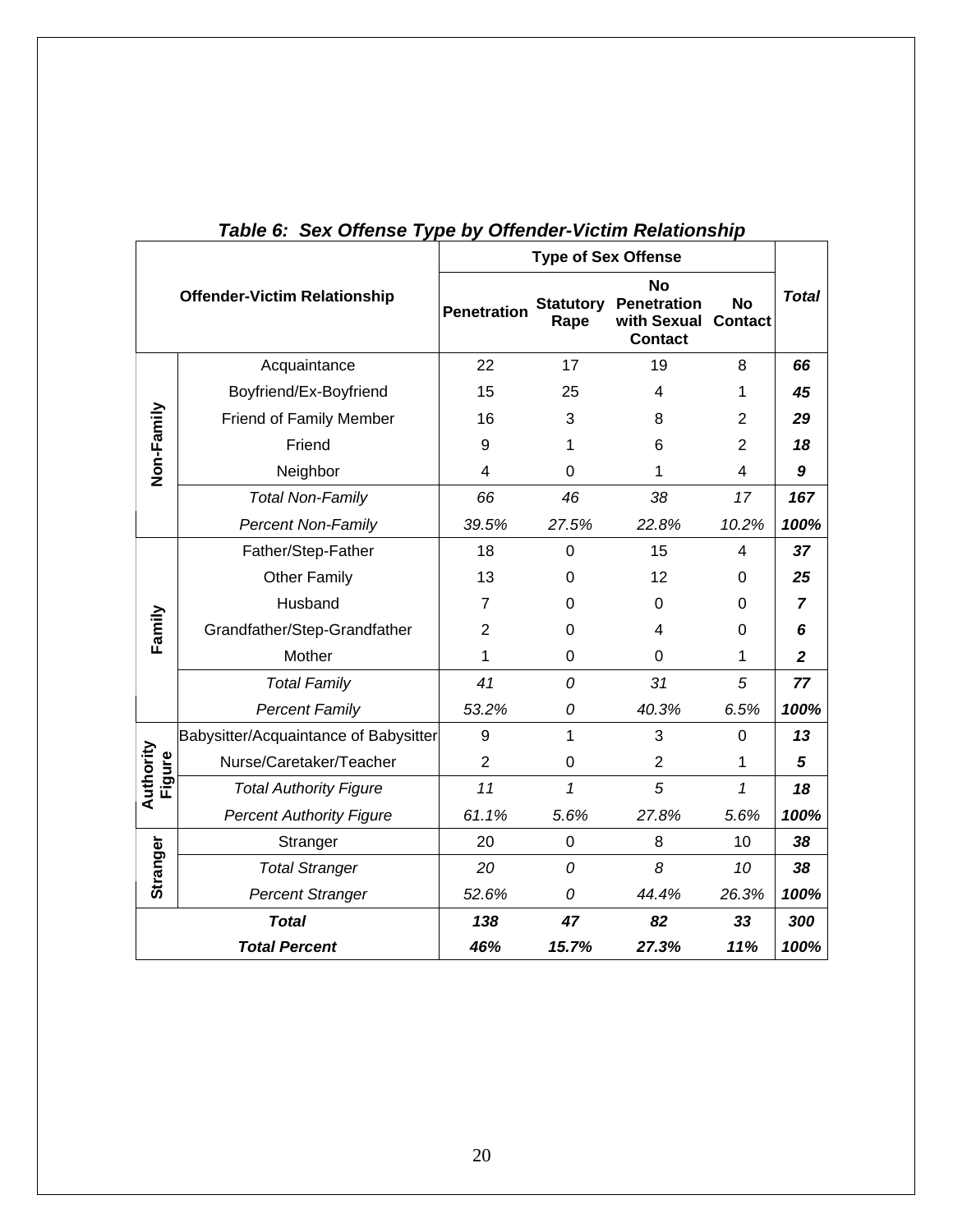### *Table 6: Sex Offense Type by Offender-Victim Relationship*

| | Offender-Victim Relationship | Type of Sex Offense | | | | *Total* |
|---|---|---|---|---|---|---|
| | | **Penetration** | **Statutory Rape** | **No Penetration with Sexual Contact** | **No Contact** | |
| **Non-Family** | Acquaintance | 22 | 17 | 19 | 8 | ***66*** |
| | Boyfriend/Ex-Boyfriend | 15 | 25 | 4 | 1 | ***45*** |
| | Friend of Family Member | 16 | 3 | 8 | 2 | ***29*** |
| | Friend | 9 | 1 | 6 | 2 | ***18*** |
| | Neighbor | 4 | 0 | 1 | 4 | ***9*** |
| | *Total Non-Family* | *66* | *46* | *38* | *17* | ***167*** |
| | *Percent Non-Family* | *39.5%* | *27.5%* | *22.8%* | *10.2%* | ***100%*** |
| **Family** | Father/Step-Father | 18 | 0 | 15 | 4 | ***37*** |
| | Other Family | 13 | 0 | 12 | 0 | ***25*** |
| | Husband | 7 | 0 | 0 | 0 | ***7*** |
| | Grandfather/Step-Grandfather | 2 | 0 | 4 | 0 | ***6*** |
| | Mother | 1 | 0 | 0 | 1 | ***2*** |
| | *Total Family* | *41* | *0* | *31* | *5* | ***77*** |
| | *Percent Family* | *53.2%* | *0* | *40.3%* | *6.5%* | ***100%*** |
| **Authority Figure** | Babysitter/Acquaintance of Babysitter | 9 | 1 | 3 | 0 | ***13*** |
| | Nurse/Caretaker/Teacher | 2 | 0 | 2 | 1 | ***5*** |
| | *Total Authority Figure* | *11* | *1* | *5* | *1* | ***18*** |
| | *Percent Authority Figure* | *61.1%* | *5.6%* | *27.8%* | *5.6%* | ***100%*** |
| **Stranger** | Stranger | 20 | 0 | 8 | 10 | ***38*** |
| | *Total Stranger* | *20* | *0* | *8* | *10* | ***38*** |
| | *Percent Stranger* | *52.6%* | *0* | *44.4%* | *26.3%* | ***100%*** |
| ***Total*** | | ***138*** | ***47*** | ***82*** | ***33*** | ***300*** |
| ***Total Percent*** | | ***46%*** | ***15.7%*** | ***27.3%*** | ***11%*** | ***100%*** |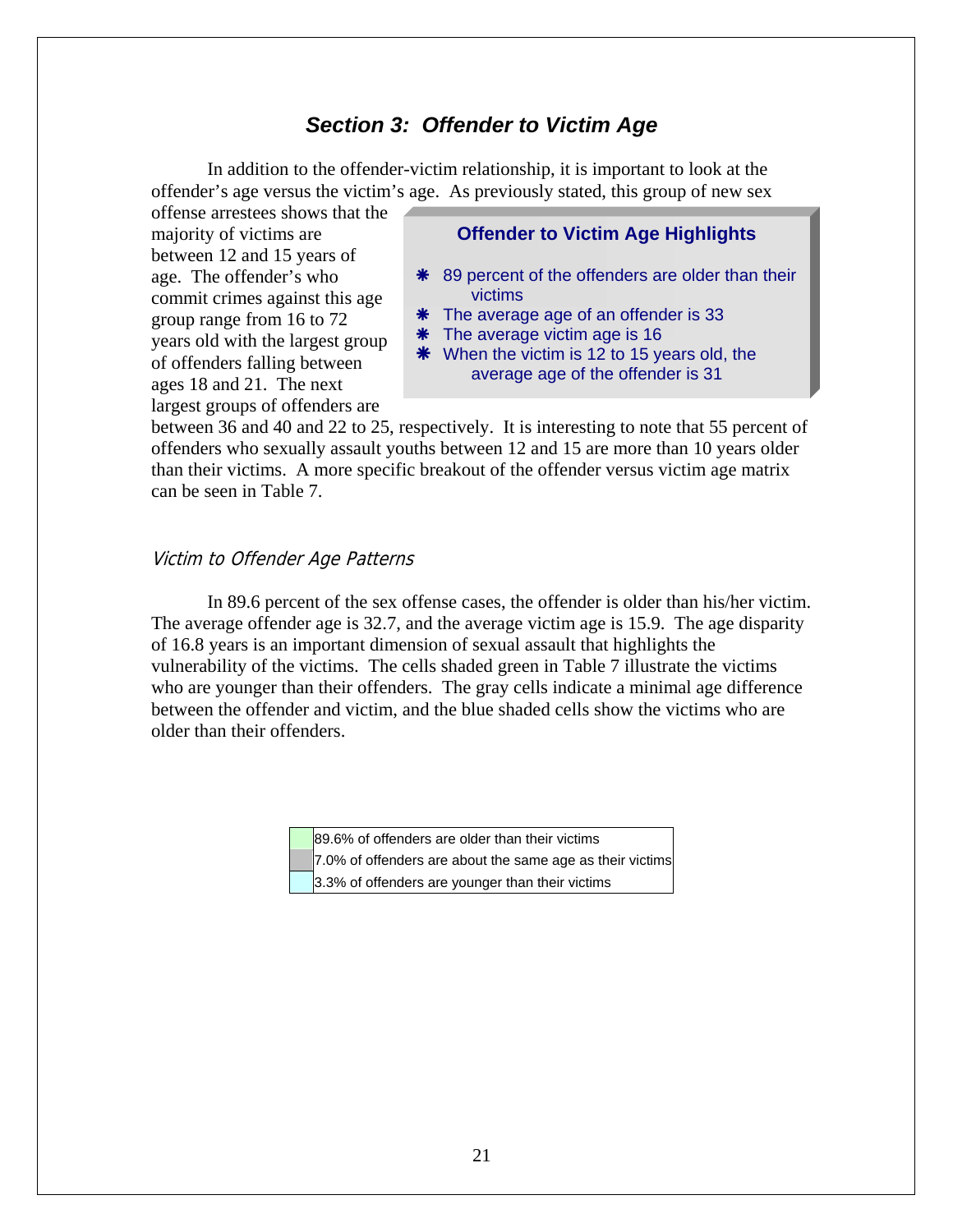## *Section 3: Offender to Victim Age*

In addition to the offender-victim relationship, it is important to look at the offender's age versus the victim's age. As previously stated, this group of new sex offense arrestees shows that the majority of victims are between 12 and 15 years of age. The offender's who commit crimes against this age group range from 16 to 72 years old with the largest group of offenders falling between ages 18 and 21. The next largest groups of offenders are between 36 and 40 and 22 to 25, respectively. It is interesting to note that 55 percent of offenders who sexually assault youths between 12 and 15 are more than 10 years older than their victims. A more specific breakout of the offender versus victim age matrix can be seen in Table 7.

> **Offender to Victim Age Highlights**
>
> - 89 percent of the offenders are older than their victims
> - The average age of an offender is 33
> - The average victim age is 16
> - When the victim is 12 to 15 years old, the average age of the offender is 31

*Victim to Offender Age Patterns*

In 89.6 percent of the sex offense cases, the offender is older than his/her victim. The average offender age is 32.7, and the average victim age is 15.9. The age disparity of 16.8 years is an important dimension of sexual assault that highlights the vulnerability of the victims. The cells shaded green in Table 7 illustrate the victims who are younger than their offenders. The gray cells indicate a minimal age difference between the offender and victim, and the blue shaded cells show the victims who are older than their offenders.

| Color | Description |
|---|---|
| Green | 89.6% of offenders are older than their victims |
| Gray | 7.0% of offenders are about the same age as their victims |
| Blue | 3.3% of offenders are younger than their victims |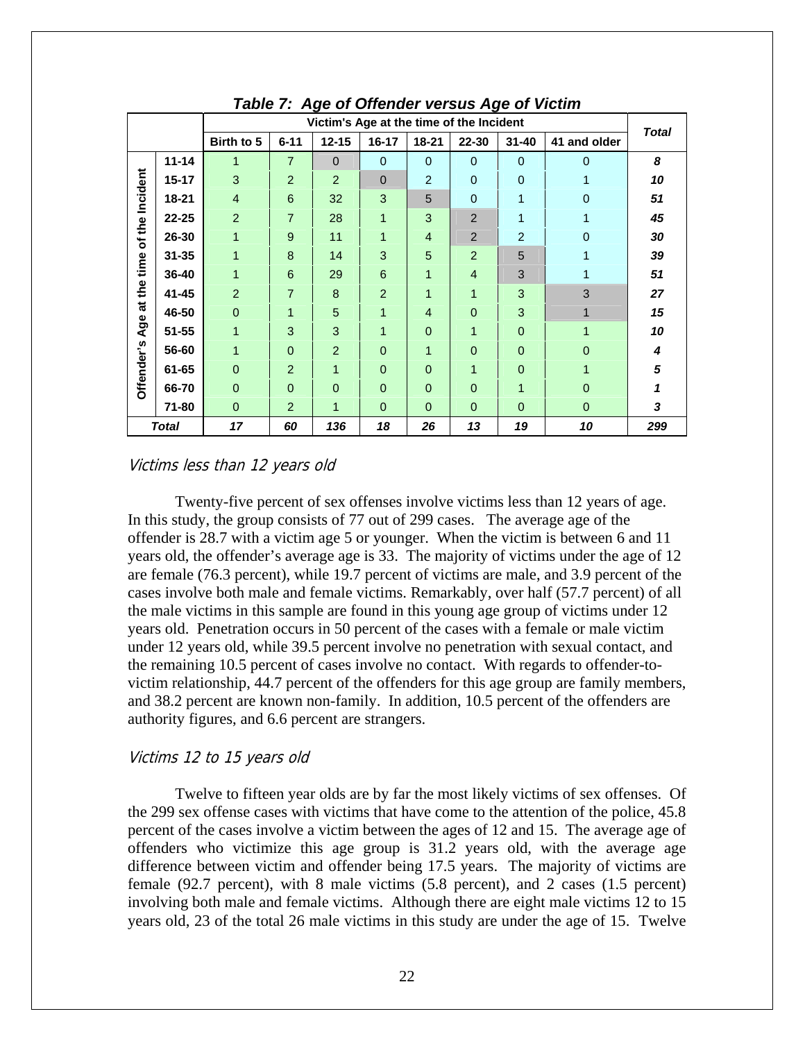***Table 7: Age of Offender versus Age of Victim***

| Offender's Age at the time of the Incident | Victim's Age at the time of the Incident | | | | | | | | *Total* |
|---|---|---|---|---|---|---|---|---|---|
| | **Birth to 5** | **6-11** | **12-15** | **16-17** | **18-21** | **22-30** | **31-40** | **41 and older** | |
| **11-14** | 1 | 7 | 0 | 0 | 0 | 0 | 0 | 0 | ***8*** |
| **15-17** | 3 | 2 | 2 | 0 | 2 | 0 | 0 | 1 | ***10*** |
| **18-21** | 4 | 6 | 32 | 3 | 5 | 0 | 1 | 0 | ***51*** |
| **22-25** | 2 | 7 | 28 | 1 | 3 | 2 | 1 | 1 | ***45*** |
| **26-30** | 1 | 9 | 11 | 1 | 4 | 2 | 2 | 0 | ***30*** |
| **31-35** | 1 | 8 | 14 | 3 | 5 | 2 | 5 | 1 | ***39*** |
| **36-40** | 1 | 6 | 29 | 6 | 1 | 4 | 3 | 1 | ***51*** |
| **41-45** | 2 | 7 | 8 | 2 | 1 | 1 | 3 | 3 | ***27*** |
| **46-50** | 0 | 1 | 5 | 1 | 4 | 0 | 3 | 1 | ***15*** |
| **51-55** | 1 | 3 | 3 | 1 | 0 | 1 | 0 | 1 | ***10*** |
| **56-60** | 1 | 0 | 2 | 0 | 1 | 0 | 0 | 0 | ***4*** |
| **61-65** | 0 | 2 | 1 | 0 | 0 | 1 | 0 | 1 | ***5*** |
| **66-70** | 0 | 0 | 0 | 0 | 0 | 0 | 1 | 0 | ***1*** |
| **71-80** | 0 | 2 | 1 | 0 | 0 | 0 | 0 | 0 | ***3*** |
| ***Total*** | ***17*** | ***60*** | ***136*** | ***18*** | ***26*** | ***13*** | ***19*** | ***10*** | ***299*** |

### *Victims less than 12 years old*

Twenty-five percent of sex offenses involve victims less than 12 years of age. In this study, the group consists of 77 out of 299 cases. The average age of the offender is 28.7 with a victim age 5 or younger. When the victim is between 6 and 11 years old, the offender's average age is 33. The majority of victims under the age of 12 are female (76.3 percent), while 19.7 percent of victims are male, and 3.9 percent of the cases involve both male and female victims. Remarkably, over half (57.7 percent) of all the male victims in this sample are found in this young age group of victims under 12 years old. Penetration occurs in 50 percent of the cases with a female or male victim under 12 years old, while 39.5 percent involve no penetration with sexual contact, and the remaining 10.5 percent of cases involve no contact. With regards to offender-to-victim relationship, 44.7 percent of the offenders for this age group are family members, and 38.2 percent are known non-family. In addition, 10.5 percent of the offenders are authority figures, and 6.6 percent are strangers.

### *Victims 12 to 15 years old*

Twelve to fifteen year olds are by far the most likely victims of sex offenses. Of the 299 sex offense cases with victims that have come to the attention of the police, 45.8 percent of the cases involve a victim between the ages of 12 and 15. The average age of offenders who victimize this age group is 31.2 years old, with the average age difference between victim and offender being 17.5 years. The majority of victims are female (92.7 percent), with 8 male victims (5.8 percent), and 2 cases (1.5 percent) involving both male and female victims. Although there are eight male victims 12 to 15 years old, 23 of the total 26 male victims in this study are under the age of 15. Twelve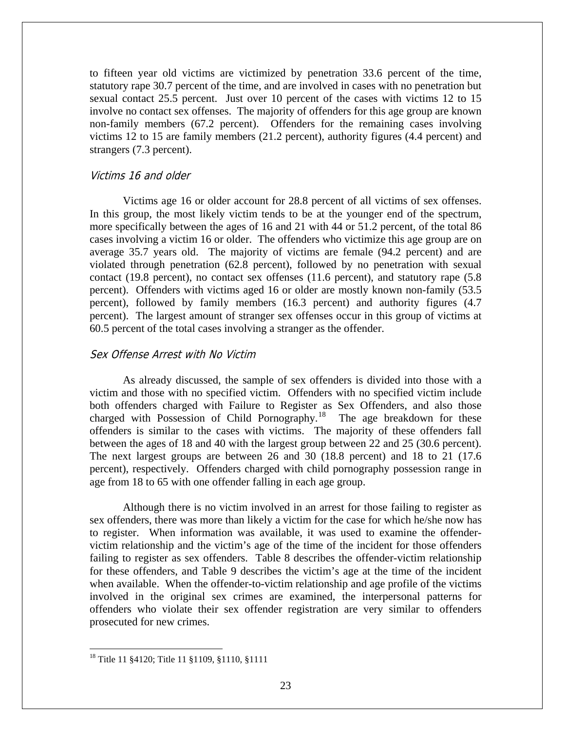to fifteen year old victims are victimized by penetration 33.6 percent of the time, statutory rape 30.7 percent of the time, and are involved in cases with no penetration but sexual contact 25.5 percent. Just over 10 percent of the cases with victims 12 to 15 involve no contact sex offenses. The majority of offenders for this age group are known non-family members (67.2 percent). Offenders for the remaining cases involving victims 12 to 15 are family members (21.2 percent), authority figures (4.4 percent) and strangers (7.3 percent).

### *Victims 16 and older*

Victims age 16 or older account for 28.8 percent of all victims of sex offenses. In this group, the most likely victim tends to be at the younger end of the spectrum, more specifically between the ages of 16 and 21 with 44 or 51.2 percent, of the total 86 cases involving a victim 16 or older. The offenders who victimize this age group are on average 35.7 years old. The majority of victims are female (94.2 percent) and are violated through penetration (62.8 percent), followed by no penetration with sexual contact (19.8 percent), no contact sex offenses (11.6 percent), and statutory rape (5.8 percent). Offenders with victims aged 16 or older are mostly known non-family (53.5 percent), followed by family members (16.3 percent) and authority figures (4.7 percent). The largest amount of stranger sex offenses occur in this group of victims at 60.5 percent of the total cases involving a stranger as the offender.

### *Sex Offense Arrest with No Victim*

As already discussed, the sample of sex offenders is divided into those with a victim and those with no specified victim. Offenders with no specified victim include both offenders charged with Failure to Register as Sex Offenders, and also those charged with Possession of Child Pornography.[18] The age breakdown for these offenders is similar to the cases with victims. The majority of these offenders fall between the ages of 18 and 40 with the largest group between 22 and 25 (30.6 percent). The next largest groups are between 26 and 30 (18.8 percent) and 18 to 21 (17.6 percent), respectively. Offenders charged with child pornography possession range in age from 18 to 65 with one offender falling in each age group.

Although there is no victim involved in an arrest for those failing to register as sex offenders, there was more than likely a victim for the case for which he/she now has to register. When information was available, it was used to examine the offender-victim relationship and the victim's age of the time of the incident for those offenders failing to register as sex offenders. Table 8 describes the offender-victim relationship for these offenders, and Table 9 describes the victim's age at the time of the incident when available. When the offender-to-victim relationship and age profile of the victims involved in the original sex crimes are examined, the interpersonal patterns for offenders who violate their sex offender registration are very similar to offenders prosecuted for new crimes.

---

[18] Title 11 §4120; Title 11 §1109, §1110, §1111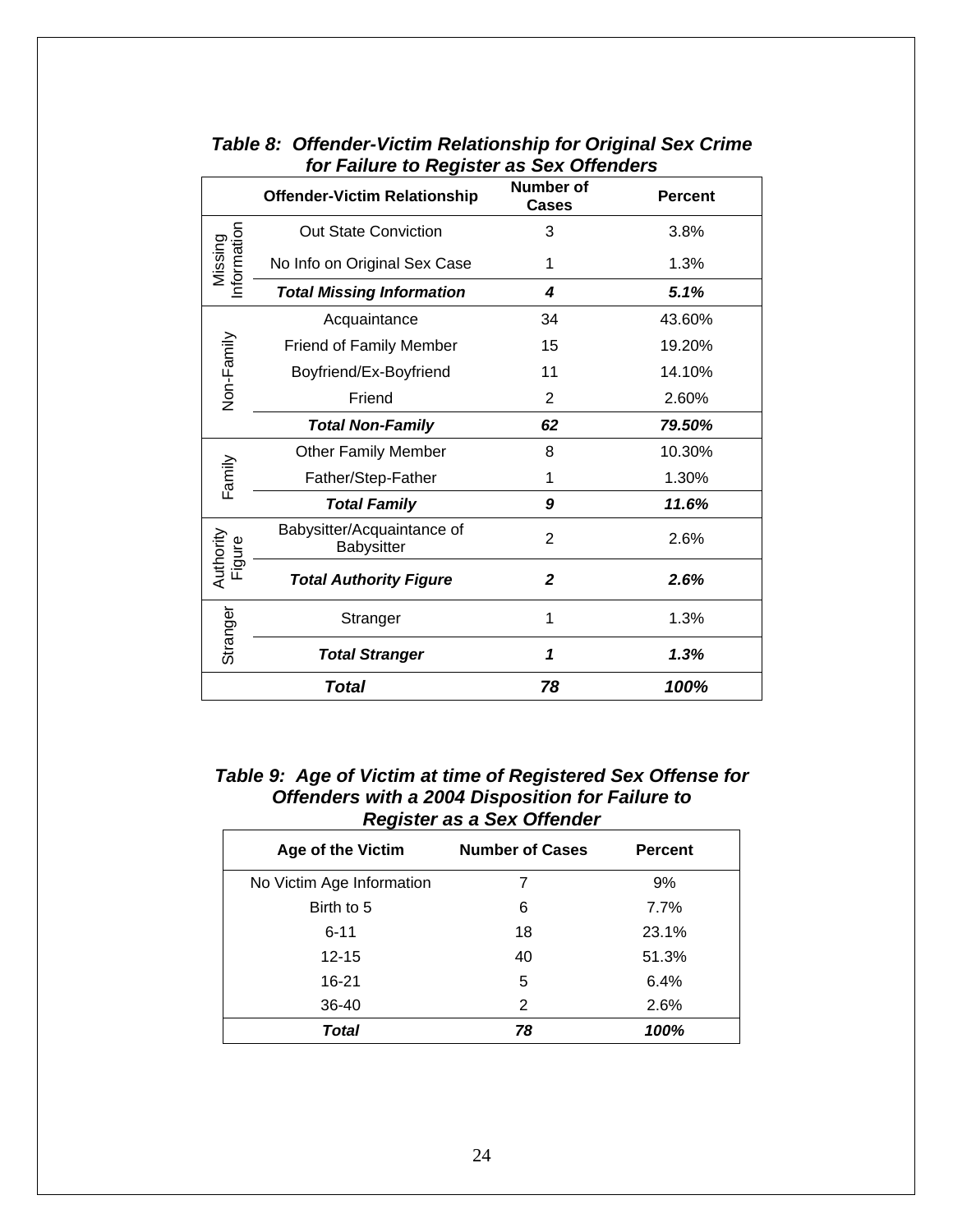***Table 8: Offender-Victim Relationship for Original Sex Crime for Failure to Register as Sex Offenders***

| | Offender-Victim Relationship | Number of Cases | Percent |
|---|---|---|---|
| Missing Information | Out State Conviction | 3 | 3.8% |
| | No Info on Original Sex Case | 1 | 1.3% |
| | ***Total Missing Information*** | ***4*** | ***5.1%*** |
| Non-Family | Acquaintance | 34 | 43.60% |
| | Friend of Family Member | 15 | 19.20% |
| | Boyfriend/Ex-Boyfriend | 11 | 14.10% |
| | Friend | 2 | 2.60% |
| | ***Total Non-Family*** | ***62*** | ***79.50%*** |
| Family | Other Family Member | 8 | 10.30% |
| | Father/Step-Father | 1 | 1.30% |
| | ***Total Family*** | ***9*** | ***11.6%*** |
| Authority Figure | Babysitter/Acquaintance of Babysitter | 2 | 2.6% |
| | ***Total Authority Figure*** | ***2*** | ***2.6%*** |
| Stranger | Stranger | 1 | 1.3% |
| | ***Total Stranger*** | ***1*** | ***1.3%*** |
| ***Total*** | | ***78*** | ***100%*** |

***Table 9: Age of Victim at time of Registered Sex Offense for Offenders with a 2004 Disposition for Failure to Register as a Sex Offender***

| Age of the Victim | Number of Cases | Percent |
|---|---|---|
| No Victim Age Information | 7 | 9% |
| Birth to 5 | 6 | 7.7% |
| 6-11 | 18 | 23.1% |
| 12-15 | 40 | 51.3% |
| 16-21 | 5 | 6.4% |
| 36-40 | 2 | 2.6% |
| ***Total*** | ***78*** | ***100%*** |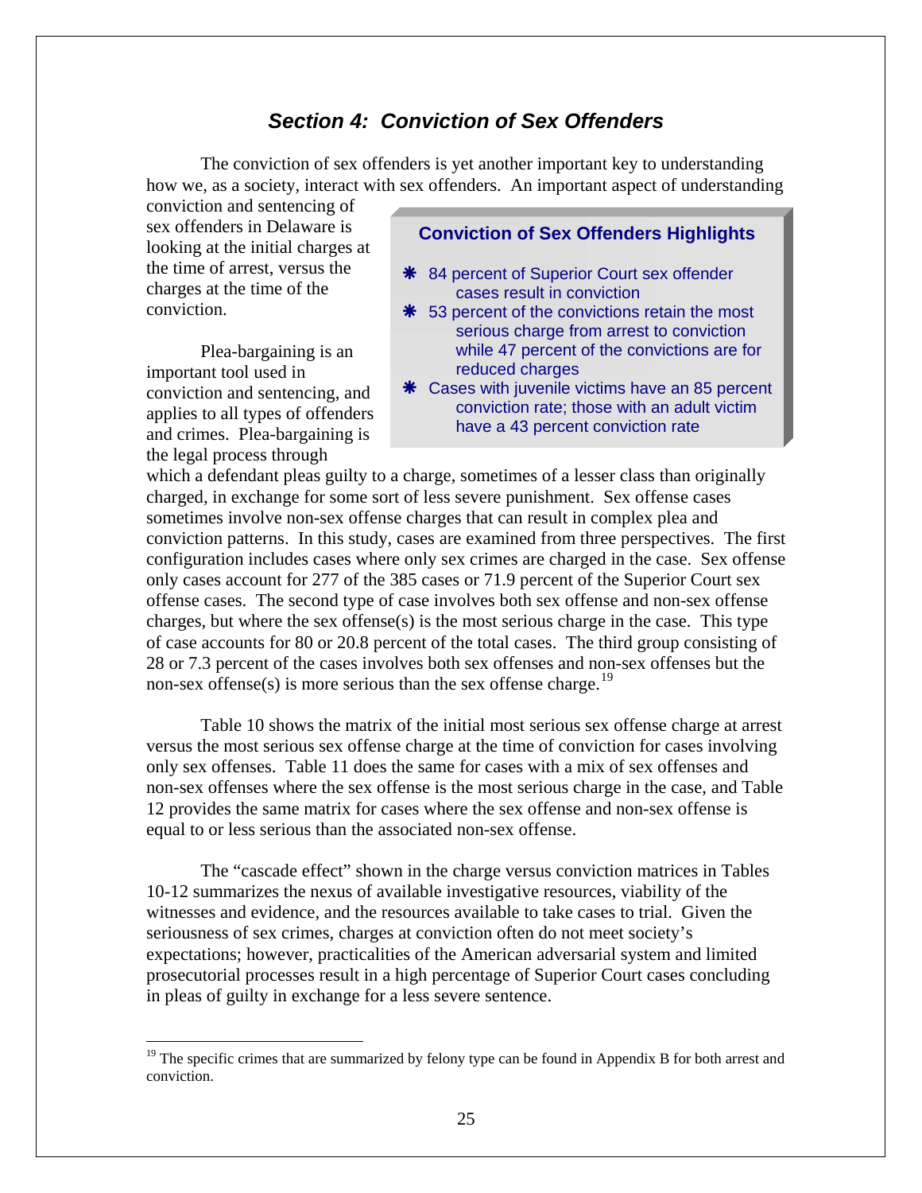## *Section 4: Conviction of Sex Offenders*

The conviction of sex offenders is yet another important key to understanding how we, as a society, interact with sex offenders. An important aspect of understanding conviction and sentencing of sex offenders in Delaware is looking at the initial charges at the time of arrest, versus the charges at the time of the conviction.

> **Conviction of Sex Offenders Highlights**
>
> - 84 percent of Superior Court sex offender cases result in conviction
> - 53 percent of the convictions retain the most serious charge from arrest to conviction while 47 percent of the convictions are for reduced charges
> - Cases with juvenile victims have an 85 percent conviction rate; those with an adult victim have a 43 percent conviction rate

Plea-bargaining is an important tool used in conviction and sentencing, and applies to all types of offenders and crimes. Plea-bargaining is the legal process through which a defendant pleas guilty to a charge, sometimes of a lesser class than originally charged, in exchange for some sort of less severe punishment. Sex offense cases sometimes involve non-sex offense charges that can result in complex plea and conviction patterns. In this study, cases are examined from three perspectives. The first configuration includes cases where only sex crimes are charged in the case. Sex offense only cases account for 277 of the 385 cases or 71.9 percent of the Superior Court sex offense cases. The second type of case involves both sex offense and non-sex offense charges, but where the sex offense(s) is the most serious charge in the case. This type of case accounts for 80 or 20.8 percent of the total cases. The third group consisting of 28 or 7.3 percent of the cases involves both sex offenses and non-sex offenses but the non-sex offense(s) is more serious than the sex offense charge.[19]

Table 10 shows the matrix of the initial most serious sex offense charge at arrest versus the most serious sex offense charge at the time of conviction for cases involving only sex offenses. Table 11 does the same for cases with a mix of sex offenses and non-sex offenses where the sex offense is the most serious charge in the case, and Table 12 provides the same matrix for cases where the sex offense and non-sex offense is equal to or less serious than the associated non-sex offense.

The "cascade effect" shown in the charge versus conviction matrices in Tables 10-12 summarizes the nexus of available investigative resources, viability of the witnesses and evidence, and the resources available to take cases to trial. Given the seriousness of sex crimes, charges at conviction often do not meet society's expectations; however, practicalities of the American adversarial system and limited prosecutorial processes result in a high percentage of Superior Court cases concluding in pleas of guilty in exchange for a less severe sentence.

---

[19] The specific crimes that are summarized by felony type can be found in Appendix B for both arrest and conviction.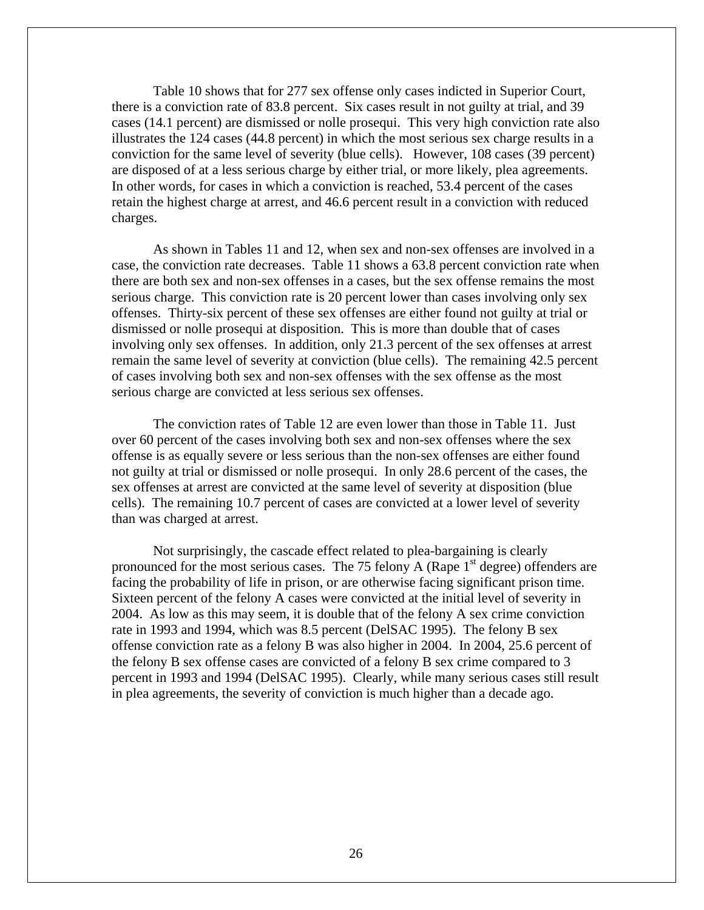Table 10 shows that for 277 sex offense only cases indicted in Superior Court, there is a conviction rate of 83.8 percent. Six cases result in not guilty at trial, and 39 cases (14.1 percent) are dismissed or nolle prosequi. This very high conviction rate also illustrates the 124 cases (44.8 percent) in which the most serious sex charge results in a conviction for the same level of severity (blue cells). However, 108 cases (39 percent) are disposed of at a less serious charge by either trial, or more likely, plea agreements. In other words, for cases in which a conviction is reached, 53.4 percent of the cases retain the highest charge at arrest, and 46.6 percent result in a conviction with reduced charges.

As shown in Tables 11 and 12, when sex and non-sex offenses are involved in a case, the conviction rate decreases. Table 11 shows a 63.8 percent conviction rate when there are both sex and non-sex offenses in a cases, but the sex offense remains the most serious charge. This conviction rate is 20 percent lower than cases involving only sex offenses. Thirty-six percent of these sex offenses are either found not guilty at trial or dismissed or nolle prosequi at disposition. This is more than double that of cases involving only sex offenses. In addition, only 21.3 percent of the sex offenses at arrest remain the same level of severity at conviction (blue cells). The remaining 42.5 percent of cases involving both sex and non-sex offenses with the sex offense as the most serious charge are convicted at less serious sex offenses.

The conviction rates of Table 12 are even lower than those in Table 11. Just over 60 percent of the cases involving both sex and non-sex offenses where the sex offense is as equally severe or less serious than the non-sex offenses are either found not guilty at trial or dismissed or nolle prosequi. In only 28.6 percent of the cases, the sex offenses at arrest are convicted at the same level of severity at disposition (blue cells). The remaining 10.7 percent of cases are convicted at a lower level of severity than was charged at arrest.

Not surprisingly, the cascade effect related to plea-bargaining is clearly pronounced for the most serious cases. The 75 felony A (Rape 1st degree) offenders are facing the probability of life in prison, or are otherwise facing significant prison time. Sixteen percent of the felony A cases were convicted at the initial level of severity in 2004. As low as this may seem, it is double that of the felony A sex crime conviction rate in 1993 and 1994, which was 8.5 percent (DelSAC 1995). The felony B sex offense conviction rate as a felony B was also higher in 2004. In 2004, 25.6 percent of the felony B sex offense cases are convicted of a felony B sex crime compared to 3 percent in 1993 and 1994 (DelSAC 1995). Clearly, while many serious cases still result in plea agreements, the severity of conviction is much higher than a decade ago.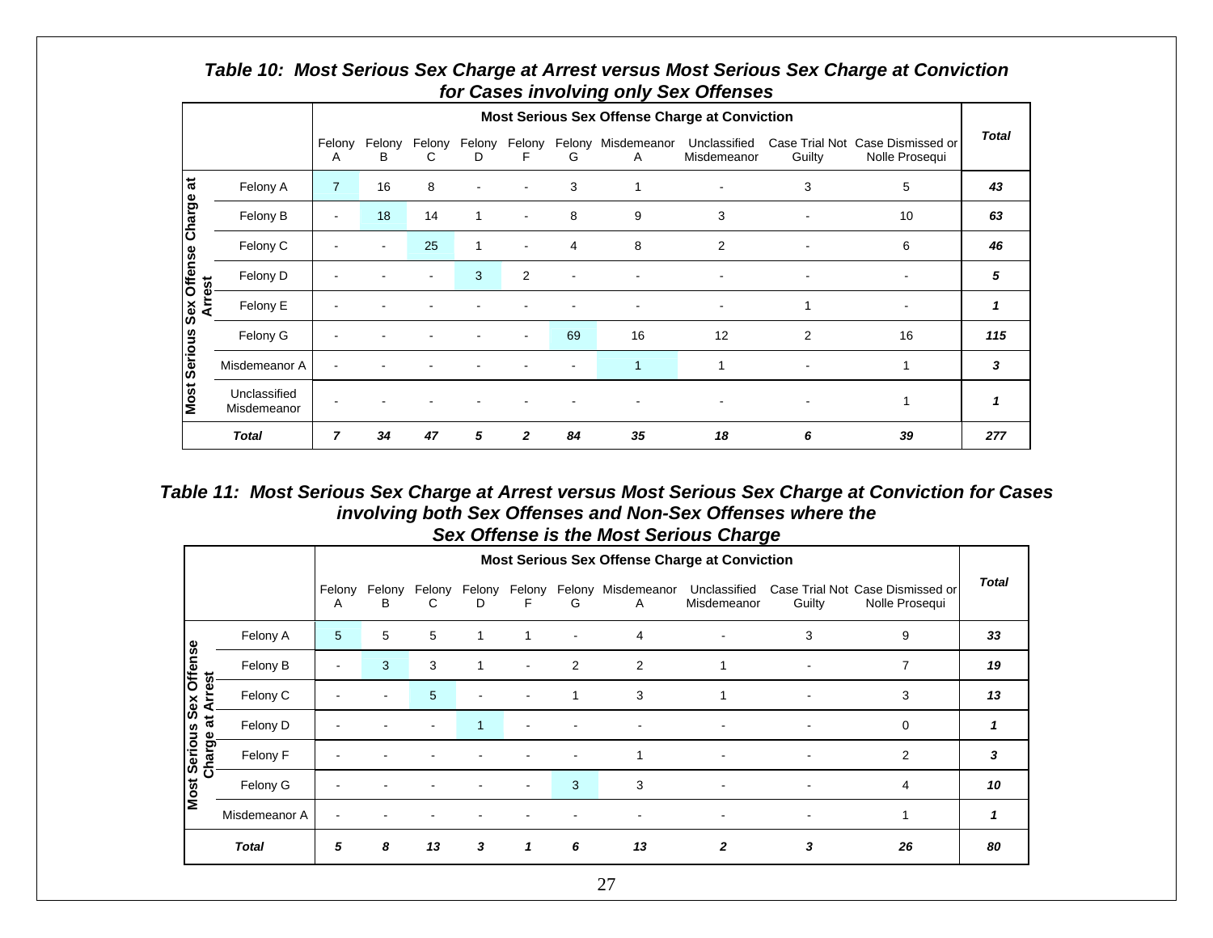### *Table 10: Most Serious Sex Charge at Arrest versus Most Serious Sex Charge at Conviction for Cases involving only Sex Offenses*

| Most Serious Sex Offense Charge at Arrest | Most Serious Sex Offense Charge at Conviction: Felony A | Felony B | Felony C | Felony D | Felony F | Felony G | Misdemeanor A | Unclassified Misdemeanor | Case Trial Not Guilty | Case Dismissed or Nolle Prosequi | ***Total*** |
|---|---|---|---|---|---|---|---|---|---|---|---|
| Felony A | 7 | 16 | 8 | - | - | 3 | 1 | - | 3 | 5 | ***43*** |
| Felony B | - | 18 | 14 | 1 | - | 8 | 9 | 3 | - | 10 | ***63*** |
| Felony C | - | - | 25 | 1 | - | 4 | 8 | 2 | - | 6 | ***46*** |
| Felony D | - | - | - | 3 | 2 | - | - | - | - | - | ***5*** |
| Felony E | - | - | - | - | - | - | - | - | 1 | - | ***1*** |
| Felony G | - | - | - | - | - | 69 | 16 | 12 | 2 | 16 | ***115*** |
| Misdemeanor A | - | - | - | - | - | - | 1 | 1 | - | 1 | ***3*** |
| Unclassified Misdemeanor | - | - | - | - | - | - | - | - | - | 1 | ***1*** |
| ***Total*** | ***7*** | ***34*** | ***47*** | ***5*** | ***2*** | ***84*** | ***35*** | ***18*** | ***6*** | ***39*** | ***277*** |

### *Table 11: Most Serious Sex Charge at Arrest versus Most Serious Sex Charge at Conviction for Cases involving both Sex Offenses and Non-Sex Offenses where the Sex Offense is the Most Serious Charge*

| Most Serious Sex Offense Charge at Arrest | Most Serious Sex Offense Charge at Conviction: Felony A | Felony B | Felony C | Felony D | Felony F | Felony G | Misdemeanor A | Unclassified Misdemeanor | Case Trial Not Guilty | Case Dismissed or Nolle Prosequi | ***Total*** |
|---|---|---|---|---|---|---|---|---|---|---|---|
| Felony A | 5 | 5 | 5 | 1 | 1 | - | 4 | - | 3 | 9 | ***33*** |
| Felony B | - | 3 | 3 | 1 | - | 2 | 2 | 1 | - | 7 | ***19*** |
| Felony C | - | - | 5 | - | - | 1 | 3 | 1 | - | 3 | ***13*** |
| Felony D | - | - | - | 1 | - | - | - | - | - | 0 | ***1*** |
| Felony F | - | - | - | - | - | - | 1 | - | - | 2 | ***3*** |
| Felony G | - | - | - | - | - | 3 | 3 | - | - | 4 | ***10*** |
| Misdemeanor A | - | - | - | - | - | - | - | - | - | 1 | ***1*** |
| ***Total*** | ***5*** | ***8*** | ***13*** | ***3*** | ***1*** | ***6*** | ***13*** | ***2*** | ***3*** | ***26*** | ***80*** |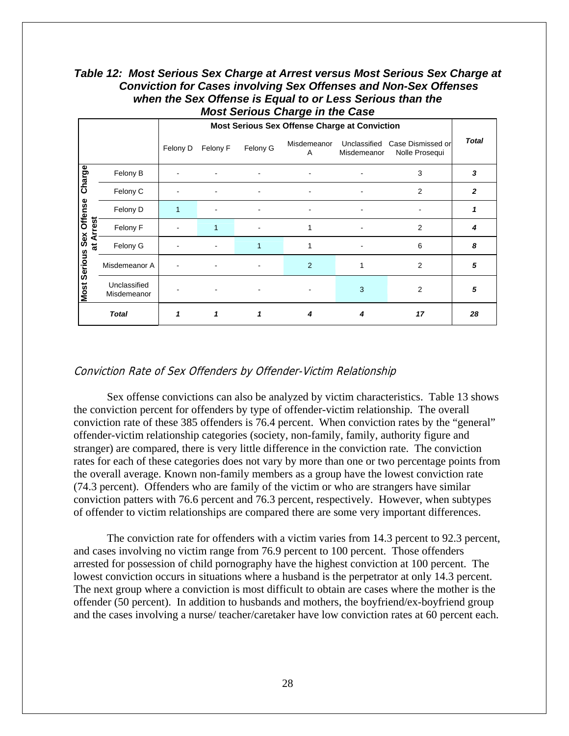***Table 12: Most Serious Sex Charge at Arrest versus Most Serious Sex Charge at Conviction for Cases involving Sex Offenses and Non-Sex Offenses when the Sex Offense is Equal to or Less Serious than the Most Serious Charge in the Case***

| Most Serious Sex Offense Charge at Arrest | Most Serious Sex Offense Charge at Conviction | | | | | | |
|---|---|---|---|---|---|---|---|
| | Felony D | Felony F | Felony G | Misdemeanor A | Unclassified Misdemeanor | Case Dismissed or Nolle Prosequi | ***Total*** |
| Felony B | - | - | - | - | - | 3 | ***3*** |
| Felony C | - | - | - | - | - | 2 | ***2*** |
| Felony D | 1 | - | - | - | - | - | ***1*** |
| Felony F | - | 1 | - | 1 | - | 2 | ***4*** |
| Felony G | - | - | 1 | 1 | - | 6 | ***8*** |
| Misdemeanor A | - | - | - | 2 | 1 | 2 | ***5*** |
| Unclassified Misdemeanor | - | - | - | - | 3 | 2 | ***5*** |
| ***Total*** | ***1*** | ***1*** | ***1*** | ***4*** | ***4*** | ***17*** | ***28*** |

## *Conviction Rate of Sex Offenders by Offender-Victim Relationship*

Sex offense convictions can also be analyzed by victim characteristics. Table 13 shows the conviction percent for offenders by type of offender-victim relationship. The overall conviction rate of these 385 offenders is 76.4 percent. When conviction rates by the "general" offender-victim relationship categories (society, non-family, family, authority figure and stranger) are compared, there is very little difference in the conviction rate. The conviction rates for each of these categories does not vary by more than one or two percentage points from the overall average. Known non-family members as a group have the lowest conviction rate (74.3 percent). Offenders who are family of the victim or who are strangers have similar conviction patters with 76.6 percent and 76.3 percent, respectively. However, when subtypes of offender to victim relationships are compared there are some very important differences.

The conviction rate for offenders with a victim varies from 14.3 percent to 92.3 percent, and cases involving no victim range from 76.9 percent to 100 percent. Those offenders arrested for possession of child pornography have the highest conviction at 100 percent. The lowest conviction occurs in situations where a husband is the perpetrator at only 14.3 percent. The next group where a conviction is most difficult to obtain are cases where the mother is the offender (50 percent). In addition to husbands and mothers, the boyfriend/ex-boyfriend group and the cases involving a nurse/ teacher/caretaker have low conviction rates at 60 percent each.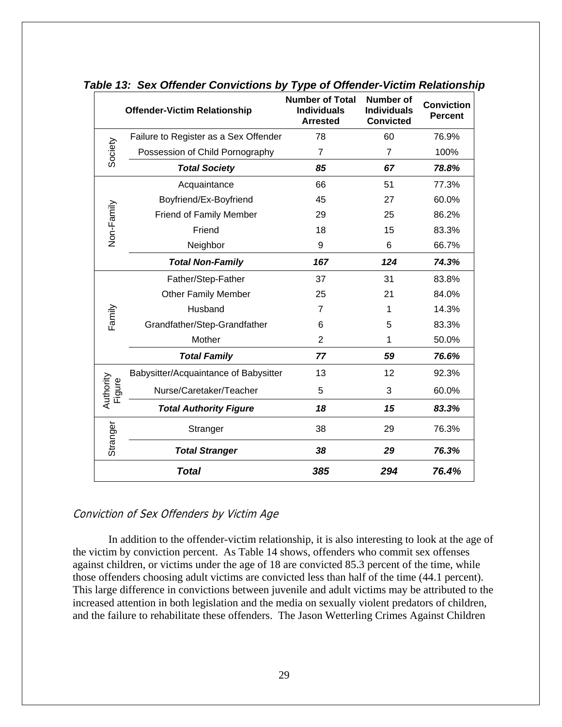***Table 13: Sex Offender Convictions by Type of Offender-Victim Relationship***

| | Offender-Victim Relationship | Number of Total Individuals Arrested | Number of Individuals Convicted | Conviction Percent |
|---|---|---|---|---|
| Society | Failure to Register as a Sex Offender | 78 | 60 | 76.9% |
| | Possession of Child Pornography | 7 | 7 | 100% |
| | ***Total Society*** | ***85*** | ***67*** | ***78.8%*** |
| Non-Family | Acquaintance | 66 | 51 | 77.3% |
| | Boyfriend/Ex-Boyfriend | 45 | 27 | 60.0% |
| | Friend of Family Member | 29 | 25 | 86.2% |
| | Friend | 18 | 15 | 83.3% |
| | Neighbor | 9 | 6 | 66.7% |
| | ***Total Non-Family*** | ***167*** | ***124*** | ***74.3%*** |
| Family | Father/Step-Father | 37 | 31 | 83.8% |
| | Other Family Member | 25 | 21 | 84.0% |
| | Husband | 7 | 1 | 14.3% |
| | Grandfather/Step-Grandfather | 6 | 5 | 83.3% |
| | Mother | 2 | 1 | 50.0% |
| | ***Total Family*** | ***77*** | ***59*** | ***76.6%*** |
| Authority Figure | Babysitter/Acquaintance of Babysitter | 13 | 12 | 92.3% |
| | Nurse/Caretaker/Teacher | 5 | 3 | 60.0% |
| | ***Total Authority Figure*** | ***18*** | ***15*** | ***83.3%*** |
| Stranger | Stranger | 38 | 29 | 76.3% |
| | ***Total Stranger*** | ***38*** | ***29*** | ***76.3%*** |
| | ***Total*** | ***385*** | ***294*** | ***76.4%*** |

### *Conviction of Sex Offenders by Victim Age*

In addition to the offender-victim relationship, it is also interesting to look at the age of the victim by conviction percent. As Table 14 shows, offenders who commit sex offenses against children, or victims under the age of 18 are convicted 85.3 percent of the time, while those offenders choosing adult victims are convicted less than half of the time (44.1 percent). This large difference in convictions between juvenile and adult victims may be attributed to the increased attention in both legislation and the media on sexually violent predators of children, and the failure to rehabilitate these offenders. The Jason Wetterling Crimes Against Children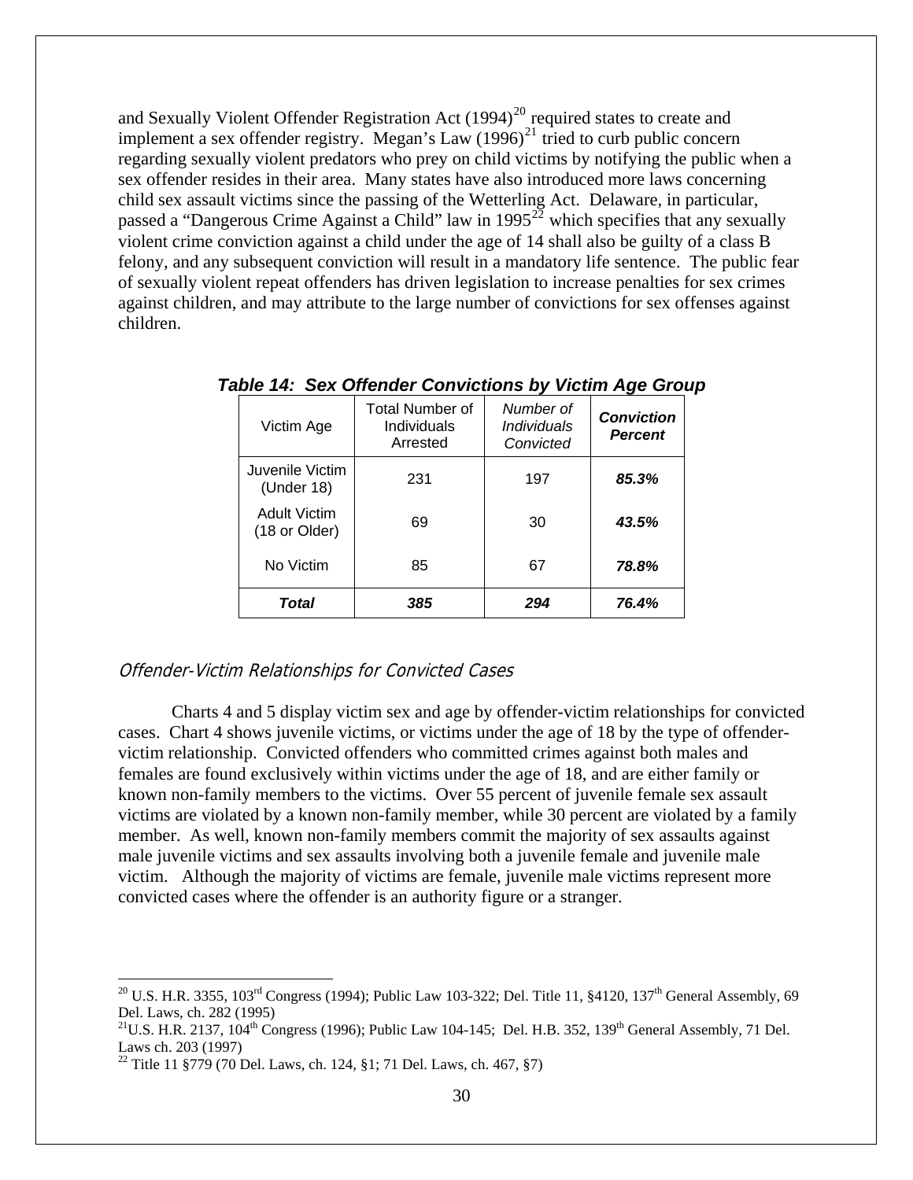and Sexually Violent Offender Registration Act (1994)[20] required states to create and implement a sex offender registry. Megan's Law (1996)[21] tried to curb public concern regarding sexually violent predators who prey on child victims by notifying the public when a sex offender resides in their area. Many states have also introduced more laws concerning child sex assault victims since the passing of the Wetterling Act. Delaware, in particular, passed a "Dangerous Crime Against a Child" law in 1995[22] which specifies that any sexually violent crime conviction against a child under the age of 14 shall also be guilty of a class B felony, and any subsequent conviction will result in a mandatory life sentence. The public fear of sexually violent repeat offenders has driven legislation to increase penalties for sex crimes against children, and may attribute to the large number of convictions for sex offenses against children.

***Table 14: Sex Offender Convictions by Victim Age Group***

| Victim Age | Total Number of Individuals Arrested | *Number of Individuals Convicted* | ***Conviction Percent*** |
|---|---|---|---|
| Juvenile Victim (Under 18) | 231 | 197 | ***85.3%*** |
| Adult Victim (18 or Older) | 69 | 30 | ***43.5%*** |
| No Victim | 85 | 67 | ***78.8%*** |
| ***Total*** | ***385*** | ***294*** | ***76.4%*** |

### *Offender-Victim Relationships for Convicted Cases*

Charts 4 and 5 display victim sex and age by offender-victim relationships for convicted cases. Chart 4 shows juvenile victims, or victims under the age of 18 by the type of offender-victim relationship. Convicted offenders who committed crimes against both males and females are found exclusively within victims under the age of 18, and are either family or known non-family members to the victims. Over 55 percent of juvenile female sex assault victims are violated by a known non-family member, while 30 percent are violated by a family member. As well, known non-family members commit the majority of sex assaults against male juvenile victims and sex assaults involving both a juvenile female and juvenile male victim. Although the majority of victims are female, juvenile male victims represent more convicted cases where the offender is an authority figure or a stranger.

---

[20] U.S. H.R. 3355, 103rd Congress (1994); Public Law 103-322; Del. Title 11, §4120, 137th General Assembly, 69 Del. Laws, ch. 282 (1995)

[21] U.S. H.R. 2137, 104th Congress (1996); Public Law 104-145; Del. H.B. 352, 139th General Assembly, 71 Del. Laws ch. 203 (1997)

[22] Title 11 §779 (70 Del. Laws, ch. 124, §1; 71 Del. Laws, ch. 467, §7)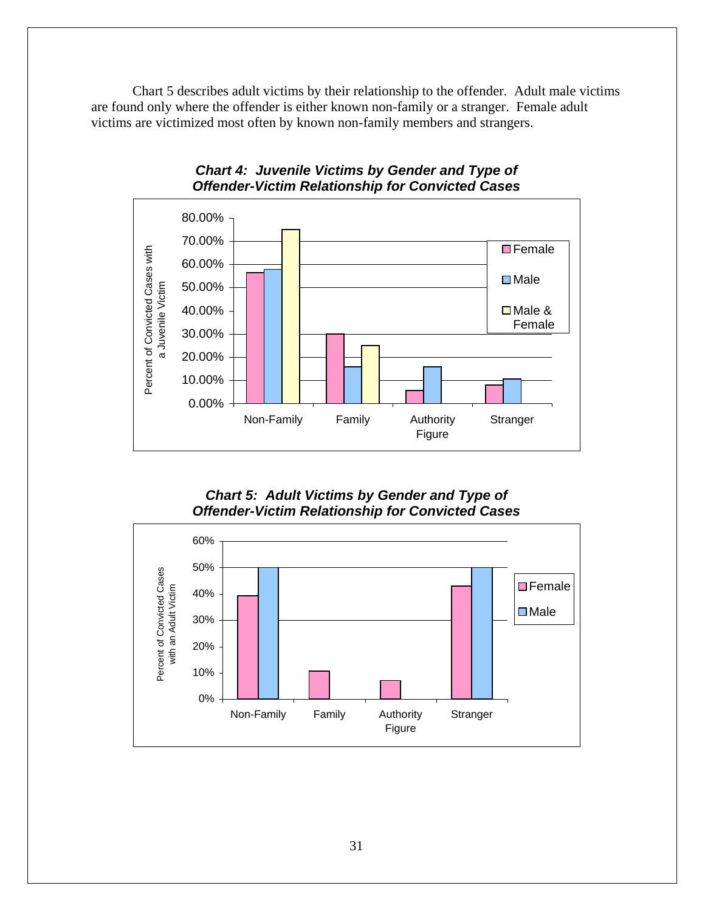Chart 5 describes adult victims by their relationship to the offender. Adult male victims are found only where the offender is either known non-family or a stranger. Female adult victims are victimized most often by known non-family members and strangers.

***Chart 4: Juvenile Victims by Gender and Type of Offender-Victim Relationship for Convicted Cases***

***Chart 5: Adult Victims by Gender and Type of Offender-Victim Relationship for Convicted Cases***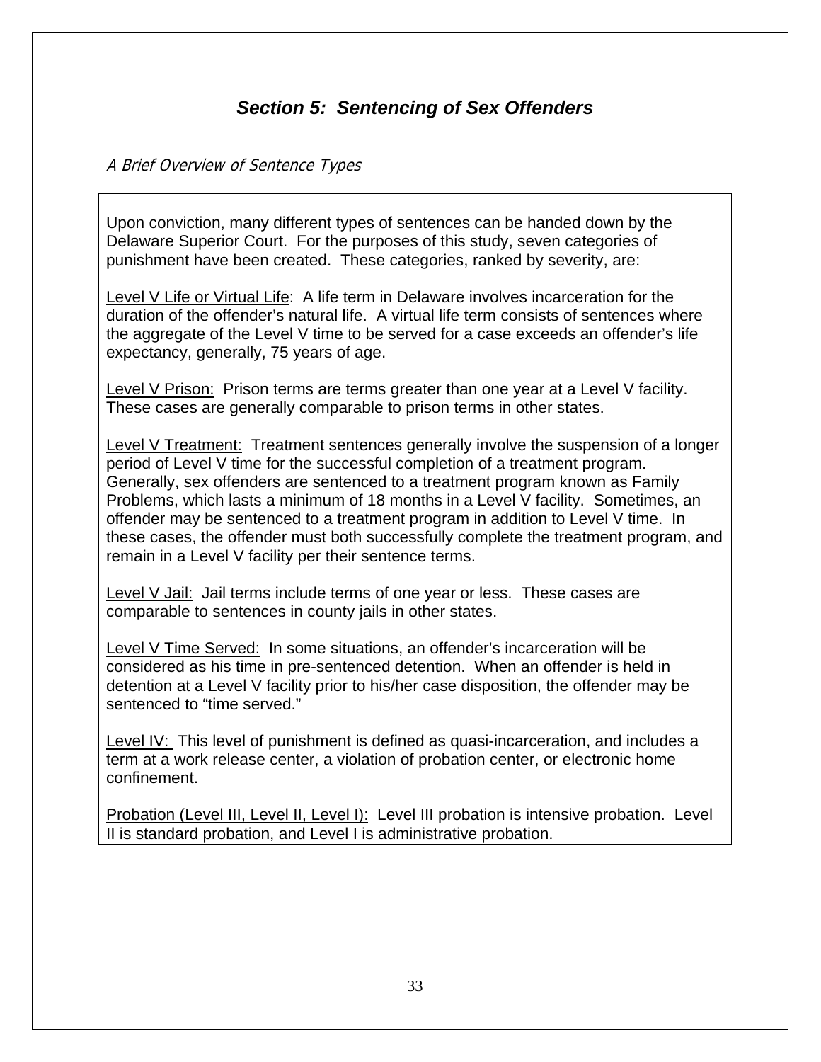## *Section 5: Sentencing of Sex Offenders*

*A Brief Overview of Sentence Types*

Upon conviction, many different types of sentences can be handed down by the Delaware Superior Court. For the purposes of this study, seven categories of punishment have been created. These categories, ranked by severity, are:

Level V Life or Virtual Life: A life term in Delaware involves incarceration for the duration of the offender's natural life. A virtual life term consists of sentences where the aggregate of the Level V time to be served for a case exceeds an offender's life expectancy, generally, 75 years of age.

Level V Prison: Prison terms are terms greater than one year at a Level V facility. These cases are generally comparable to prison terms in other states.

Level V Treatment: Treatment sentences generally involve the suspension of a longer period of Level V time for the successful completion of a treatment program. Generally, sex offenders are sentenced to a treatment program known as Family Problems, which lasts a minimum of 18 months in a Level V facility. Sometimes, an offender may be sentenced to a treatment program in addition to Level V time. In these cases, the offender must both successfully complete the treatment program, and remain in a Level V facility per their sentence terms.

Level V Jail: Jail terms include terms of one year or less. These cases are comparable to sentences in county jails in other states.

Level V Time Served: In some situations, an offender's incarceration will be considered as his time in pre-sentenced detention. When an offender is held in detention at a Level V facility prior to his/her case disposition, the offender may be sentenced to "time served."

Level IV: This level of punishment is defined as quasi-incarceration, and includes a term at a work release center, a violation of probation center, or electronic home confinement.

Probation (Level III, Level II, Level I): Level III probation is intensive probation. Level II is standard probation, and Level I is administrative probation.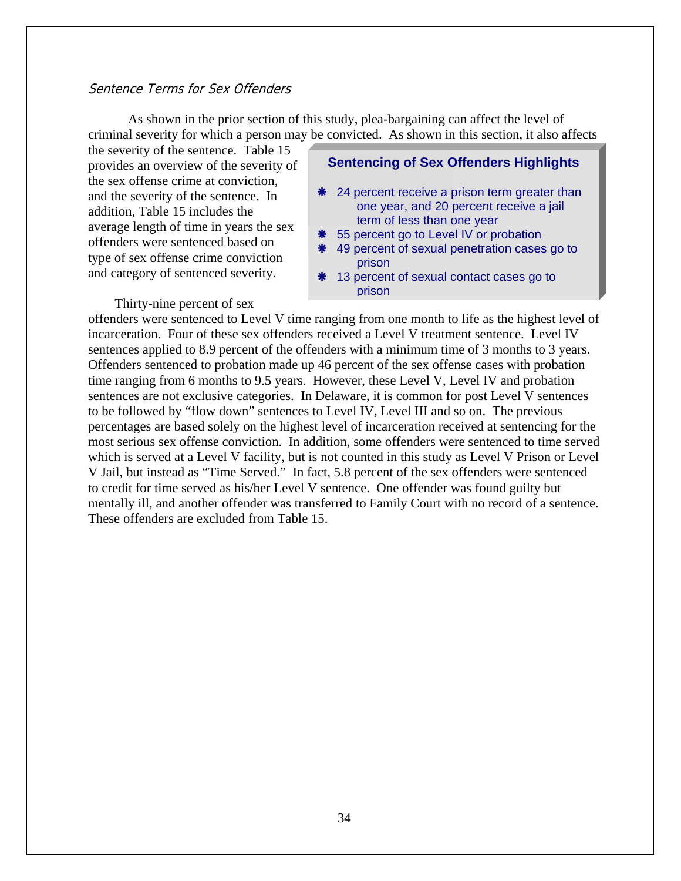### *Sentence Terms for Sex Offenders*

As shown in the prior section of this study, plea-bargaining can affect the level of criminal severity for which a person may be convicted. As shown in this section, it also affects the severity of the sentence. Table 15 provides an overview of the severity of the sex offense crime at conviction, and the severity of the sentence. In addition, Table 15 includes the average length of time in years the sex offenders were sentenced based on type of sex offense crime conviction and category of sentenced severity.

> **Sentencing of Sex Offenders Highlights**
>
> - 24 percent receive a prison term greater than one year, and 20 percent receive a jail term of less than one year
> - 55 percent go to Level IV or probation
> - 49 percent of sexual penetration cases go to prison
> - 13 percent of sexual contact cases go to prison

Thirty-nine percent of sex offenders were sentenced to Level V time ranging from one month to life as the highest level of incarceration. Four of these sex offenders received a Level V treatment sentence. Level IV sentences applied to 8.9 percent of the offenders with a minimum time of 3 months to 3 years. Offenders sentenced to probation made up 46 percent of the sex offense cases with probation time ranging from 6 months to 9.5 years. However, these Level V, Level IV and probation sentences are not exclusive categories. In Delaware, it is common for post Level V sentences to be followed by "flow down" sentences to Level IV, Level III and so on. The previous percentages are based solely on the highest level of incarceration received at sentencing for the most serious sex offense conviction. In addition, some offenders were sentenced to time served which is served at a Level V facility, but is not counted in this study as Level V Prison or Level V Jail, but instead as "Time Served." In fact, 5.8 percent of the sex offenders were sentenced to credit for time served as his/her Level V sentence. One offender was found guilty but mentally ill, and another offender was transferred to Family Court with no record of a sentence. These offenders are excluded from Table 15.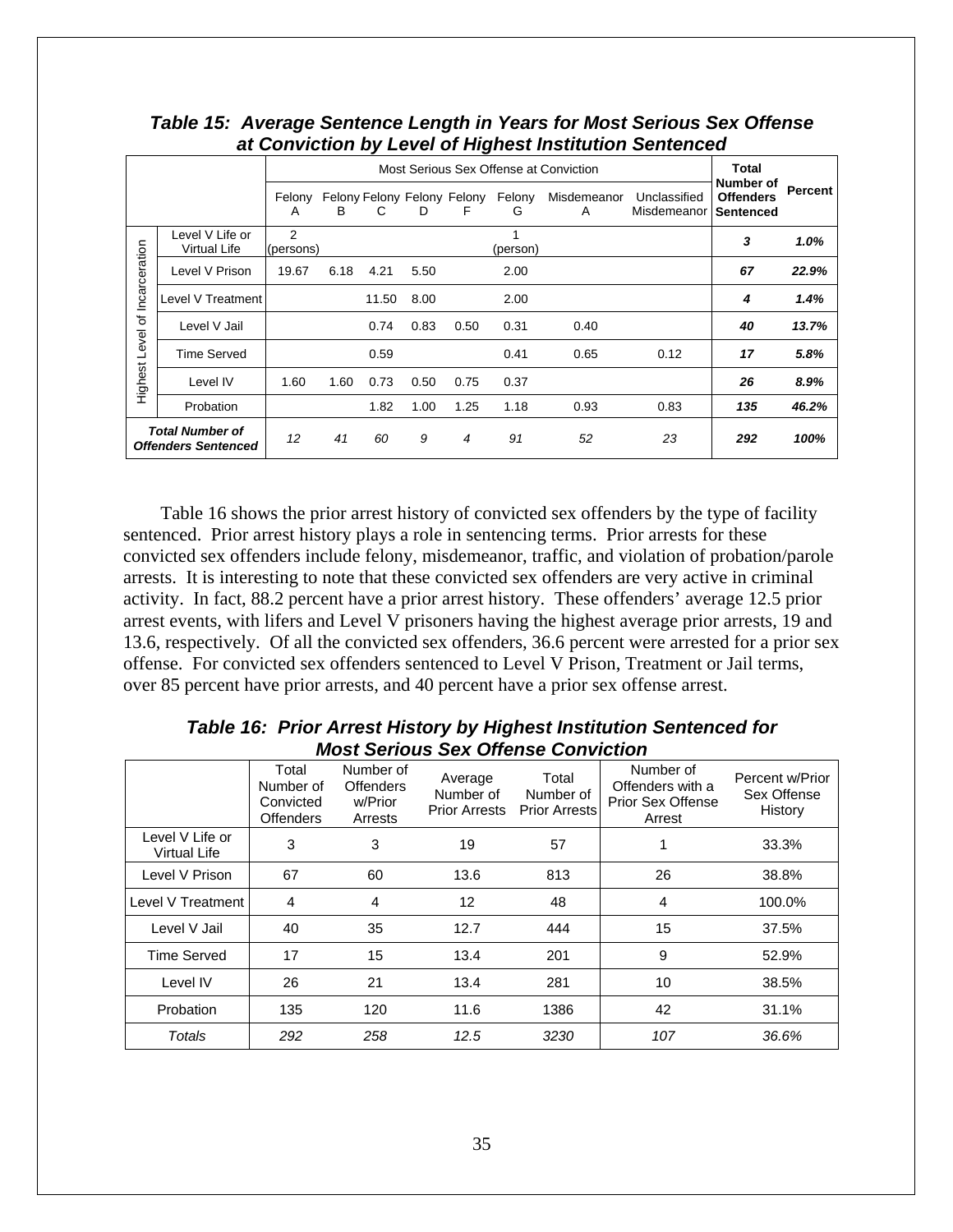**Table 15: Average Sentence Length in Years for Most Serious Sex Offense at Conviction by Level of Highest Institution Sentenced**

| | | Most Serious Sex Offense at Conviction | | | | | | | | Total Number of Offenders Sentenced | Percent |
|---|---|---|---|---|---|---|---|---|---|---|---|
| | | Felony A | Felony B | Felony C | Felony D | Felony F | Felony G | Misdemeanor A | Unclassified Misdemeanor | | |
| Highest Level of Incarceration | Level V Life or Virtual Life | 2 (persons) | | | | | 1 (person) | | | ***3*** | ***1.0%*** |
| | Level V Prison | 19.67 | 6.18 | 4.21 | 5.50 | | 2.00 | | | ***67*** | ***22.9%*** |
| | Level V Treatment | | | 11.50 | 8.00 | | 2.00 | | | ***4*** | ***1.4%*** |
| | Level V Jail | | | 0.74 | 0.83 | 0.50 | 0.31 | 0.40 | | ***40*** | ***13.7%*** |
| | Time Served | | | 0.59 | | | 0.41 | 0.65 | 0.12 | ***17*** | ***5.8%*** |
| | Level IV | 1.60 | 1.60 | 0.73 | 0.50 | 0.75 | 0.37 | | | ***26*** | ***8.9%*** |
| | Probation | | | 1.82 | 1.00 | 1.25 | 1.18 | 0.93 | 0.83 | ***135*** | ***46.2%*** |
| ***Total Number of Offenders Sentenced*** | | *12* | *41* | *60* | *9* | *4* | *91* | *52* | *23* | ***292*** | ***100%*** |

Table 16 shows the prior arrest history of convicted sex offenders by the type of facility sentenced. Prior arrest history plays a role in sentencing terms. Prior arrests for these convicted sex offenders include felony, misdemeanor, traffic, and violation of probation/parole arrests. It is interesting to note that these convicted sex offenders are very active in criminal activity. In fact, 88.2 percent have a prior arrest history. These offenders' average 12.5 prior arrest events, with lifers and Level V prisoners having the highest average prior arrests, 19 and 13.6, respectively. Of all the convicted sex offenders, 36.6 percent were arrested for a prior sex offense. For convicted sex offenders sentenced to Level V Prison, Treatment or Jail terms, over 85 percent have prior arrests, and 40 percent have a prior sex offense arrest.

**Table 16: Prior Arrest History by Highest Institution Sentenced for Most Serious Sex Offense Conviction**

| | Total Number of Convicted Offenders | Number of Offenders w/Prior Arrests | Average Number of Prior Arrests | Total Number of Prior Arrests | Number of Offenders with a Prior Sex Offense Arrest | Percent w/Prior Sex Offense History |
|---|---|---|---|---|---|---|
| Level V Life or Virtual Life | 3 | 3 | 19 | 57 | 1 | 33.3% |
| Level V Prison | 67 | 60 | 13.6 | 813 | 26 | 38.8% |
| Level V Treatment | 4 | 4 | 12 | 48 | 4 | 100.0% |
| Level V Jail | 40 | 35 | 12.7 | 444 | 15 | 37.5% |
| Time Served | 17 | 15 | 13.4 | 201 | 9 | 52.9% |
| Level IV | 26 | 21 | 13.4 | 281 | 10 | 38.5% |
| Probation | 135 | 120 | 11.6 | 1386 | 42 | 31.1% |
| *Totals* | *292* | *258* | *12.5* | *3230* | *107* | *36.6%* |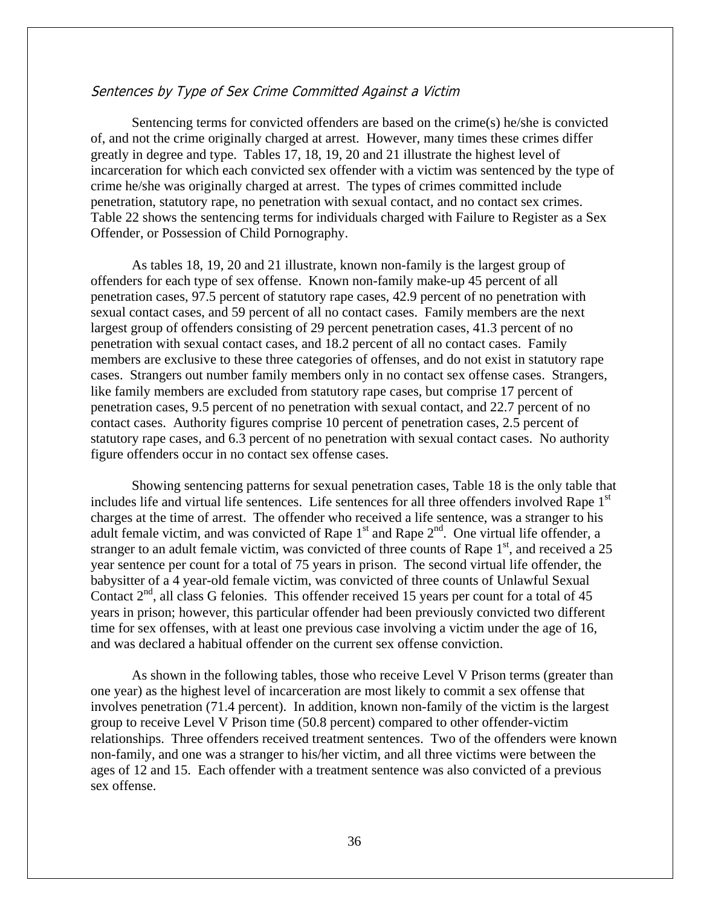### *Sentences by Type of Sex Crime Committed Against a Victim*

Sentencing terms for convicted offenders are based on the crime(s) he/she is convicted of, and not the crime originally charged at arrest. However, many times these crimes differ greatly in degree and type. Tables 17, 18, 19, 20 and 21 illustrate the highest level of incarceration for which each convicted sex offender with a victim was sentenced by the type of crime he/she was originally charged at arrest. The types of crimes committed include penetration, statutory rape, no penetration with sexual contact, and no contact sex crimes. Table 22 shows the sentencing terms for individuals charged with Failure to Register as a Sex Offender, or Possession of Child Pornography.

As tables 18, 19, 20 and 21 illustrate, known non-family is the largest group of offenders for each type of sex offense. Known non-family make-up 45 percent of all penetration cases, 97.5 percent of statutory rape cases, 42.9 percent of no penetration with sexual contact cases, and 59 percent of all no contact cases. Family members are the next largest group of offenders consisting of 29 percent penetration cases, 41.3 percent of no penetration with sexual contact cases, and 18.2 percent of all no contact cases. Family members are exclusive to these three categories of offenses, and do not exist in statutory rape cases. Strangers out number family members only in no contact sex offense cases. Strangers, like family members are excluded from statutory rape cases, but comprise 17 percent of penetration cases, 9.5 percent of no penetration with sexual contact, and 22.7 percent of no contact cases. Authority figures comprise 10 percent of penetration cases, 2.5 percent of statutory rape cases, and 6.3 percent of no penetration with sexual contact cases. No authority figure offenders occur in no contact sex offense cases.

Showing sentencing patterns for sexual penetration cases, Table 18 is the only table that includes life and virtual life sentences. Life sentences for all three offenders involved Rape 1st charges at the time of arrest. The offender who received a life sentence, was a stranger to his adult female victim, and was convicted of Rape 1st and Rape 2nd. One virtual life offender, a stranger to an adult female victim, was convicted of three counts of Rape 1st, and received a 25 year sentence per count for a total of 75 years in prison. The second virtual life offender, the babysitter of a 4 year-old female victim, was convicted of three counts of Unlawful Sexual Contact 2nd, all class G felonies. This offender received 15 years per count for a total of 45 years in prison; however, this particular offender had been previously convicted two different time for sex offenses, with at least one previous case involving a victim under the age of 16, and was declared a habitual offender on the current sex offense conviction.

As shown in the following tables, those who receive Level V Prison terms (greater than one year) as the highest level of incarceration are most likely to commit a sex offense that involves penetration (71.4 percent). In addition, known non-family of the victim is the largest group to receive Level V Prison time (50.8 percent) compared to other offender-victim relationships. Three offenders received treatment sentences. Two of the offenders were known non-family, and one was a stranger to his/her victim, and all three victims were between the ages of 12 and 15. Each offender with a treatment sentence was also convicted of a previous sex offense.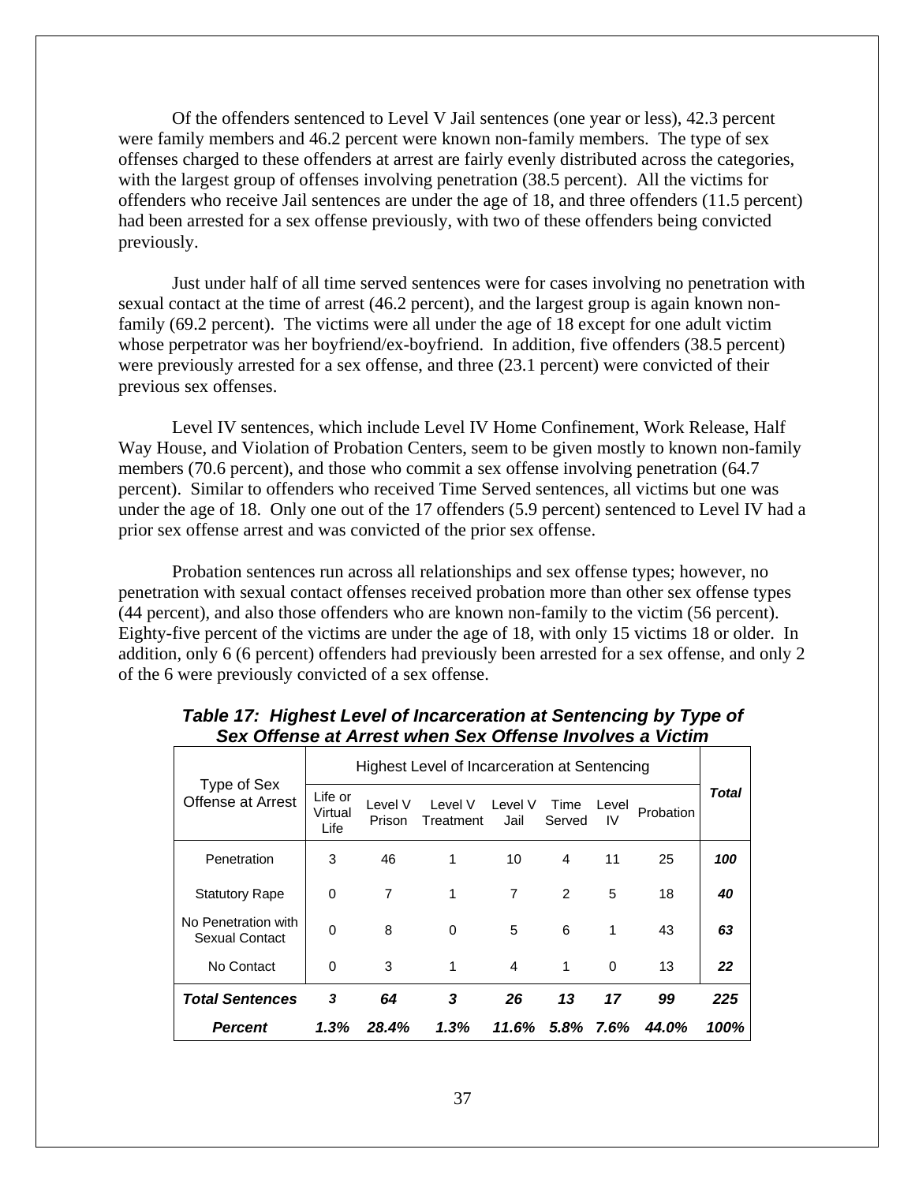Of the offenders sentenced to Level V Jail sentences (one year or less), 42.3 percent were family members and 46.2 percent were known non-family members. The type of sex offenses charged to these offenders at arrest are fairly evenly distributed across the categories, with the largest group of offenses involving penetration (38.5 percent). All the victims for offenders who receive Jail sentences are under the age of 18, and three offenders (11.5 percent) had been arrested for a sex offense previously, with two of these offenders being convicted previously.

Just under half of all time served sentences were for cases involving no penetration with sexual contact at the time of arrest (46.2 percent), and the largest group is again known non-family (69.2 percent). The victims were all under the age of 18 except for one adult victim whose perpetrator was her boyfriend/ex-boyfriend. In addition, five offenders (38.5 percent) were previously arrested for a sex offense, and three (23.1 percent) were convicted of their previous sex offenses.

Level IV sentences, which include Level IV Home Confinement, Work Release, Half Way House, and Violation of Probation Centers, seem to be given mostly to known non-family members (70.6 percent), and those who commit a sex offense involving penetration (64.7 percent). Similar to offenders who received Time Served sentences, all victims but one was under the age of 18. Only one out of the 17 offenders (5.9 percent) sentenced to Level IV had a prior sex offense arrest and was convicted of the prior sex offense.

Probation sentences run across all relationships and sex offense types; however, no penetration with sexual contact offenses received probation more than other sex offense types (44 percent), and also those offenders who are known non-family to the victim (56 percent). Eighty-five percent of the victims are under the age of 18, with only 15 victims 18 or older. In addition, only 6 (6 percent) offenders had previously been arrested for a sex offense, and only 2 of the 6 were previously convicted of a sex offense.

***Table 17: Highest Level of Incarceration at Sentencing by Type of Sex Offense at Arrest when Sex Offense Involves a Victim***

| Type of Sex Offense at Arrest | Highest Level of Incarceration at Sentencing | | | | | | | ***Total*** |
|---|---|---|---|---|---|---|---|---|
| | Life or Virtual Life | Level V Prison | Level V Treatment | Level V Jail | Time Served | Level IV | Probation | |
| Penetration | 3 | 46 | 1 | 10 | 4 | 11 | 25 | ***100*** |
| Statutory Rape | 0 | 7 | 1 | 7 | 2 | 5 | 18 | ***40*** |
| No Penetration with Sexual Contact | 0 | 8 | 0 | 5 | 6 | 1 | 43 | ***63*** |
| No Contact | 0 | 3 | 1 | 4 | 1 | 0 | 13 | ***22*** |
| ***Total Sentences*** | ***3*** | ***64*** | ***3*** | ***26*** | ***13*** | ***17*** | ***99*** | ***225*** |
| ***Percent*** | ***1.3%*** | ***28.4%*** | ***1.3%*** | ***11.6%*** | ***5.8%*** | ***7.6%*** | ***44.0%*** | ***100%*** |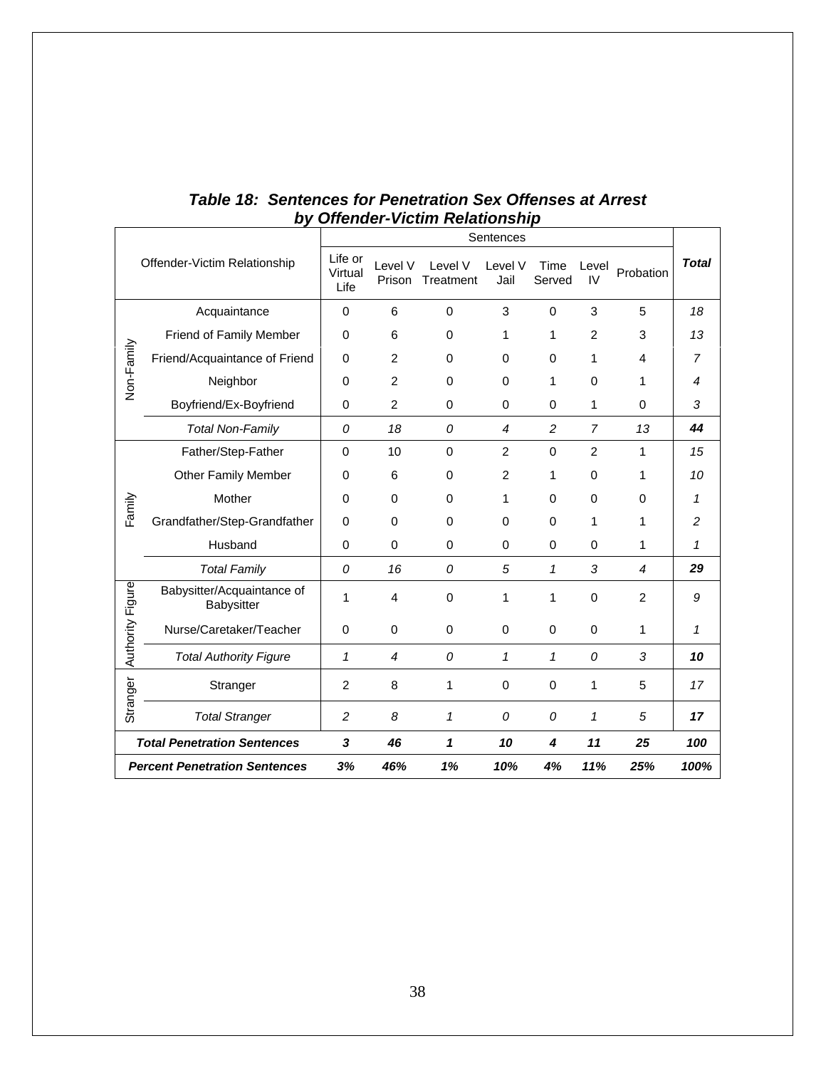### *Table 18: Sentences for Penetration Sex Offenses at Arrest by Offender-Victim Relationship*

| Offender-Victim Relationship | | Sentences | | | | | | | **Total** |
|---|---|---|---|---|---|---|---|---|---|
| | | Life or Virtual Life | Level V Prison | Level V Treatment | Level V Jail | Time Served | Level IV | Probation | |
| Non-Family | Acquaintance | 0 | 6 | 0 | 3 | 0 | 3 | 5 | *18* |
| | Friend of Family Member | 0 | 6 | 0 | 1 | 1 | 2 | 3 | *13* |
| | Friend/Acquaintance of Friend | 0 | 2 | 0 | 0 | 0 | 1 | 4 | *7* |
| | Neighbor | 0 | 2 | 0 | 0 | 1 | 0 | 1 | *4* |
| | Boyfriend/Ex-Boyfriend | 0 | 2 | 0 | 0 | 0 | 1 | 0 | *3* |
| | *Total Non-Family* | *0* | *18* | *0* | *4* | *2* | *7* | *13* | ***44*** |
| Family | Father/Step-Father | 0 | 10 | 0 | 2 | 0 | 2 | 1 | *15* |
| | Other Family Member | 0 | 6 | 0 | 2 | 1 | 0 | 1 | *10* |
| | Mother | 0 | 0 | 0 | 1 | 0 | 0 | 0 | *1* |
| | Grandfather/Step-Grandfather | 0 | 0 | 0 | 0 | 0 | 1 | 1 | *2* |
| | Husband | 0 | 0 | 0 | 0 | 0 | 0 | 1 | *1* |
| | *Total Family* | *0* | *16* | *0* | *5* | *1* | *3* | *4* | ***29*** |
| Authority Figure | Babysitter/Acquaintance of Babysitter | 1 | 4 | 0 | 1 | 1 | 0 | 2 | *9* |
| | Nurse/Caretaker/Teacher | 0 | 0 | 0 | 0 | 0 | 0 | 1 | *1* |
| | *Total Authority Figure* | *1* | *4* | *0* | *1* | *1* | *0* | *3* | ***10*** |
| Stranger | Stranger | 2 | 8 | 1 | 0 | 0 | 1 | 5 | *17* |
| | *Total Stranger* | *2* | *8* | *1* | *0* | *0* | *1* | *5* | ***17*** |
| ***Total Penetration Sentences*** | | ***3*** | ***46*** | ***1*** | ***10*** | ***4*** | ***11*** | ***25*** | ***100*** |
| ***Percent Penetration Sentences*** | | ***3%*** | ***46%*** | ***1%*** | ***10%*** | ***4%*** | ***11%*** | ***25%*** | ***100%*** |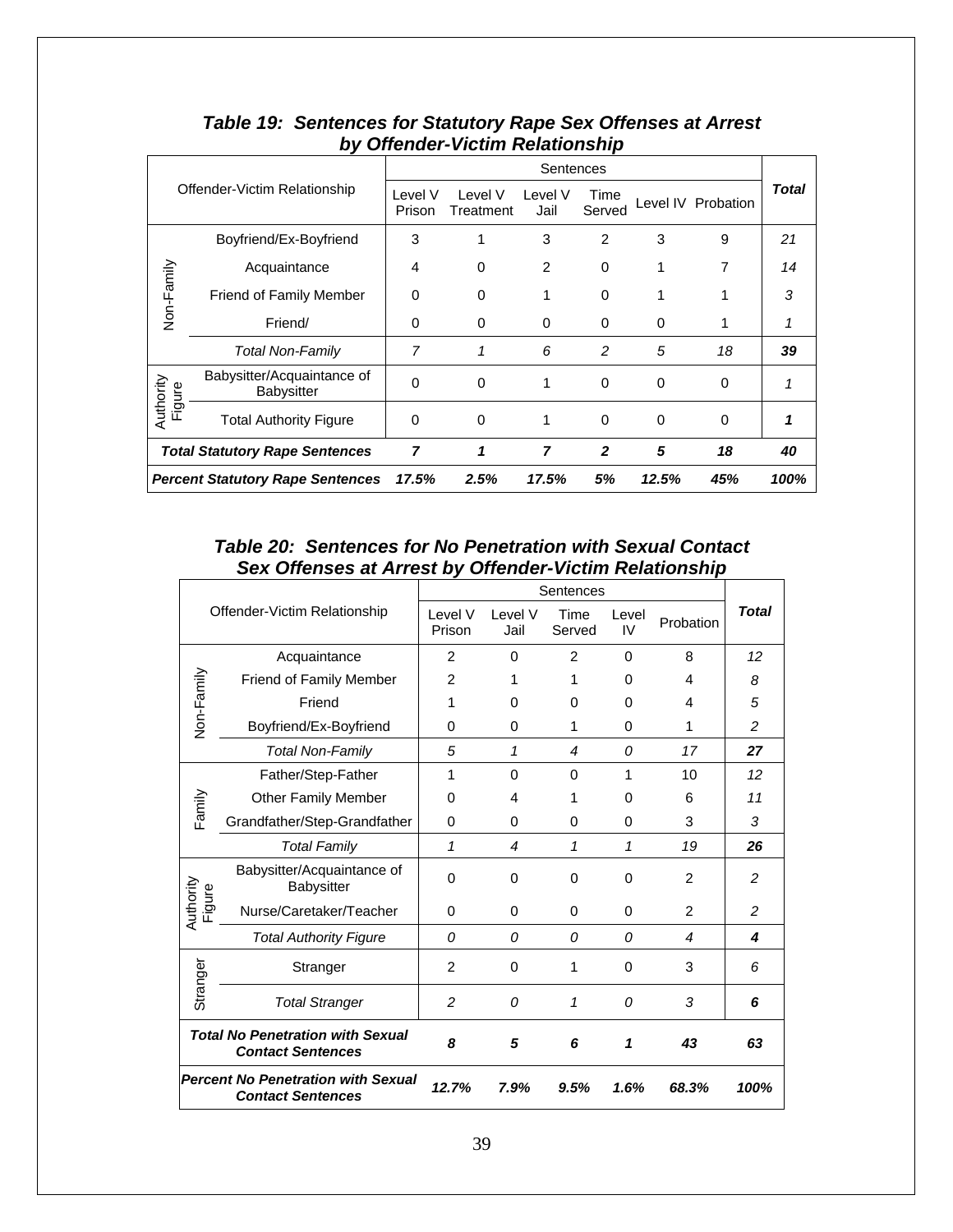### *Table 19: Sentences for Statutory Rape Sex Offenses at Arrest by Offender-Victim Relationship*

| Offender-Victim Relationship | | Sentences | | | | | | **Total** |
|---|---|---|---|---|---|---|---|---|
| | | Level V Prison | Level V Treatment | Level V Jail | Time Served | Level IV | Probation | |
| Non-Family | Boyfriend/Ex-Boyfriend | 3 | 1 | 3 | 2 | 3 | 9 | *21* |
| | Acquaintance | 4 | 0 | 2 | 0 | 1 | 7 | *14* |
| | Friend of Family Member | 0 | 0 | 1 | 0 | 1 | 1 | *3* |
| | Friend/ | 0 | 0 | 0 | 0 | 0 | 1 | *1* |
| | *Total Non-Family* | *7* | *1* | *6* | *2* | *5* | *18* | ***39*** |
| Authority Figure | Babysitter/Acquaintance of Babysitter | 0 | 0 | 1 | 0 | 0 | 0 | *1* |
| | Total Authority Figure | 0 | 0 | 1 | 0 | 0 | 0 | ***1*** |
| ***Total Statutory Rape Sentences*** | | ***7*** | ***1*** | ***7*** | ***2*** | ***5*** | ***18*** | ***40*** |
| ***Percent Statutory Rape Sentences*** | | ***17.5%*** | ***2.5%*** | ***17.5%*** | ***5%*** | ***12.5%*** | ***45%*** | ***100%*** |

### *Table 20: Sentences for No Penetration with Sexual Contact Sex Offenses at Arrest by Offender-Victim Relationship*

| Offender-Victim Relationship | | Sentences | | | | | **Total** |
|---|---|---|---|---|---|---|---|
| | | Level V Prison | Level V Jail | Time Served | Level IV | Probation | |
| Non-Family | Acquaintance | 2 | 0 | 2 | 0 | 8 | *12* |
| | Friend of Family Member | 2 | 1 | 1 | 0 | 4 | *8* |
| | Friend | 1 | 0 | 0 | 0 | 4 | *5* |
| | Boyfriend/Ex-Boyfriend | 0 | 0 | 1 | 0 | 1 | *2* |
| | *Total Non-Family* | *5* | *1* | *4* | *0* | *17* | ***27*** |
| Family | Father/Step-Father | 1 | 0 | 0 | 1 | 10 | *12* |
| | Other Family Member | 0 | 4 | 1 | 0 | 6 | *11* |
| | Grandfather/Step-Grandfather | 0 | 0 | 0 | 0 | 3 | *3* |
| | *Total Family* | *1* | *4* | *1* | *1* | *19* | ***26*** |
| Authority Figure | Babysitter/Acquaintance of Babysitter | 0 | 0 | 0 | 0 | 2 | *2* |
| | Nurse/Caretaker/Teacher | 0 | 0 | 0 | 0 | 2 | *2* |
| | *Total Authority Figure* | *0* | *0* | *0* | *0* | *4* | ***4*** |
| Stranger | Stranger | 2 | 0 | 1 | 0 | 3 | *6* |
| | *Total Stranger* | *2* | *0* | *1* | *0* | *3* | ***6*** |
| ***Total No Penetration with Sexual Contact Sentences*** | | ***8*** | ***5*** | ***6*** | ***1*** | ***43*** | ***63*** |
| ***Percent No Penetration with Sexual Contact Sentences*** | | ***12.7%*** | ***7.9%*** | ***9.5%*** | ***1.6%*** | ***68.3%*** | ***100%*** |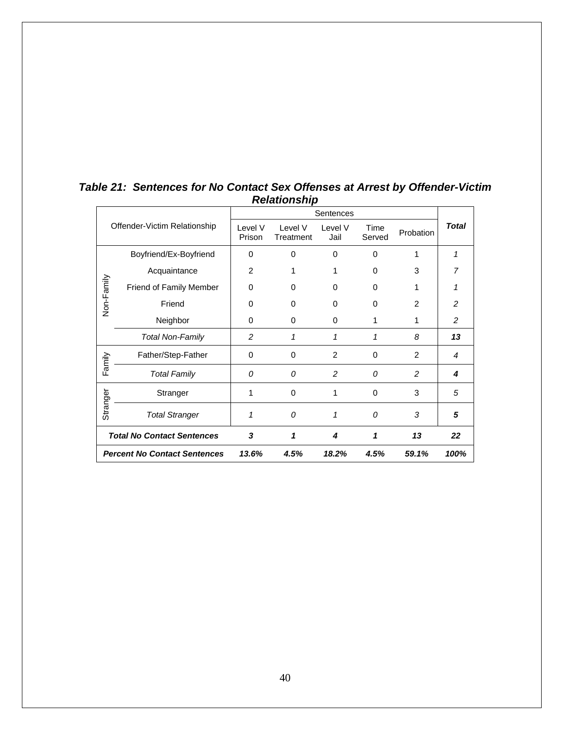### *Table 21: Sentences for No Contact Sex Offenses at Arrest by Offender-Victim Relationship*

| Offender-Victim Relationship | | Sentences | | | | | ***Total*** |
|---|---|---|---|---|---|---|---|
| | | Level V Prison | Level V Treatment | Level V Jail | Time Served | Probation | |
| Non-Family | Boyfriend/Ex-Boyfriend | 0 | 0 | 0 | 0 | 1 | *1* |
| | Acquaintance | 2 | 1 | 1 | 0 | 3 | *7* |
| | Friend of Family Member | 0 | 0 | 0 | 0 | 1 | *1* |
| | Friend | 0 | 0 | 0 | 0 | 2 | *2* |
| | Neighbor | 0 | 0 | 0 | 1 | 1 | *2* |
| | *Total Non-Family* | *2* | *1* | *1* | *1* | *8* | ***13*** |
| Family | Father/Step-Father | 0 | 0 | 2 | 0 | 2 | *4* |
| | *Total Family* | *0* | *0* | *2* | *0* | *2* | ***4*** |
| Stranger | Stranger | 1 | 0 | 1 | 0 | 3 | *5* |
| | *Total Stranger* | *1* | *0* | *1* | *0* | *3* | ***5*** |
| ***Total No Contact Sentences*** | | ***3*** | ***1*** | ***4*** | ***1*** | ***13*** | ***22*** |
| ***Percent No Contact Sentences*** | | ***13.6%*** | ***4.5%*** | ***18.2%*** | ***4.5%*** | ***59.1%*** | ***100%*** |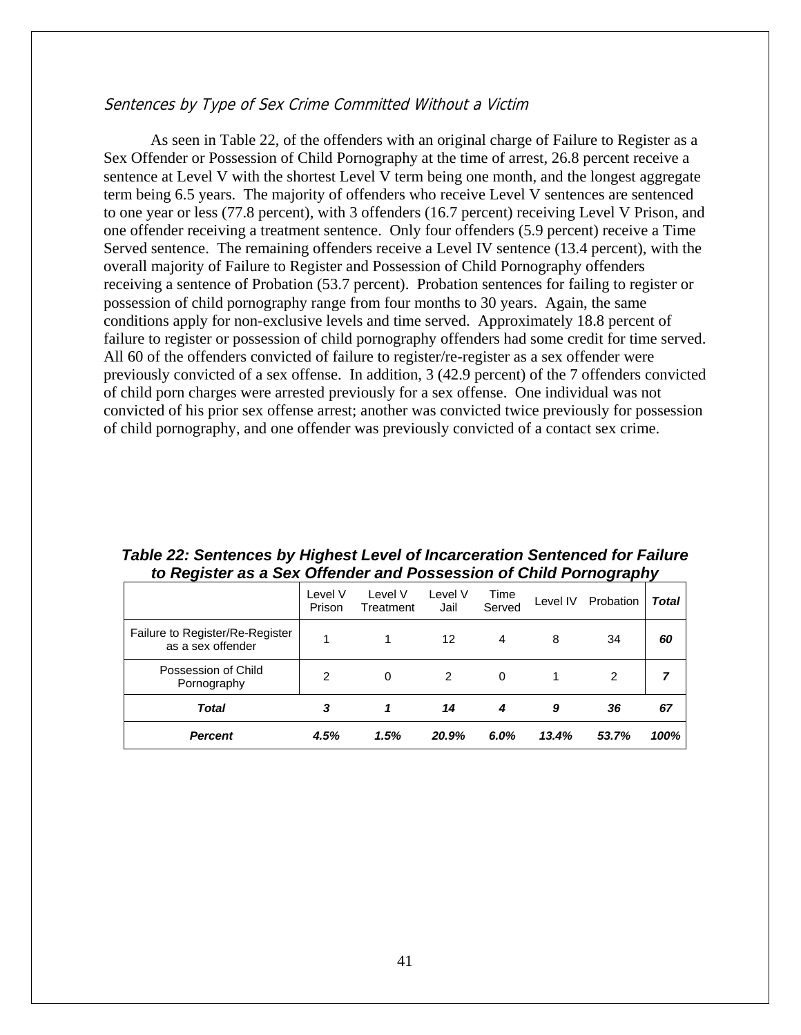### Sentences by Type of Sex Crime Committed Without a Victim

As seen in Table 22, of the offenders with an original charge of Failure to Register as a Sex Offender or Possession of Child Pornography at the time of arrest, 26.8 percent receive a sentence at Level V with the shortest Level V term being one month, and the longest aggregate term being 6.5 years. The majority of offenders who receive Level V sentences are sentenced to one year or less (77.8 percent), with 3 offenders (16.7 percent) receiving Level V Prison, and one offender receiving a treatment sentence. Only four offenders (5.9 percent) receive a Time Served sentence. The remaining offenders receive a Level IV sentence (13.4 percent), with the overall majority of Failure to Register and Possession of Child Pornography offenders receiving a sentence of Probation (53.7 percent). Probation sentences for failing to register or possession of child pornography range from four months to 30 years. Again, the same conditions apply for non-exclusive levels and time served. Approximately 18.8 percent of failure to register or possession of child pornography offenders had some credit for time served. All 60 of the offenders convicted of failure to register/re-register as a sex offender were previously convicted of a sex offense. In addition, 3 (42.9 percent) of the 7 offenders convicted of child porn charges were arrested previously for a sex offense. One individual was not convicted of his prior sex offense arrest; another was convicted twice previously for possession of child pornography, and one offender was previously convicted of a contact sex crime.

***Table 22: Sentences by Highest Level of Incarceration Sentenced for Failure to Register as a Sex Offender and Possession of Child Pornography***

| | Level V Prison | Level V Treatment | Level V Jail | Time Served | Level IV | Probation | ***Total*** |
|---|---|---|---|---|---|---|---|
| Failure to Register/Re-Register as a sex offender | 1 | 1 | 12 | 4 | 8 | 34 | ***60*** |
| Possession of Child Pornography | 2 | 0 | 2 | 0 | 1 | 2 | ***7*** |
| ***Total*** | ***3*** | ***1*** | ***14*** | ***4*** | ***9*** | ***36*** | ***67*** |
| ***Percent*** | ***4.5%*** | ***1.5%*** | ***20.9%*** | ***6.0%*** | ***13.4%*** | ***53.7%*** | ***100%*** |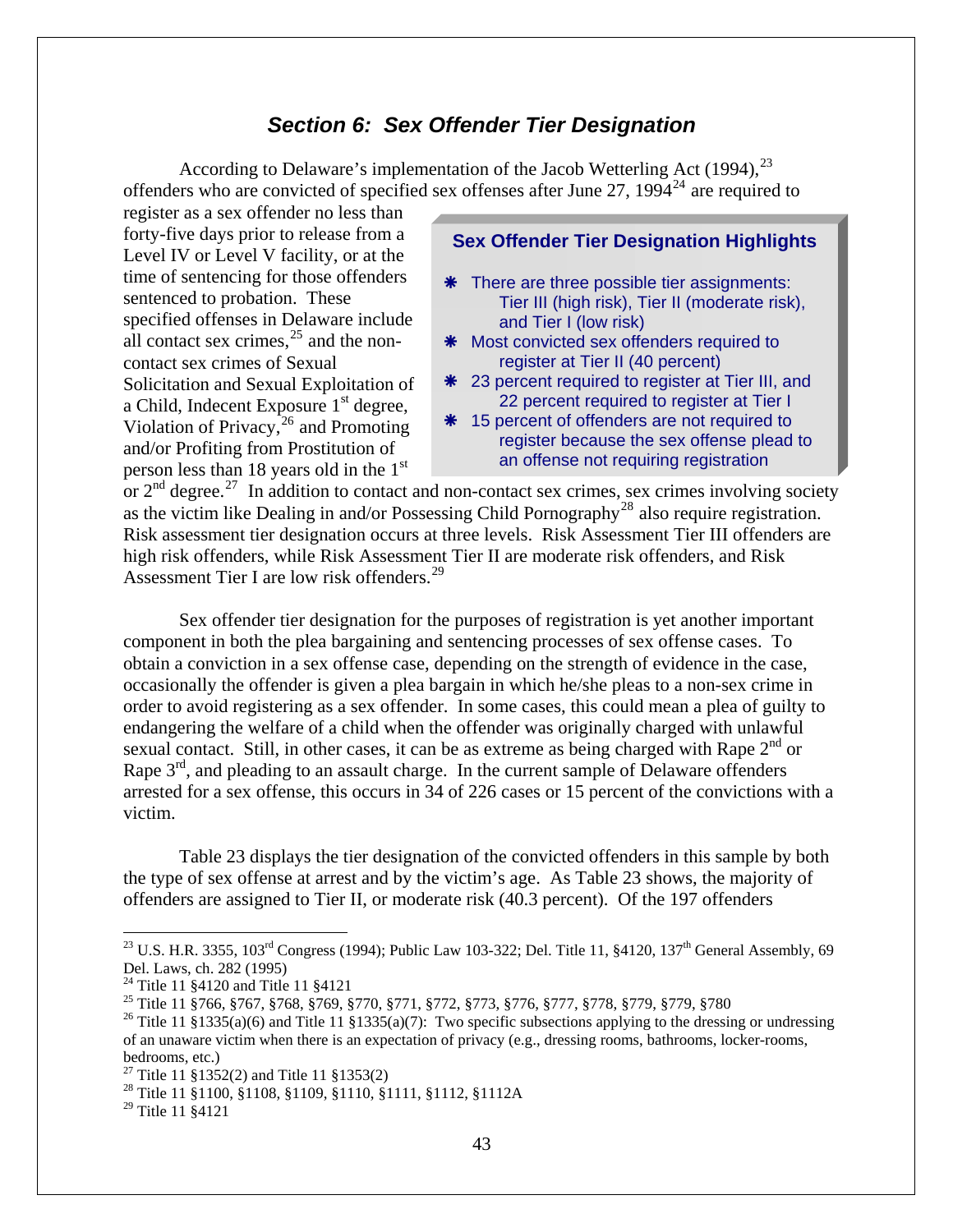## *Section 6: Sex Offender Tier Designation*

According to Delaware's implementation of the Jacob Wetterling Act (1994),[23] offenders who are convicted of specified sex offenses after June 27, 1994[24] are required to register as a sex offender no less than forty-five days prior to release from a Level IV or Level V facility, or at the time of sentencing for those offenders sentenced to probation. These specified offenses in Delaware include all contact sex crimes,[25] and the non-contact sex crimes of Sexual Solicitation and Sexual Exploitation of a Child, Indecent Exposure 1st degree, Violation of Privacy,[26] and Promoting and/or Profiting from Prostitution of person less than 18 years old in the 1st or 2nd degree.[27] In addition to contact and non-contact sex crimes, sex crimes involving society as the victim like Dealing in and/or Possessing Child Pornography[28] also require registration. Risk assessment tier designation occurs at three levels. Risk Assessment Tier III offenders are high risk offenders, while Risk Assessment Tier II are moderate risk offenders, and Risk Assessment Tier I are low risk offenders.[29]

> **Sex Offender Tier Designation Highlights**
>
> - There are three possible tier assignments: Tier III (high risk), Tier II (moderate risk), and Tier I (low risk)
> - Most convicted sex offenders required to register at Tier II (40 percent)
> - 23 percent required to register at Tier III, and 22 percent required to register at Tier I
> - 15 percent of offenders are not required to register because the sex offense plead to an offense not requiring registration

Sex offender tier designation for the purposes of registration is yet another important component in both the plea bargaining and sentencing processes of sex offense cases. To obtain a conviction in a sex offense case, depending on the strength of evidence in the case, occasionally the offender is given a plea bargain in which he/she pleas to a non-sex crime in order to avoid registering as a sex offender. In some cases, this could mean a plea of guilty to endangering the welfare of a child when the offender was originally charged with unlawful sexual contact. Still, in other cases, it can be as extreme as being charged with Rape 2nd or Rape 3rd, and pleading to an assault charge. In the current sample of Delaware offenders arrested for a sex offense, this occurs in 34 of 226 cases or 15 percent of the convictions with a victim.

Table 23 displays the tier designation of the convicted offenders in this sample by both the type of sex offense at arrest and by the victim's age. As Table 23 shows, the majority of offenders are assigned to Tier II, or moderate risk (40.3 percent). Of the 197 offenders

---

[23] U.S. H.R. 3355, 103rd Congress (1994); Public Law 103-322; Del. Title 11, §4120, 137th General Assembly, 69 Del. Laws, ch. 282 (1995)

[24] Title 11 §4120 and Title 11 §4121

[25] Title 11 §766, §767, §768, §769, §770, §771, §772, §773, §776, §777, §778, §779, §779, §780

[26] Title 11 §1335(a)(6) and Title 11 §1335(a)(7): Two specific subsections applying to the dressing or undressing of an unaware victim when there is an expectation of privacy (e.g., dressing rooms, bathrooms, locker-rooms, bedrooms, etc.)

[27] Title 11 §1352(2) and Title 11 §1353(2)

[28] Title 11 §1100, §1108, §1109, §1110, §1111, §1112, §1112A

[29] Title 11 §4121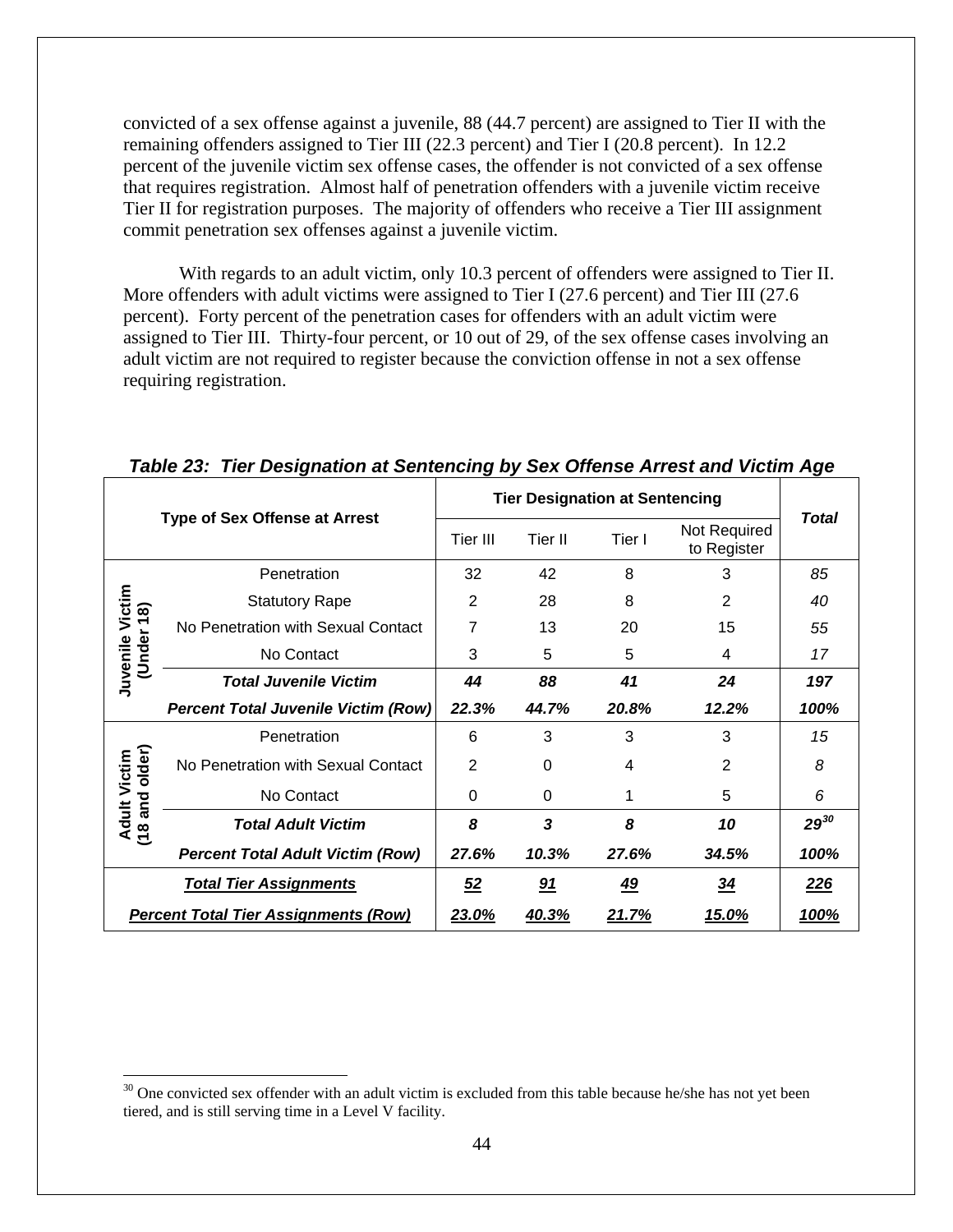convicted of a sex offense against a juvenile, 88 (44.7 percent) are assigned to Tier II with the remaining offenders assigned to Tier III (22.3 percent) and Tier I (20.8 percent). In 12.2 percent of the juvenile victim sex offense cases, the offender is not convicted of a sex offense that requires registration. Almost half of penetration offenders with a juvenile victim receive Tier II for registration purposes. The majority of offenders who receive a Tier III assignment commit penetration sex offenses against a juvenile victim.

With regards to an adult victim, only 10.3 percent of offenders were assigned to Tier II. More offenders with adult victims were assigned to Tier I (27.6 percent) and Tier III (27.6 percent). Forty percent of the penetration cases for offenders with an adult victim were assigned to Tier III. Thirty-four percent, or 10 out of 29, of the sex offense cases involving an adult victim are not required to register because the conviction offense in not a sex offense requiring registration.

***Table 23: Tier Designation at Sentencing by Sex Offense Arrest and Victim Age***

| Type of Sex Offense at Arrest | | Tier Designation at Sentencing | | | | *Total* |
|---|---|---|---|---|---|---|
| | | Tier III | Tier II | Tier I | Not Required to Register | |
| Juvenile Victim (Under 18) | Penetration | 32 | 42 | 8 | 3 | *85* |
| | Statutory Rape | 2 | 28 | 8 | 2 | *40* |
| | No Penetration with Sexual Contact | 7 | 13 | 20 | 15 | *55* |
| | No Contact | 3 | 5 | 5 | 4 | *17* |
| | ***Total Juvenile Victim*** | ***44*** | ***88*** | ***41*** | ***24*** | ***197*** |
| | ***Percent Total Juvenile Victim (Row)*** | ***22.3%*** | ***44.7%*** | ***20.8%*** | ***12.2%*** | ***100%*** |
| Adult Victim (18 and older) | Penetration | 6 | 3 | 3 | 3 | *15* |
| | No Penetration with Sexual Contact | 2 | 0 | 4 | 2 | *8* |
| | No Contact | 0 | 0 | 1 | 5 | *6* |
| | ***Total Adult Victim*** | ***8*** | ***3*** | ***8*** | ***10*** | ***29***[30] |
| | ***Percent Total Adult Victim (Row)*** | ***27.6%*** | ***10.3%*** | ***27.6%*** | ***34.5%*** | ***100%*** |
| ***Total Tier Assignments*** | | ***52*** | ***91*** | ***49*** | ***34*** | ***226*** |
| ***Percent Total Tier Assignments (Row)*** | | ***23.0%*** | ***40.3%*** | ***21.7%*** | ***15.0%*** | ***100%*** |

[30] One convicted sex offender with an adult victim is excluded from this table because he/she has not yet been tiered, and is still serving time in a Level V facility.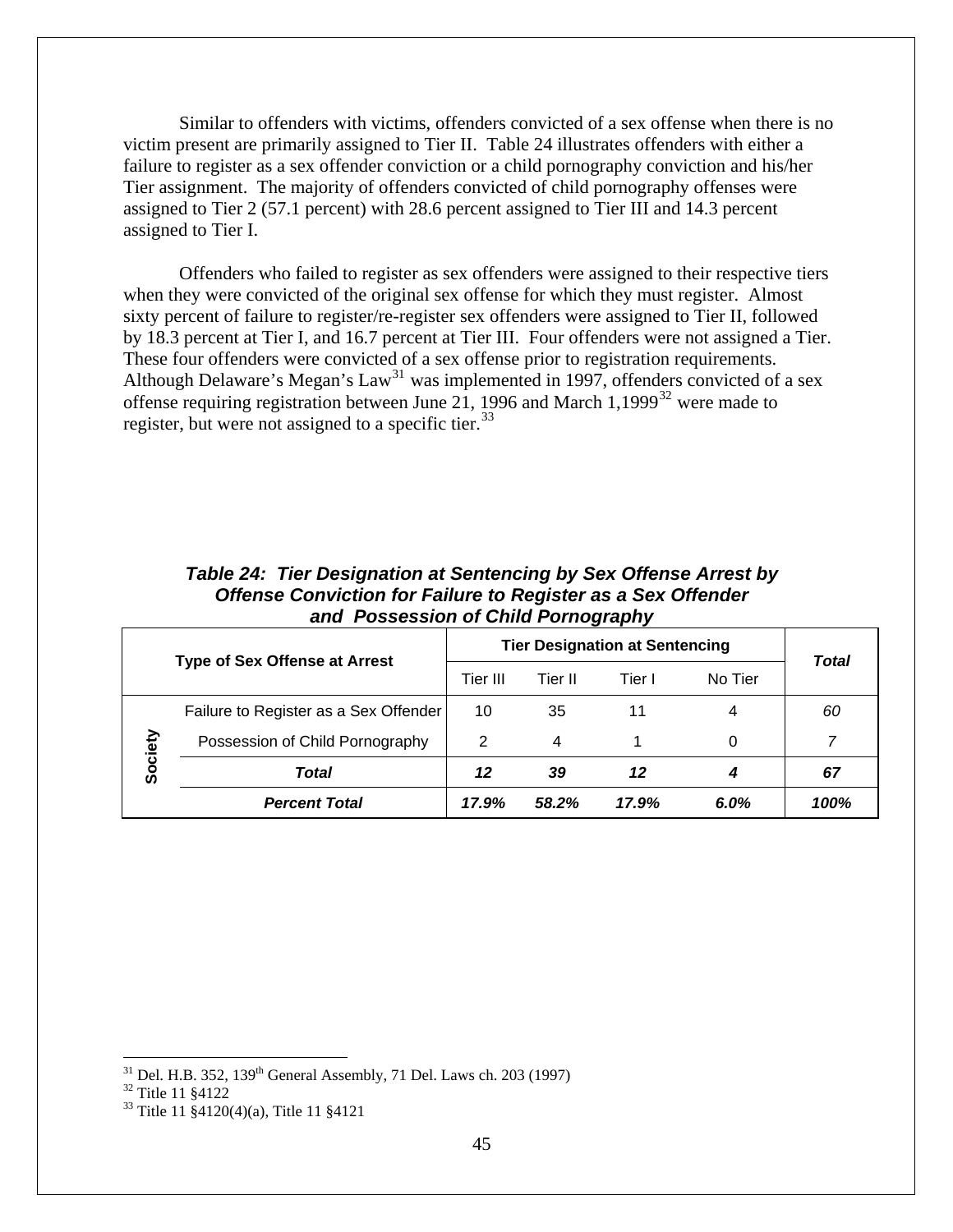Similar to offenders with victims, offenders convicted of a sex offense when there is no victim present are primarily assigned to Tier II. Table 24 illustrates offenders with either a failure to register as a sex offender conviction or a child pornography conviction and his/her Tier assignment. The majority of offenders convicted of child pornography offenses were assigned to Tier 2 (57.1 percent) with 28.6 percent assigned to Tier III and 14.3 percent assigned to Tier I.

Offenders who failed to register as sex offenders were assigned to their respective tiers when they were convicted of the original sex offense for which they must register. Almost sixty percent of failure to register/re-register sex offenders were assigned to Tier II, followed by 18.3 percent at Tier I, and 16.7 percent at Tier III. Four offenders were not assigned a Tier. These four offenders were convicted of a sex offense prior to registration requirements. Although Delaware's Megan's Law[31] was implemented in 1997, offenders convicted of a sex offense requiring registration between June 21, 1996 and March 1,1999[32] were made to register, but were not assigned to a specific tier.[33]

***Table 24: Tier Designation at Sentencing by Sex Offense Arrest by Offense Conviction for Failure to Register as a Sex Offender and Possession of Child Pornography***

| Type of Sex Offense at Arrest | | Tier Designation at Sentencing | | | | *Total* |
|---|---|---|---|---|---|---|
| | | Tier III | Tier II | Tier I | No Tier | |
| Society | Failure to Register as a Sex Offender | 10 | 35 | 11 | 4 | *60* |
| | Possession of Child Pornography | 2 | 4 | 1 | 0 | *7* |
| | ***Total*** | ***12*** | ***39*** | ***12*** | ***4*** | ***67*** |
| | ***Percent Total*** | ***17.9%*** | ***58.2%*** | ***17.9%*** | ***6.0%*** | ***100%*** |

[31] Del. H.B. 352, 139th General Assembly, 71 Del. Laws ch. 203 (1997)
[32] Title 11 §4122
[33] Title 11 §4120(4)(a), Title 11 §4121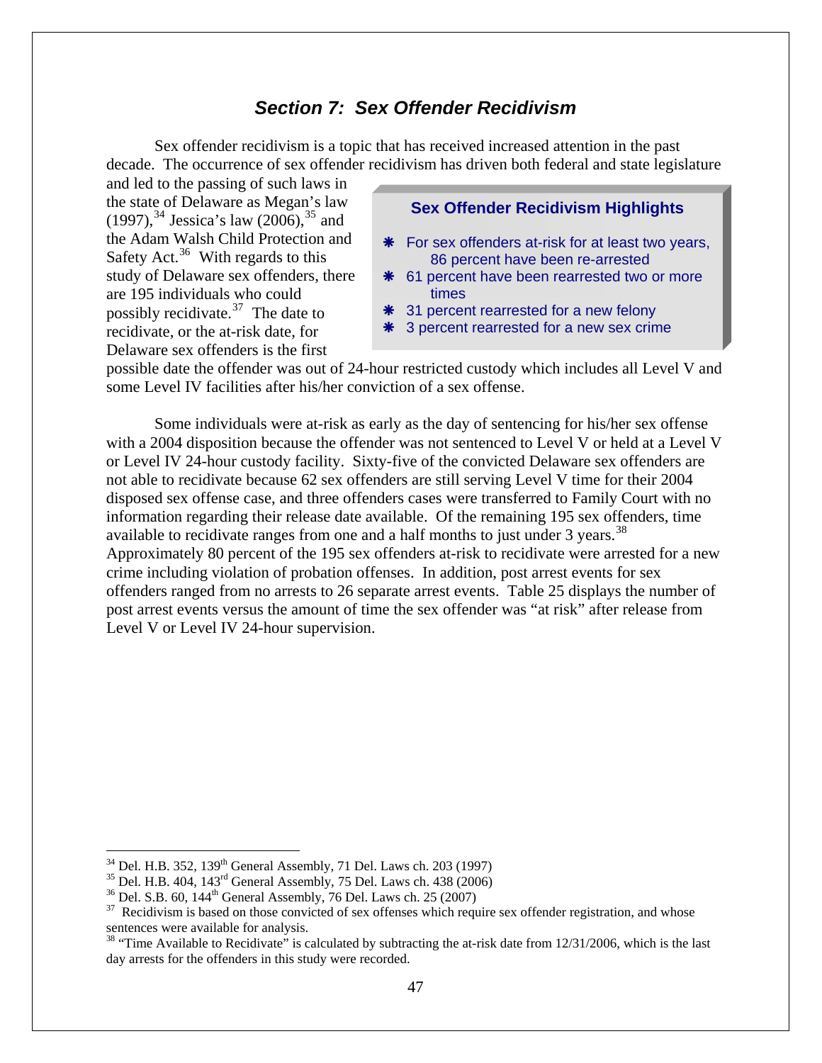## *Section 7: Sex Offender Recidivism*

Sex offender recidivism is a topic that has received increased attention in the past decade. The occurrence of sex offender recidivism has driven both federal and state legislature and led to the passing of such laws in the state of Delaware as Megan's law (1997),[34] Jessica's law (2006),[35] and the Adam Walsh Child Protection and Safety Act.[36] With regards to this study of Delaware sex offenders, there are 195 individuals who could possibly recidivate.[37] The date to recidivate, or the at-risk date, for Delaware sex offenders is the first possible date the offender was out of 24-hour restricted custody which includes all Level V and some Level IV facilities after his/her conviction of a sex offense.

> **Sex Offender Recidivism Highlights**
>
> - For sex offenders at-risk for at least two years, 86 percent have been re-arrested
> - 61 percent have been rearrested two or more times
> - 31 percent rearrested for a new felony
> - 3 percent rearrested for a new sex crime

Some individuals were at-risk as early as the day of sentencing for his/her sex offense with a 2004 disposition because the offender was not sentenced to Level V or held at a Level V or Level IV 24-hour custody facility. Sixty-five of the convicted Delaware sex offenders are not able to recidivate because 62 sex offenders are still serving Level V time for their 2004 disposed sex offense case, and three offenders cases were transferred to Family Court with no information regarding their release date available. Of the remaining 195 sex offenders, time available to recidivate ranges from one and a half months to just under 3 years.[38] Approximately 80 percent of the 195 sex offenders at-risk to recidivate were arrested for a new crime including violation of probation offenses. In addition, post arrest events for sex offenders ranged from no arrests to 26 separate arrest events. Table 25 displays the number of post arrest events versus the amount of time the sex offender was "at risk" after release from Level V or Level IV 24-hour supervision.

---

[34] Del. H.B. 352, 139th General Assembly, 71 Del. Laws ch. 203 (1997)

[35] Del. H.B. 404, 143rd General Assembly, 75 Del. Laws ch. 438 (2006)

[36] Del. S.B. 60, 144th General Assembly, 76 Del. Laws ch. 25 (2007)

[37] Recidivism is based on those convicted of sex offenses which require sex offender registration, and whose sentences were available for analysis.

[38] "Time Available to Recidivate" is calculated by subtracting the at-risk date from 12/31/2006, which is the last day arrests for the offenders in this study were recorded.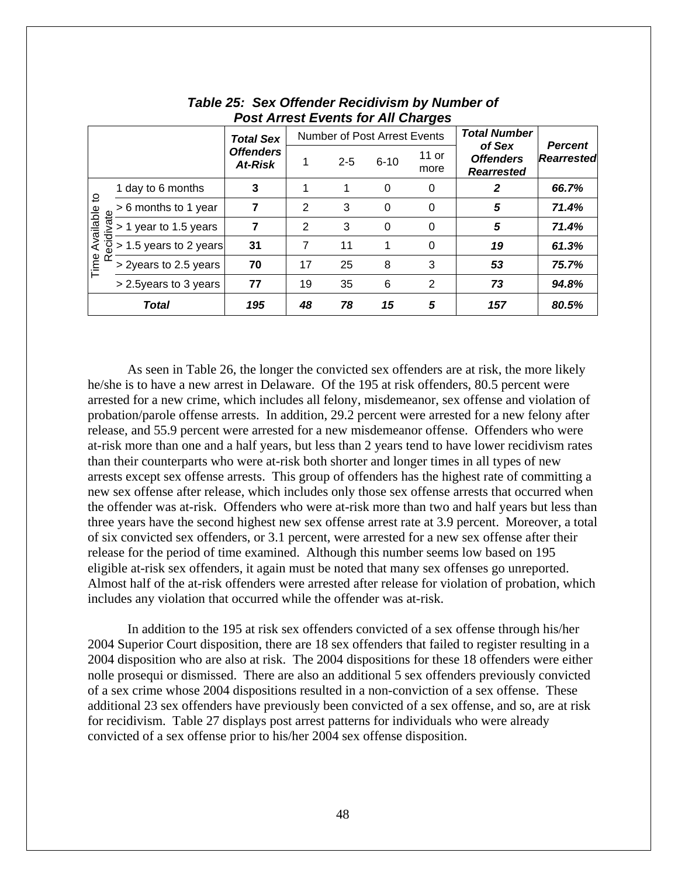***Table 25: Sex Offender Recidivism by Number of Post Arrest Events for All Charges***

| Time Available to Recidivate | ***Total Sex Offenders At-Risk*** | Number of Post Arrest Events | | | | ***Total Number of Sex Offenders Rearrested*** | ***Percent Rearrested*** |
|---|---|---|---|---|---|---|---|
| | | 1 | 2-5 | 6-10 | 11 or more | | |
| 1 day to 6 months | **3** | 1 | 1 | 0 | 0 | ***2*** | ***66.7%*** |
| > 6 months to 1 year | **7** | 2 | 3 | 0 | 0 | ***5*** | ***71.4%*** |
| > 1 year to 1.5 years | **7** | 2 | 3 | 0 | 0 | ***5*** | ***71.4%*** |
| > 1.5 years to 2 years | **31** | 7 | 11 | 1 | 0 | ***19*** | ***61.3%*** |
| > 2years to 2.5 years | **70** | 17 | 25 | 8 | 3 | ***53*** | ***75.7%*** |
| > 2.5years to 3 years | **77** | 19 | 35 | 6 | 2 | ***73*** | ***94.8%*** |
| ***Total*** | ***195*** | ***48*** | ***78*** | ***15*** | ***5*** | ***157*** | ***80.5%*** |

As seen in Table 26, the longer the convicted sex offenders are at risk, the more likely he/she is to have a new arrest in Delaware. Of the 195 at risk offenders, 80.5 percent were arrested for a new crime, which includes all felony, misdemeanor, sex offense and violation of probation/parole offense arrests. In addition, 29.2 percent were arrested for a new felony after release, and 55.9 percent were arrested for a new misdemeanor offense. Offenders who were at-risk more than one and a half years, but less than 2 years tend to have lower recidivism rates than their counterparts who were at-risk both shorter and longer times in all types of new arrests except sex offense arrests. This group of offenders has the highest rate of committing a new sex offense after release, which includes only those sex offense arrests that occurred when the offender was at-risk. Offenders who were at-risk more than two and half years but less than three years have the second highest new sex offense arrest rate at 3.9 percent. Moreover, a total of six convicted sex offenders, or 3.1 percent, were arrested for a new sex offense after their release for the period of time examined. Although this number seems low based on 195 eligible at-risk sex offenders, it again must be noted that many sex offenses go unreported. Almost half of the at-risk offenders were arrested after release for violation of probation, which includes any violation that occurred while the offender was at-risk.

In addition to the 195 at risk sex offenders convicted of a sex offense through his/her 2004 Superior Court disposition, there are 18 sex offenders that failed to register resulting in a 2004 disposition who are also at risk. The 2004 dispositions for these 18 offenders were either nolle prosequi or dismissed. There are also an additional 5 sex offenders previously convicted of a sex crime whose 2004 dispositions resulted in a non-conviction of a sex offense. These additional 23 sex offenders have previously been convicted of a sex offense, and so, are at risk for recidivism. Table 27 displays post arrest patterns for individuals who were already convicted of a sex offense prior to his/her 2004 sex offense disposition.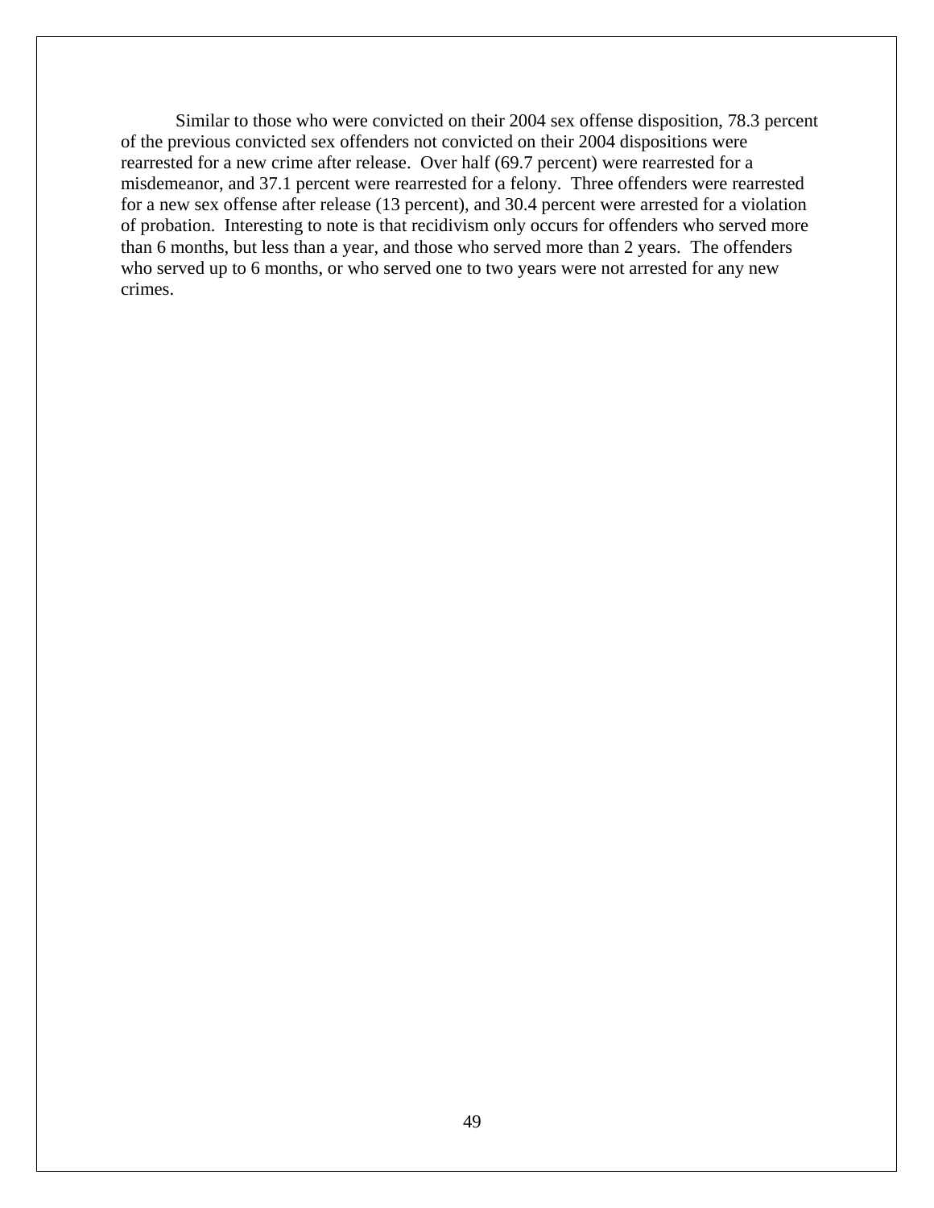Similar to those who were convicted on their 2004 sex offense disposition, 78.3 percent of the previous convicted sex offenders not convicted on their 2004 dispositions were rearrested for a new crime after release. Over half (69.7 percent) were rearrested for a misdemeanor, and 37.1 percent were rearrested for a felony. Three offenders were rearrested for a new sex offense after release (13 percent), and 30.4 percent were arrested for a violation of probation. Interesting to note is that recidivism only occurs for offenders who served more than 6 months, but less than a year, and those who served more than 2 years. The offenders who served up to 6 months, or who served one to two years were not arrested for any new crimes.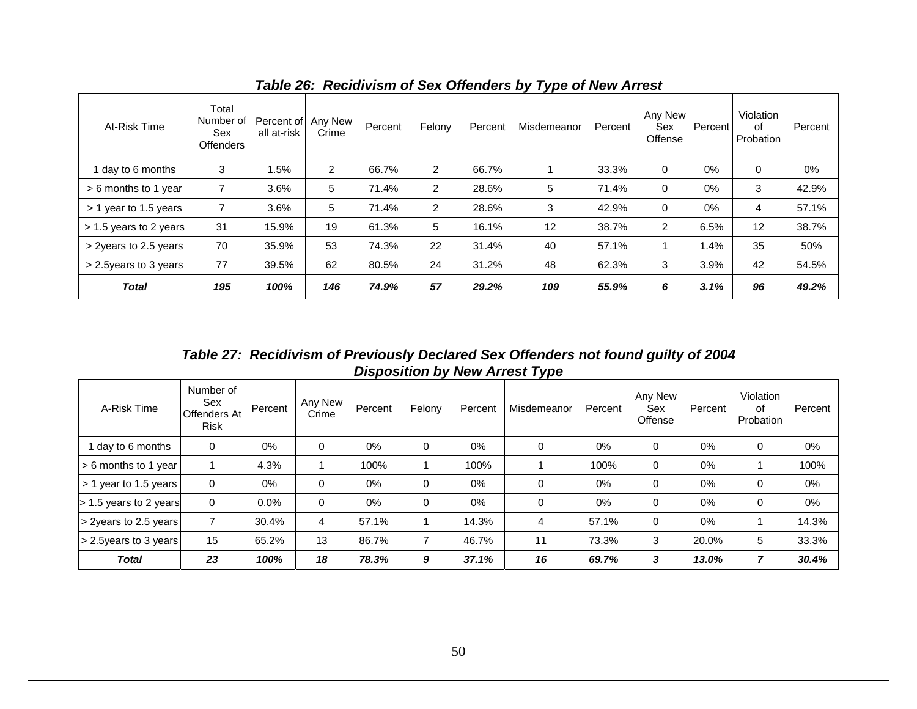### *Table 26: Recidivism of Sex Offenders by Type of New Arrest*

| At-Risk Time | Total Number of Sex Offenders | Percent of all at-risk | Any New Crime | Percent | Felony | Percent | Misdemeanor | Percent | Any New Sex Offense | Percent | Violation of Probation | Percent |
|---|---|---|---|---|---|---|---|---|---|---|---|---|
| 1 day to 6 months | 3 | 1.5% | 2 | 66.7% | 2 | 66.7% | 1 | 33.3% | 0 | 0% | 0 | 0% |
| > 6 months to 1 year | 7 | 3.6% | 5 | 71.4% | 2 | 28.6% | 5 | 71.4% | 0 | 0% | 3 | 42.9% |
| > 1 year to 1.5 years | 7 | 3.6% | 5 | 71.4% | 2 | 28.6% | 3 | 42.9% | 0 | 0% | 4 | 57.1% |
| > 1.5 years to 2 years | 31 | 15.9% | 19 | 61.3% | 5 | 16.1% | 12 | 38.7% | 2 | 6.5% | 12 | 38.7% |
| > 2years to 2.5 years | 70 | 35.9% | 53 | 74.3% | 22 | 31.4% | 40 | 57.1% | 1 | 1.4% | 35 | 50% |
| > 2.5years to 3 years | 77 | 39.5% | 62 | 80.5% | 24 | 31.2% | 48 | 62.3% | 3 | 3.9% | 42 | 54.5% |
| ***Total*** | ***195*** | ***100%*** | ***146*** | ***74.9%*** | ***57*** | ***29.2%*** | ***109*** | ***55.9%*** | ***6*** | ***3.1%*** | ***96*** | ***49.2%*** |

### *Table 27: Recidivism of Previously Declared Sex Offenders not found guilty of 2004 Disposition by New Arrest Type*

| A-Risk Time | Number of Sex Offenders At Risk | Percent | Any New Crime | Percent | Felony | Percent | Misdemeanor | Percent | Any New Sex Offense | Percent | Violation of Probation | Percent |
|---|---|---|---|---|---|---|---|---|---|---|---|---|
| 1 day to 6 months | 0 | 0% | 0 | 0% | 0 | 0% | 0 | 0% | 0 | 0% | 0 | 0% |
| > 6 months to 1 year | 1 | 4.3% | 1 | 100% | 1 | 100% | 1 | 100% | 0 | 0% | 1 | 100% |
| > 1 year to 1.5 years | 0 | 0% | 0 | 0% | 0 | 0% | 0 | 0% | 0 | 0% | 0 | 0% |
| > 1.5 years to 2 years | 0 | 0.0% | 0 | 0% | 0 | 0% | 0 | 0% | 0 | 0% | 0 | 0% |
| > 2years to 2.5 years | 7 | 30.4% | 4 | 57.1% | 1 | 14.3% | 4 | 57.1% | 0 | 0% | 1 | 14.3% |
| > 2.5years to 3 years | 15 | 65.2% | 13 | 86.7% | 7 | 46.7% | 11 | 73.3% | 3 | 20.0% | 5 | 33.3% |
| ***Total*** | ***23*** | ***100%*** | ***18*** | ***78.3%*** | ***9*** | ***37.1%*** | ***16*** | ***69.7%*** | ***3*** | ***13.0%*** | ***7*** | ***30.4%*** |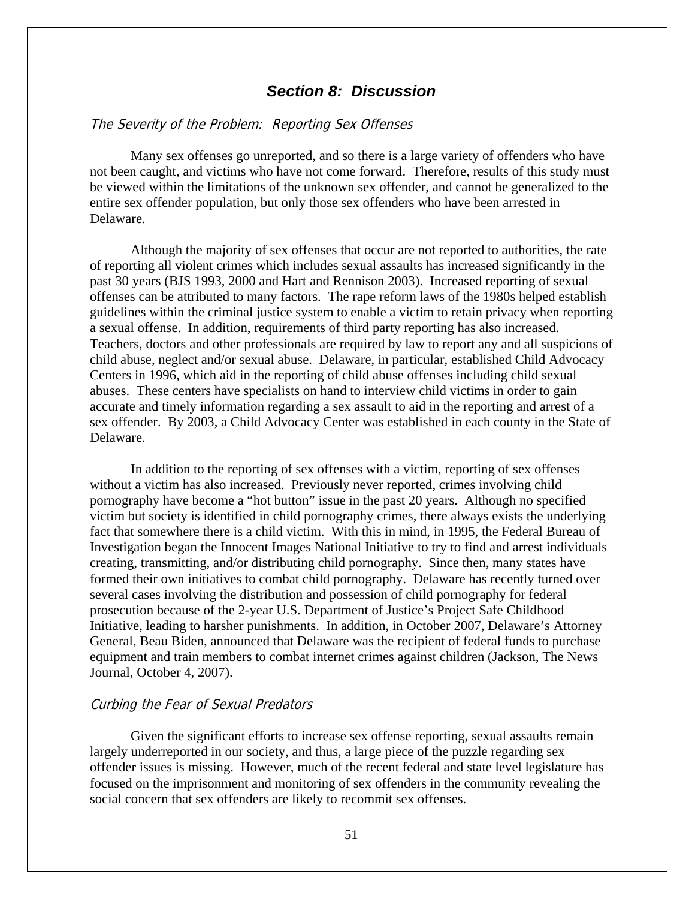# Section 8: Discussion

### *The Severity of the Problem: Reporting Sex Offenses*

Many sex offenses go unreported, and so there is a large variety of offenders who have not been caught, and victims who have not come forward. Therefore, results of this study must be viewed within the limitations of the unknown sex offender, and cannot be generalized to the entire sex offender population, but only those sex offenders who have been arrested in Delaware.

Although the majority of sex offenses that occur are not reported to authorities, the rate of reporting all violent crimes which includes sexual assaults has increased significantly in the past 30 years (BJS 1993, 2000 and Hart and Rennison 2003). Increased reporting of sexual offenses can be attributed to many factors. The rape reform laws of the 1980s helped establish guidelines within the criminal justice system to enable a victim to retain privacy when reporting a sexual offense. In addition, requirements of third party reporting has also increased. Teachers, doctors and other professionals are required by law to report any and all suspicions of child abuse, neglect and/or sexual abuse. Delaware, in particular, established Child Advocacy Centers in 1996, which aid in the reporting of child abuse offenses including child sexual abuses. These centers have specialists on hand to interview child victims in order to gain accurate and timely information regarding a sex assault to aid in the reporting and arrest of a sex offender. By 2003, a Child Advocacy Center was established in each county in the State of Delaware.

In addition to the reporting of sex offenses with a victim, reporting of sex offenses without a victim has also increased. Previously never reported, crimes involving child pornography have become a "hot button" issue in the past 20 years. Although no specified victim but society is identified in child pornography crimes, there always exists the underlying fact that somewhere there is a child victim. With this in mind, in 1995, the Federal Bureau of Investigation began the Innocent Images National Initiative to try to find and arrest individuals creating, transmitting, and/or distributing child pornography. Since then, many states have formed their own initiatives to combat child pornography. Delaware has recently turned over several cases involving the distribution and possession of child pornography for federal prosecution because of the 2-year U.S. Department of Justice's Project Safe Childhood Initiative, leading to harsher punishments. In addition, in October 2007, Delaware's Attorney General, Beau Biden, announced that Delaware was the recipient of federal funds to purchase equipment and train members to combat internet crimes against children (Jackson, The News Journal, October 4, 2007).

### *Curbing the Fear of Sexual Predators*

Given the significant efforts to increase sex offense reporting, sexual assaults remain largely underreported in our society, and thus, a large piece of the puzzle regarding sex offender issues is missing. However, much of the recent federal and state level legislature has focused on the imprisonment and monitoring of sex offenders in the community revealing the social concern that sex offenders are likely to recommit sex offenses.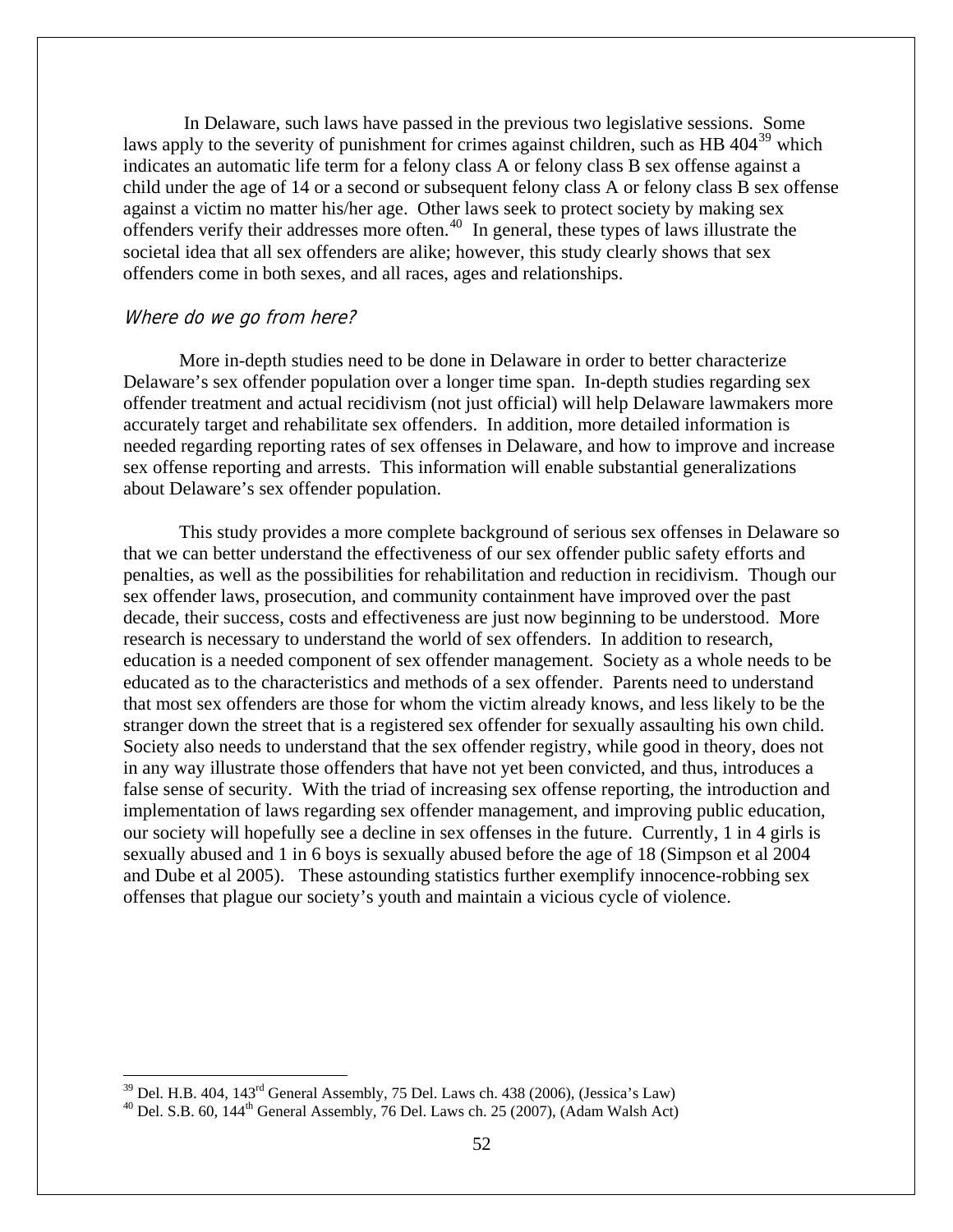In Delaware, such laws have passed in the previous two legislative sessions. Some laws apply to the severity of punishment for crimes against children, such as HB 404[39] which indicates an automatic life term for a felony class A or felony class B sex offense against a child under the age of 14 or a second or subsequent felony class A or felony class B sex offense against a victim no matter his/her age. Other laws seek to protect society by making sex offenders verify their addresses more often.[40] In general, these types of laws illustrate the societal idea that all sex offenders are alike; however, this study clearly shows that sex offenders come in both sexes, and all races, ages and relationships.

### *Where do we go from here?*

More in-depth studies need to be done in Delaware in order to better characterize Delaware's sex offender population over a longer time span. In-depth studies regarding sex offender treatment and actual recidivism (not just official) will help Delaware lawmakers more accurately target and rehabilitate sex offenders. In addition, more detailed information is needed regarding reporting rates of sex offenses in Delaware, and how to improve and increase sex offense reporting and arrests. This information will enable substantial generalizations about Delaware's sex offender population.

This study provides a more complete background of serious sex offenses in Delaware so that we can better understand the effectiveness of our sex offender public safety efforts and penalties, as well as the possibilities for rehabilitation and reduction in recidivism. Though our sex offender laws, prosecution, and community containment have improved over the past decade, their success, costs and effectiveness are just now beginning to be understood. More research is necessary to understand the world of sex offenders. In addition to research, education is a needed component of sex offender management. Society as a whole needs to be educated as to the characteristics and methods of a sex offender. Parents need to understand that most sex offenders are those for whom the victim already knows, and less likely to be the stranger down the street that is a registered sex offender for sexually assaulting his own child. Society also needs to understand that the sex offender registry, while good in theory, does not in any way illustrate those offenders that have not yet been convicted, and thus, introduces a false sense of security. With the triad of increasing sex offense reporting, the introduction and implementation of laws regarding sex offender management, and improving public education, our society will hopefully see a decline in sex offenses in the future. Currently, 1 in 4 girls is sexually abused and 1 in 6 boys is sexually abused before the age of 18 (Simpson et al 2004 and Dube et al 2005). These astounding statistics further exemplify innocence-robbing sex offenses that plague our society's youth and maintain a vicious cycle of violence.

---

[39] Del. H.B. 404, 143rd General Assembly, 75 Del. Laws ch. 438 (2006), (Jessica's Law)

[40] Del. S.B. 60, 144th General Assembly, 76 Del. Laws ch. 25 (2007), (Adam Walsh Act)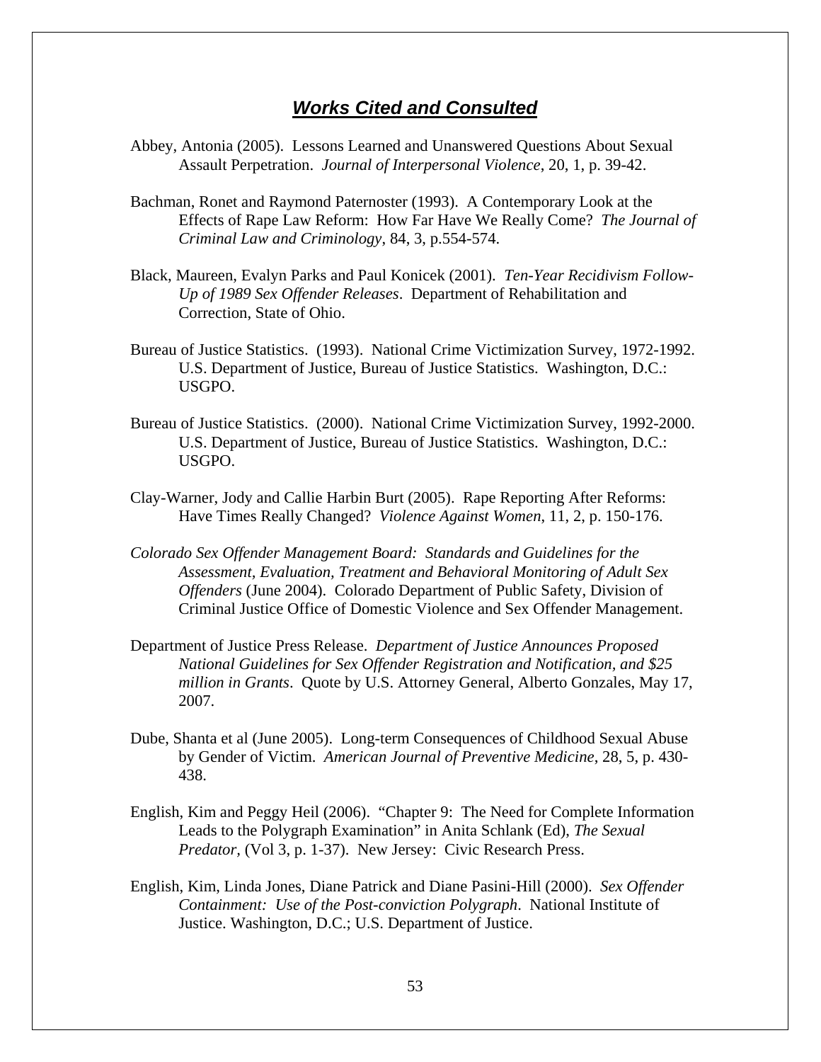## ***Works Cited and Consulted***

Abbey, Antonia (2005). Lessons Learned and Unanswered Questions About Sexual Assault Perpetration. *Journal of Interpersonal Violence*, 20, 1, p. 39-42.

Bachman, Ronet and Raymond Paternoster (1993). A Contemporary Look at the Effects of Rape Law Reform: How Far Have We Really Come? *The Journal of Criminal Law and Criminology*, 84, 3, p.554-574.

Black, Maureen, Evalyn Parks and Paul Konicek (2001). *Ten-Year Recidivism Follow-Up of 1989 Sex Offender Releases*. Department of Rehabilitation and Correction, State of Ohio.

Bureau of Justice Statistics. (1993). National Crime Victimization Survey, 1972-1992. U.S. Department of Justice, Bureau of Justice Statistics. Washington, D.C.: USGPO.

Bureau of Justice Statistics. (2000). National Crime Victimization Survey, 1992-2000. U.S. Department of Justice, Bureau of Justice Statistics. Washington, D.C.: USGPO.

Clay-Warner, Jody and Callie Harbin Burt (2005). Rape Reporting After Reforms: Have Times Really Changed? *Violence Against Women*, 11, 2, p. 150-176.

*Colorado Sex Offender Management Board: Standards and Guidelines for the Assessment, Evaluation, Treatment and Behavioral Monitoring of Adult Sex Offenders* (June 2004). Colorado Department of Public Safety, Division of Criminal Justice Office of Domestic Violence and Sex Offender Management.

Department of Justice Press Release. *Department of Justice Announces Proposed National Guidelines for Sex Offender Registration and Notification, and $25 million in Grants*. Quote by U.S. Attorney General, Alberto Gonzales, May 17, 2007.

Dube, Shanta et al (June 2005). Long-term Consequences of Childhood Sexual Abuse by Gender of Victim. *American Journal of Preventive Medicine*, 28, 5, p. 430-438.

English, Kim and Peggy Heil (2006). "Chapter 9: The Need for Complete Information Leads to the Polygraph Examination" in Anita Schlank (Ed), *The Sexual Predator*, (Vol 3, p. 1-37). New Jersey: Civic Research Press.

English, Kim, Linda Jones, Diane Patrick and Diane Pasini-Hill (2000). *Sex Offender Containment: Use of the Post-conviction Polygraph*. National Institute of Justice. Washington, D.C.; U.S. Department of Justice.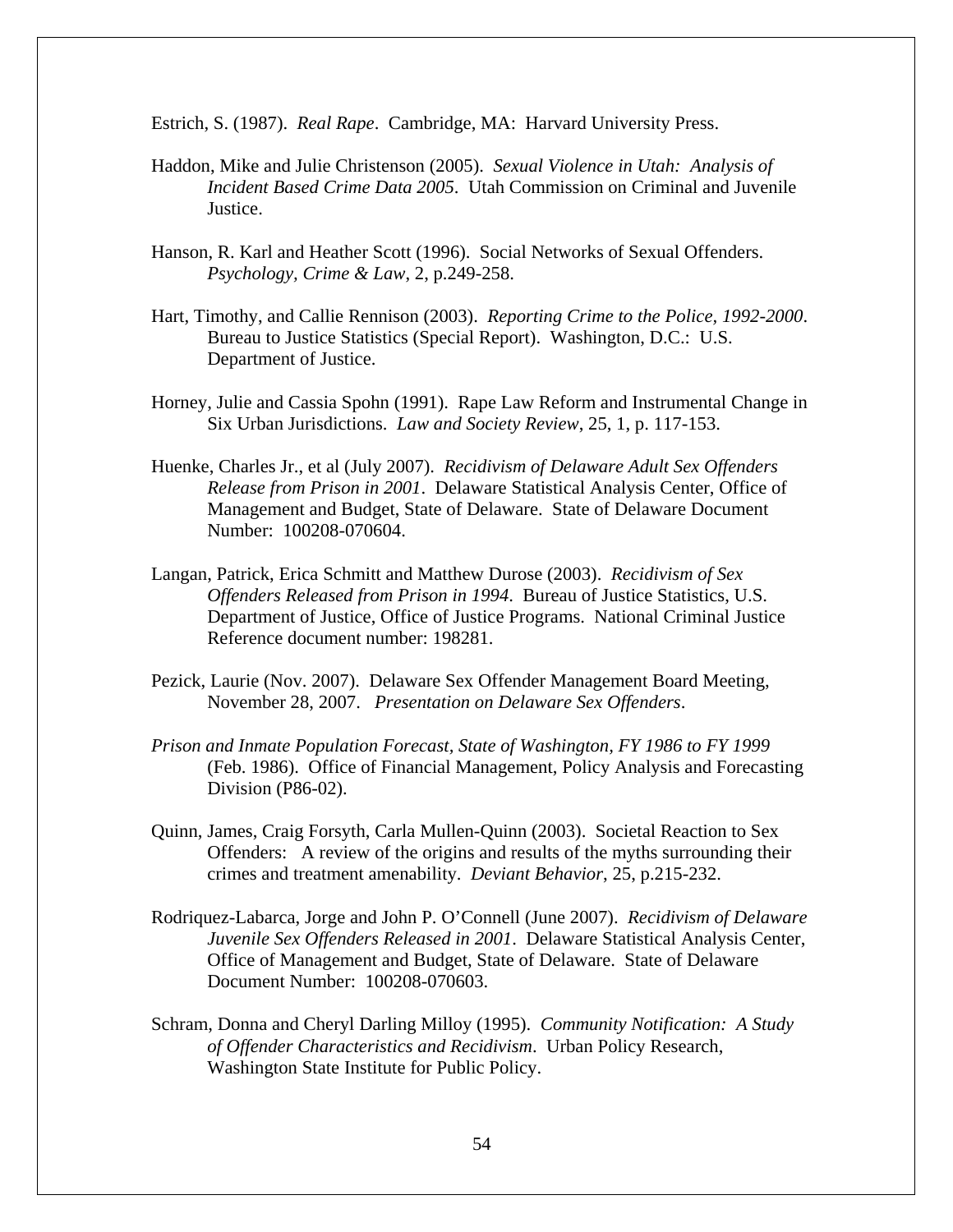Estrich, S. (1987). *Real Rape*. Cambridge, MA: Harvard University Press.

Haddon, Mike and Julie Christenson (2005). *Sexual Violence in Utah: Analysis of Incident Based Crime Data 2005*. Utah Commission on Criminal and Juvenile Justice.

Hanson, R. Karl and Heather Scott (1996). Social Networks of Sexual Offenders. *Psychology, Crime & Law*, 2, p.249-258.

Hart, Timothy, and Callie Rennison (2003). *Reporting Crime to the Police, 1992-2000*. Bureau to Justice Statistics (Special Report). Washington, D.C.: U.S. Department of Justice.

Horney, Julie and Cassia Spohn (1991). Rape Law Reform and Instrumental Change in Six Urban Jurisdictions. *Law and Society Review*, 25, 1, p. 117-153.

Huenke, Charles Jr., et al (July 2007). *Recidivism of Delaware Adult Sex Offenders Release from Prison in 2001*. Delaware Statistical Analysis Center, Office of Management and Budget, State of Delaware. State of Delaware Document Number: 100208-070604.

Langan, Patrick, Erica Schmitt and Matthew Durose (2003). *Recidivism of Sex Offenders Released from Prison in 1994*. Bureau of Justice Statistics, U.S. Department of Justice, Office of Justice Programs. National Criminal Justice Reference document number: 198281.

Pezick, Laurie (Nov. 2007). Delaware Sex Offender Management Board Meeting, November 28, 2007. *Presentation on Delaware Sex Offenders*.

*Prison and Inmate Population Forecast, State of Washington, FY 1986 to FY 1999* (Feb. 1986). Office of Financial Management, Policy Analysis and Forecasting Division (P86-02).

Quinn, James, Craig Forsyth, Carla Mullen-Quinn (2003). Societal Reaction to Sex Offenders: A review of the origins and results of the myths surrounding their crimes and treatment amenability. *Deviant Behavior*, 25, p.215-232.

Rodriquez-Labarca, Jorge and John P. O'Connell (June 2007). *Recidivism of Delaware Juvenile Sex Offenders Released in 2001*. Delaware Statistical Analysis Center, Office of Management and Budget, State of Delaware. State of Delaware Document Number: 100208-070603.

Schram, Donna and Cheryl Darling Milloy (1995). *Community Notification: A Study of Offender Characteristics and Recidivism*. Urban Policy Research, Washington State Institute for Public Policy.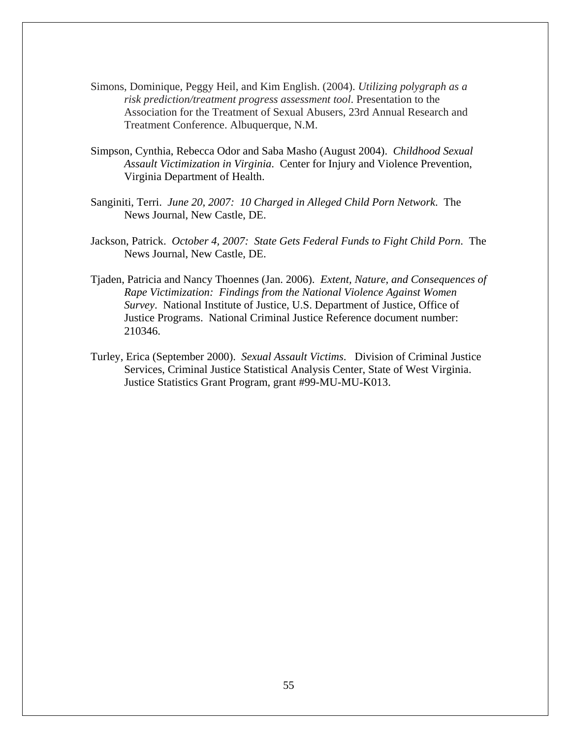Simons, Dominique, Peggy Heil, and Kim English. (2004). *Utilizing polygraph as a risk prediction/treatment progress assessment tool*. Presentation to the Association for the Treatment of Sexual Abusers, 23rd Annual Research and Treatment Conference. Albuquerque, N.M.

Simpson, Cynthia, Rebecca Odor and Saba Masho (August 2004). *Childhood Sexual Assault Victimization in Virginia*. Center for Injury and Violence Prevention, Virginia Department of Health.

Sanginiti, Terri. *June 20, 2007: 10 Charged in Alleged Child Porn Network*. The News Journal, New Castle, DE.

Jackson, Patrick. *October 4, 2007: State Gets Federal Funds to Fight Child Porn*. The News Journal, New Castle, DE.

Tjaden, Patricia and Nancy Thoennes (Jan. 2006). *Extent, Nature, and Consequences of Rape Victimization: Findings from the National Violence Against Women Survey*. National Institute of Justice, U.S. Department of Justice, Office of Justice Programs. National Criminal Justice Reference document number: 210346.

Turley, Erica (September 2000). *Sexual Assault Victims*. Division of Criminal Justice Services, Criminal Justice Statistical Analysis Center, State of West Virginia. Justice Statistics Grant Program, grant #99-MU-MU-K013.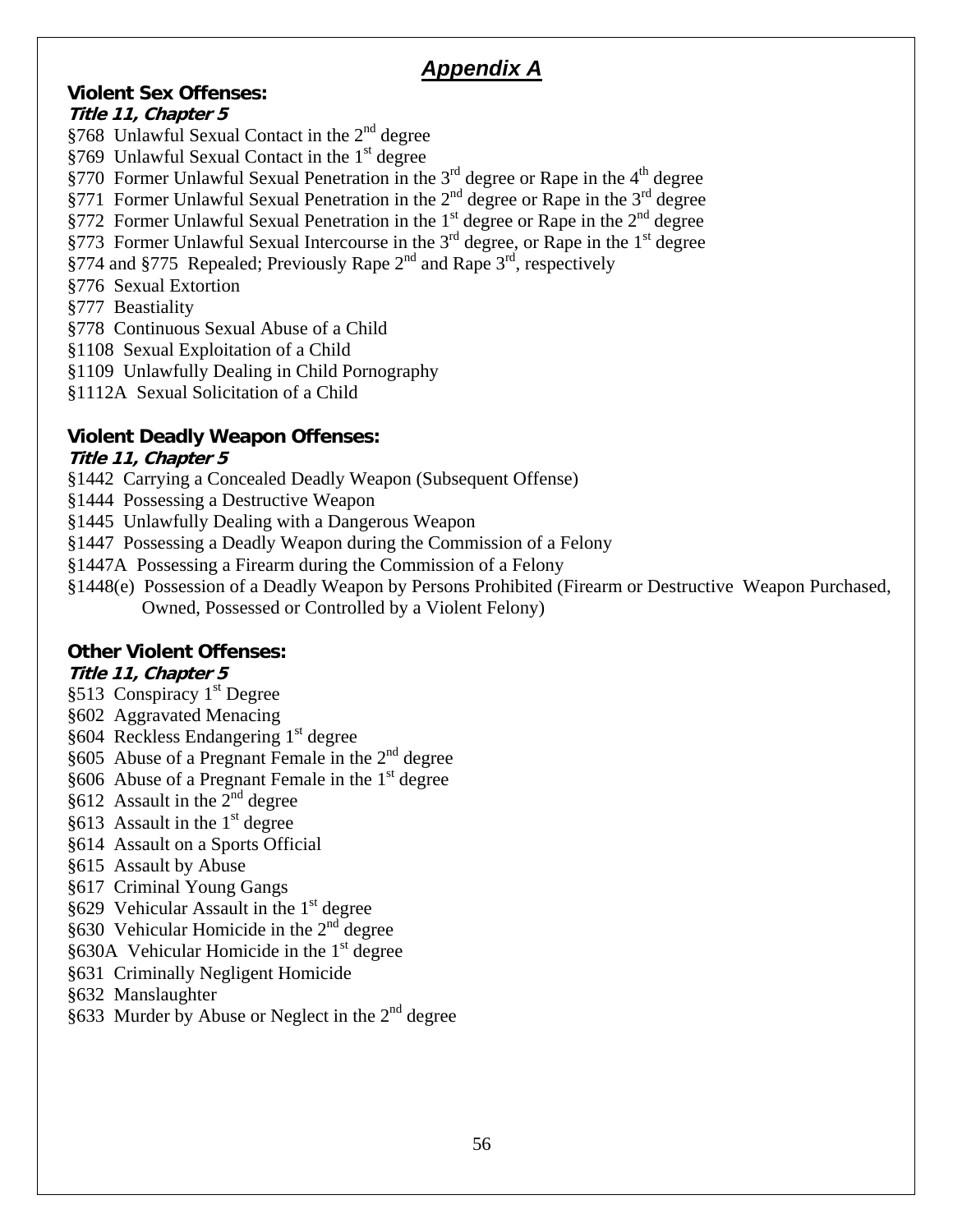# *Appendix A*

## Violent Sex Offenses:

***Title 11, Chapter 5***

§768 Unlawful Sexual Contact in the 2nd degree
§769 Unlawful Sexual Contact in the 1st degree
§770 Former Unlawful Sexual Penetration in the 3rd degree or Rape in the 4th degree
§771 Former Unlawful Sexual Penetration in the 2nd degree or Rape in the 3rd degree
§772 Former Unlawful Sexual Penetration in the 1st degree or Rape in the 2nd degree
§773 Former Unlawful Sexual Intercourse in the 3rd degree, or Rape in the 1st degree
§774 and §775 Repealed; Previously Rape 2nd and Rape 3rd, respectively
§776 Sexual Extortion
§777 Beastiality
§778 Continuous Sexual Abuse of a Child
§1108 Sexual Exploitation of a Child
§1109 Unlawfully Dealing in Child Pornography
§1112A Sexual Solicitation of a Child

## Violent Deadly Weapon Offenses:

***Title 11, Chapter 5***

§1442 Carrying a Concealed Deadly Weapon (Subsequent Offense)
§1444 Possessing a Destructive Weapon
§1445 Unlawfully Dealing with a Dangerous Weapon
§1447 Possessing a Deadly Weapon during the Commission of a Felony
§1447A Possessing a Firearm during the Commission of a Felony
§1448(e) Possession of a Deadly Weapon by Persons Prohibited (Firearm or Destructive Weapon Purchased, Owned, Possessed or Controlled by a Violent Felony)

## Other Violent Offenses:

***Title 11, Chapter 5***

§513 Conspiracy 1st Degree
§602 Aggravated Menacing
§604 Reckless Endangering 1st degree
§605 Abuse of a Pregnant Female in the 2nd degree
§606 Abuse of a Pregnant Female in the 1st degree
§612 Assault in the 2nd degree
§613 Assault in the 1st degree
§614 Assault on a Sports Official
§615 Assault by Abuse
§617 Criminal Young Gangs
§629 Vehicular Assault in the 1st degree
§630 Vehicular Homicide in the 2nd degree
§630A Vehicular Homicide in the 1st degree
§631 Criminally Negligent Homicide
§632 Manslaughter
§633 Murder by Abuse or Neglect in the 2nd degree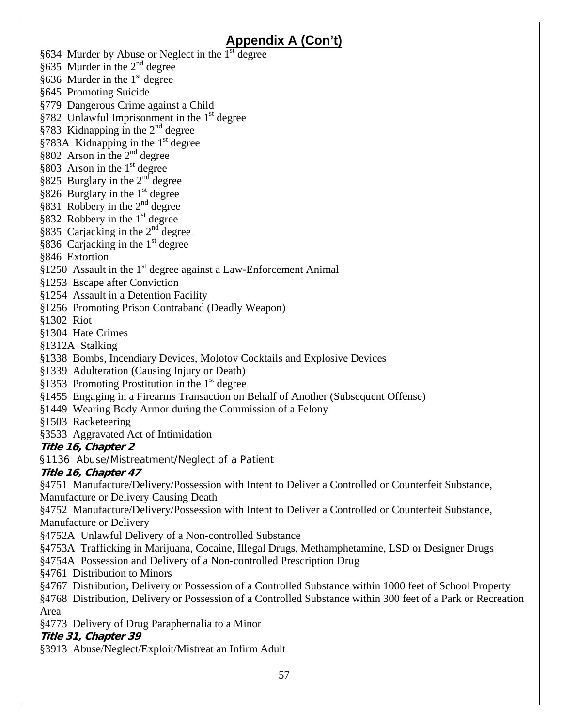## Appendix A (Con't)

§634 Murder by Abuse or Neglect in the 1st degree
§635 Murder in the 2nd degree
§636 Murder in the 1st degree
§645 Promoting Suicide
§779 Dangerous Crime against a Child
§782 Unlawful Imprisonment in the 1st degree
§783 Kidnapping in the 2nd degree
§783A Kidnapping in the 1st degree
§802 Arson in the 2nd degree
§803 Arson in the 1st degree
§825 Burglary in the 2nd degree
§826 Burglary in the 1st degree
§831 Robbery in the 2nd degree
§832 Robbery in the 1st degree
§835 Carjacking in the 2nd degree
§836 Carjacking in the 1st degree
§846 Extortion
§1250 Assault in the 1st degree against a Law-Enforcement Animal
§1253 Escape after Conviction
§1254 Assault in a Detention Facility
§1256 Promoting Prison Contraband (Deadly Weapon)
§1302 Riot
§1304 Hate Crimes
§1312A Stalking
§1338 Bombs, Incendiary Devices, Molotov Cocktails and Explosive Devices
§1339 Adulteration (Causing Injury or Death)
§1353 Promoting Prostitution in the 1st degree
§1455 Engaging in a Firearms Transaction on Behalf of Another (Subsequent Offense)
§1449 Wearing Body Armor during the Commission of a Felony
§1503 Racketeering
§3533 Aggravated Act of Intimidation

***Title 16, Chapter 2***

§1136 Abuse/Mistreatment/Neglect of a Patient

***Title 16, Chapter 47***

§4751 Manufacture/Delivery/Possession with Intent to Deliver a Controlled or Counterfeit Substance, Manufacture or Delivery Causing Death
§4752 Manufacture/Delivery/Possession with Intent to Deliver a Controlled or Counterfeit Substance, Manufacture or Delivery
§4752A Unlawful Delivery of a Non-controlled Substance
§4753A Trafficking in Marijuana, Cocaine, Illegal Drugs, Methamphetamine, LSD or Designer Drugs
§4754A Possession and Delivery of a Non-controlled Prescription Drug
§4761 Distribution to Minors
§4767 Distribution, Delivery or Possession of a Controlled Substance within 1000 feet of School Property
§4768 Distribution, Delivery or Possession of a Controlled Substance within 300 feet of a Park or Recreation Area
§4773 Delivery of Drug Paraphernalia to a Minor

***Title 31, Chapter 39***

§3913 Abuse/Neglect/Exploit/Mistreat an Infirm Adult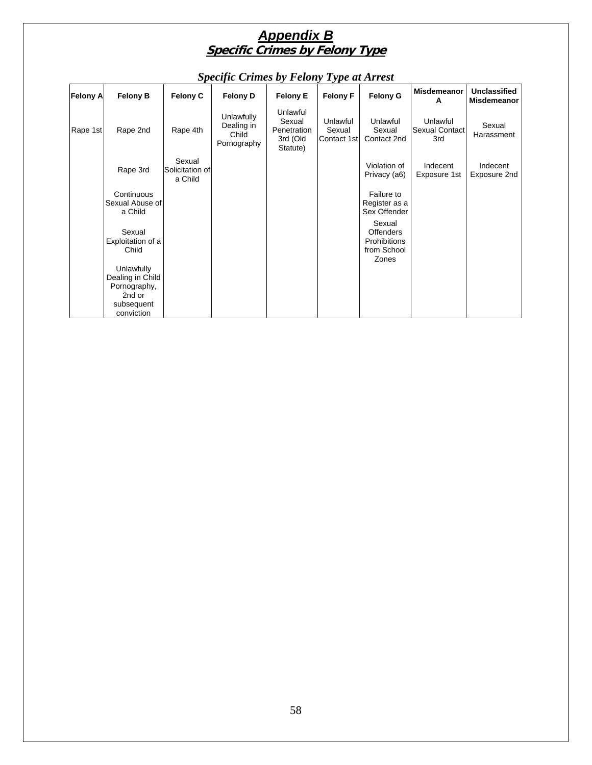# Appendix B
## Specific Crimes by Felony Type

***Specific Crimes by Felony Type at Arrest***

| Felony A | Felony B | Felony C | Felony D | Felony E | Felony F | Felony G | Misdemeanor A | Unclassified Misdemeanor |
|---|---|---|---|---|---|---|---|---|
| Rape 1st | Rape 2nd | Rape 4th | Unlawfully Dealing in Child Pornography | Unlawful Sexual Penetration 3rd (Old Statute) | Unlawful Sexual Contact 1st | Unlawful Sexual Contact 2nd | Unlawful Sexual Contact 3rd | Sexual Harassment |
| | Rape 3rd | Sexual Solicitation of a Child | | | | Violation of Privacy (a6) | Indecent Exposure 1st | Indecent Exposure 2nd |
| | Continuous Sexual Abuse of a Child | | | | | Failure to Register as a Sex Offender | | |
| | Sexual Exploitation of a Child | | | | | Sexual Offenders Prohibitions from School Zones | | |
| | Unlawfully Dealing in Child Pornography, 2nd or subsequent conviction | | | | | | | |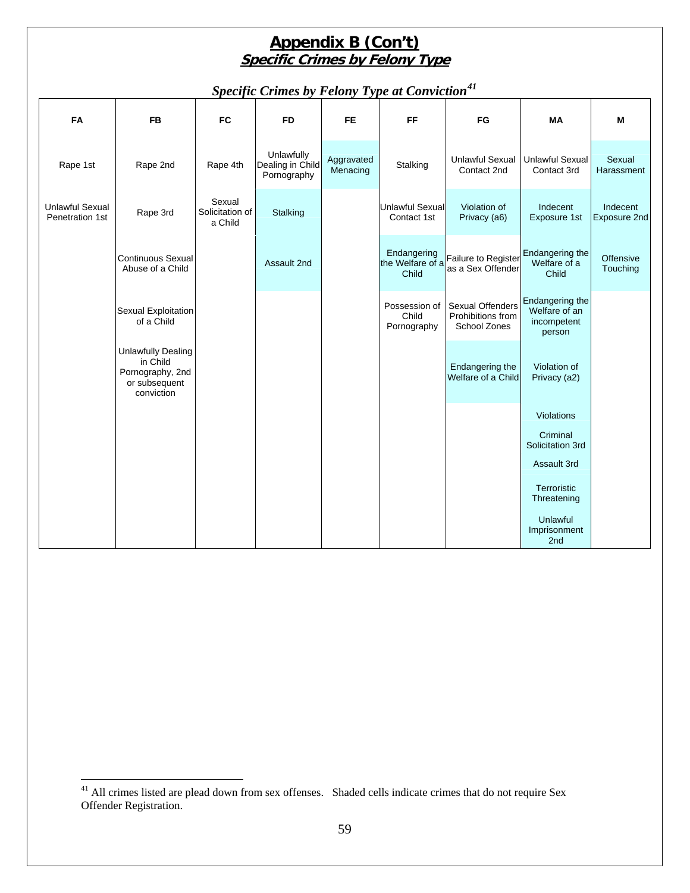## Appendix B (Con't)
### Specific Crimes by Felony Type

*Specific Crimes by Felony Type at Conviction*[41]

| FA | FB | FC | FD | FE | FF | FG | MA | M |
|---|---|---|---|---|---|---|---|---|
| Rape 1st | Rape 2nd | Rape 4th | Unlawfully Dealing in Child Pornography | Aggravated Menacing | Stalking | Unlawful Sexual Contact 2nd | Unlawful Sexual Contact 3rd | Sexual Harassment |
| Unlawful Sexual Penetration 1st | Rape 3rd | Sexual Solicitation of a Child | Stalking | | Unlawful Sexual Contact 1st | Violation of Privacy (a6) | Indecent Exposure 1st | Indecent Exposure 2nd |
| | Continuous Sexual Abuse of a Child | | Assault 2nd | | Endangering the Welfare of a Child | Failure to Register as a Sex Offender | Endangering the Welfare of a Child | Offensive Touching |
| | Sexual Exploitation of a Child | | | | Possession of Child Pornography | Sexual Offenders Prohibitions from School Zones | Endangering the Welfare of an incompetent person | |
| | Unlawfully Dealing in Child Pornography, 2nd or subsequent conviction | | | | | Endangering the Welfare of a Child | Violation of Privacy (a2) | |
| | | | | | | | Violations | |
| | | | | | | | Criminal Solicitation 3rd | |
| | | | | | | | Assault 3rd | |
| | | | | | | | Terroristic Threatening | |
| | | | | | | | Unlawful Imprisonment 2nd | |

[41] All crimes listed are plead down from sex offenses. Shaded cells indicate crimes that do not require Sex Offender Registration.